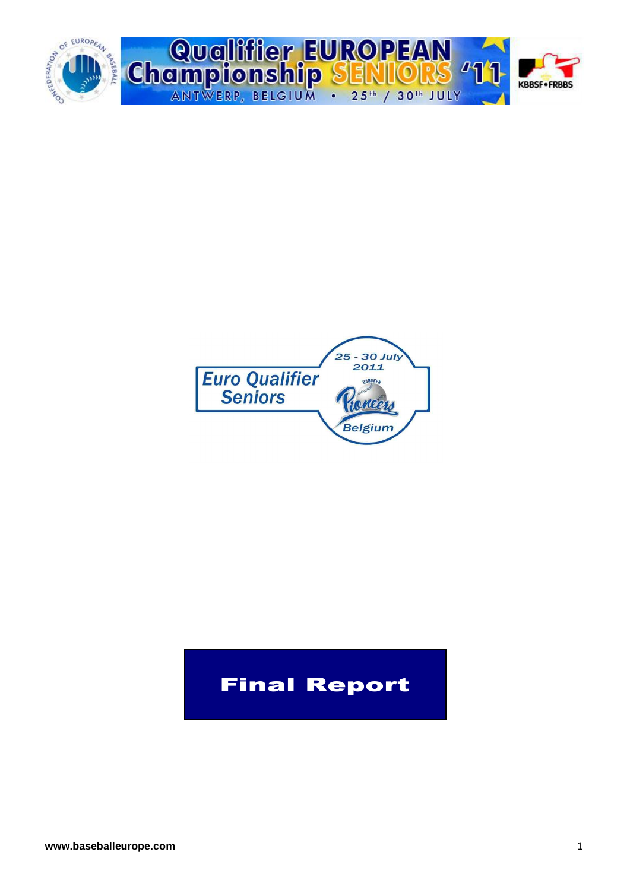# Qualifier EUROPEAN Championship SENIORS '11

ANTWERP, BELGIUM • 25th / 30th JULY

KBBSF • FRBBS

Euro Qualifier Seniors

25 - 30 July 2011

Hoboken Pioneers

Belgium

# Final Report

www.baseballeurope.com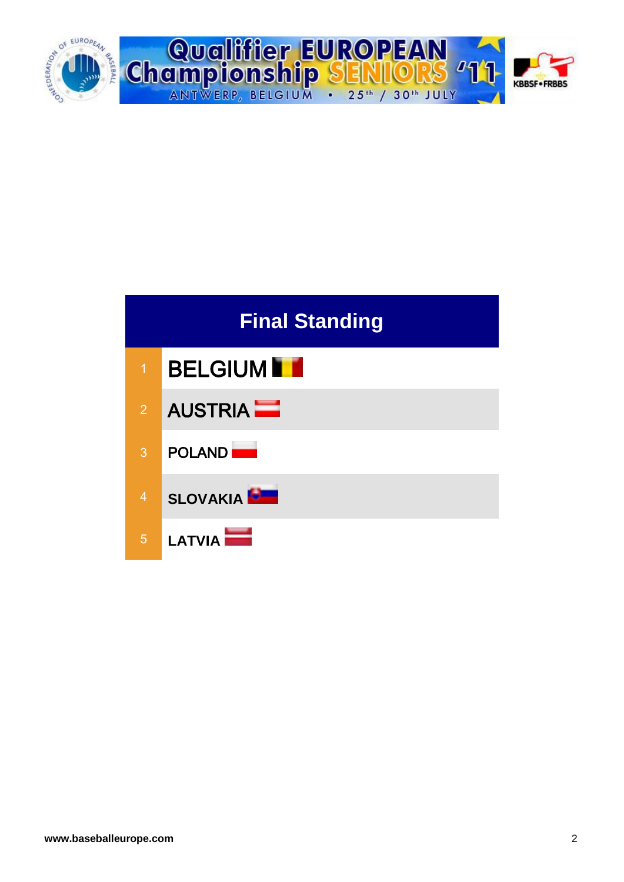# Qualifier EUROPEAN Championship SENIORS '11

ANTWERP, BELGIUM • 25th / 30th JULY

## Final Standing

| | |
|---|---|
| 1 | BELGIUM |
| 2 | AUSTRIA |
| 3 | POLAND |
| 4 | SLOVAKIA |
| 5 | LATVIA |

www.baseballeurope.com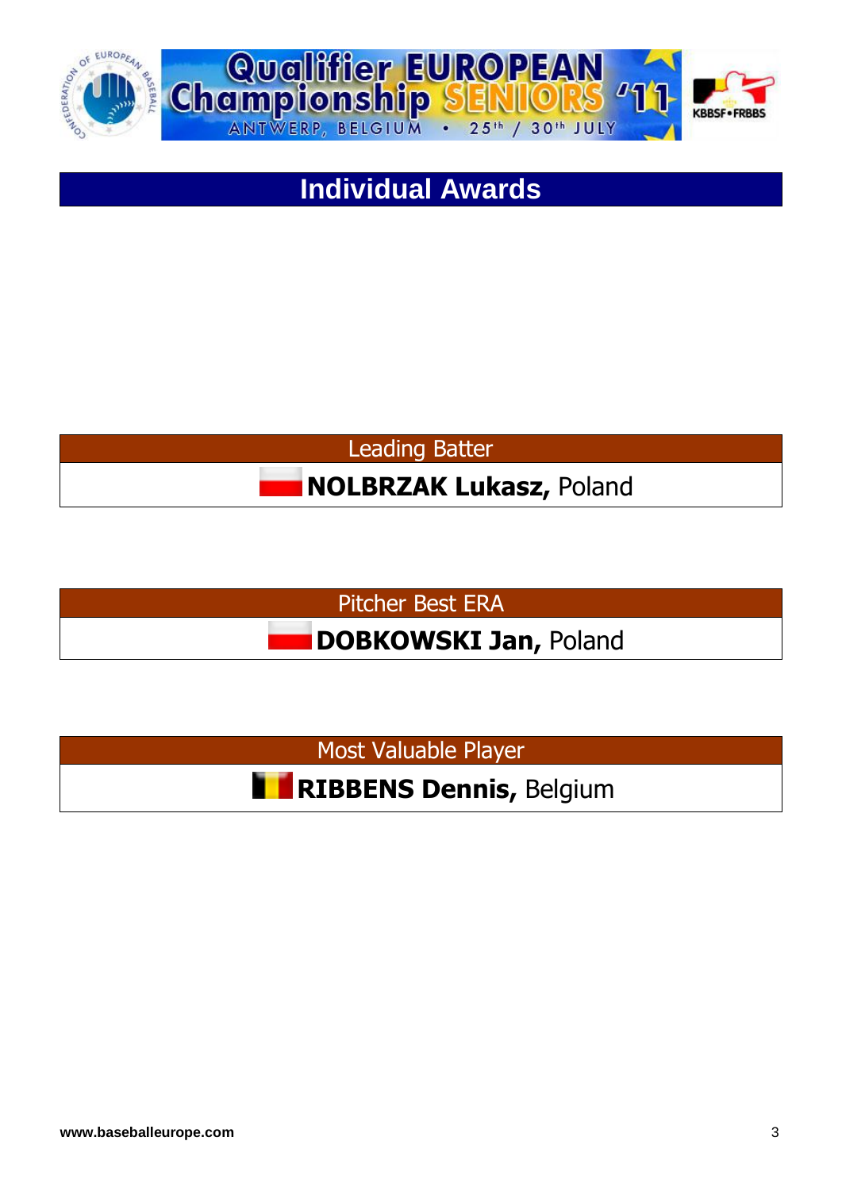# Individual Awards

| Leading Batter |
| --- |
| **NOLBRZAK Lukasz,** Poland |

| Pitcher Best ERA |
| --- |
| **DOBKOWSKI Jan,** Poland |

| Most Valuable Player |
| --- |
| **RIBBENS Dennis,** Belgium |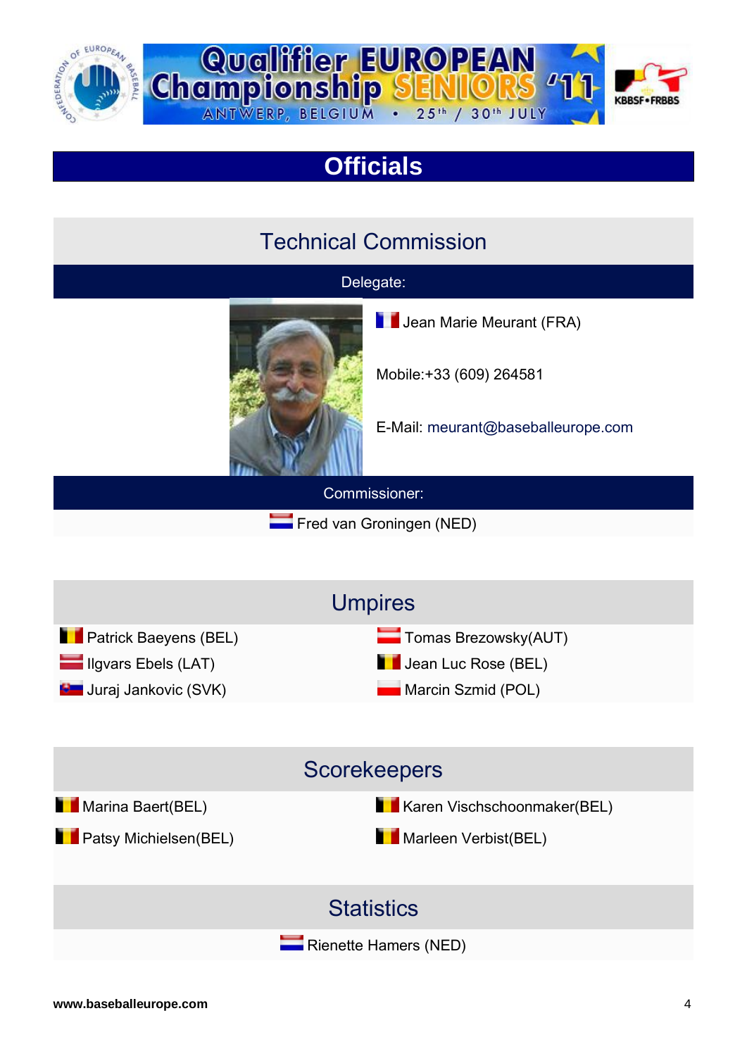# Officials

## Technical Commission

### Delegate:

Jean Marie Meurant (FRA)

Mobile:+33 (609) 264581

E-Mail: meurant@baseballeurope.com

### Commissioner:

Fred van Groningen (NED)

## Umpires

| | |
|---|---|
| Patrick Baeyens (BEL) | Tomas Brezowsky(AUT) |
| Ilgvars Ebels (LAT) | Jean Luc Rose (BEL) |
| Juraj Jankovic (SVK) | Marcin Szmid (POL) |

## Scorekeepers

| | |
|---|---|
| Marina Baert(BEL) | Karen Vischschoonmaker(BEL) |
| Patsy Michielsen(BEL) | Marleen Verbist(BEL) |

## Statistics

Rienette Hamers (NED)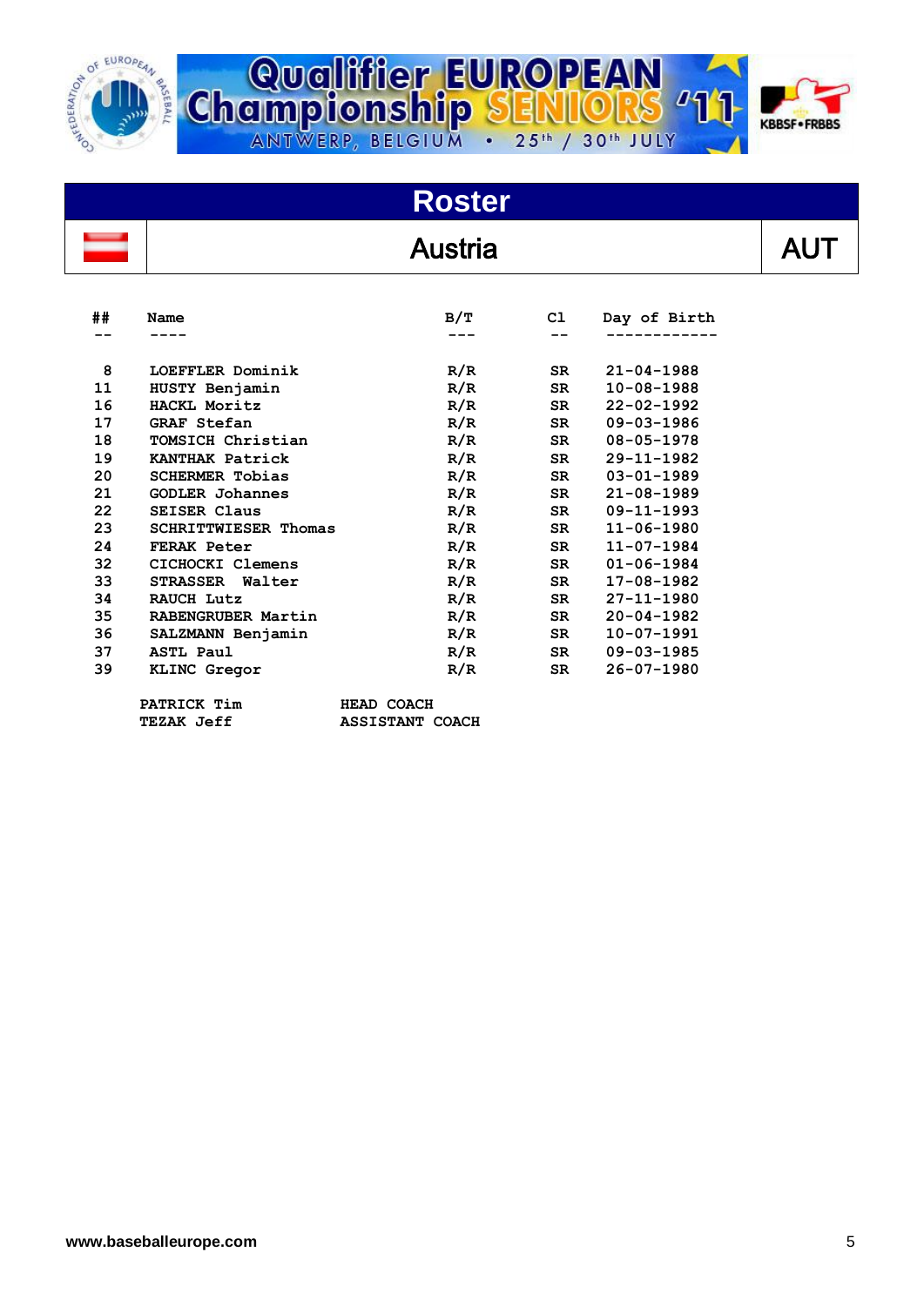Qualifier EUROPEAN Championship SENIORS '11
ANTWERP, BELGIUM • 25th / 30th JULY

# Roster

## Austria — AUT

| ## | Name | B/T | Cl | Day of Birth |
|---|---|---|---|---|
| 8 | LOEFFLER Dominik | R/R | SR | 21-04-1988 |
| 11 | HUSTY Benjamin | R/R | SR | 10-08-1988 |
| 16 | HACKL Moritz | R/R | SR | 22-02-1992 |
| 17 | GRAF Stefan | R/R | SR | 09-03-1986 |
| 18 | TOMSICH Christian | R/R | SR | 08-05-1978 |
| 19 | KANTHAK Patrick | R/R | SR | 29-11-1982 |
| 20 | SCHERMER Tobias | R/R | SR | 03-01-1989 |
| 21 | GODLER Johannes | R/R | SR | 21-08-1989 |
| 22 | SEISER Claus | R/R | SR | 09-11-1993 |
| 23 | SCHRITTWIESER Thomas | R/R | SR | 11-06-1980 |
| 24 | FERAK Peter | R/R | SR | 11-07-1984 |
| 32 | CICHOCKI Clemens | R/R | SR | 01-06-1984 |
| 33 | STRASSER Walter | R/R | SR | 17-08-1982 |
| 34 | RAUCH Lutz | R/R | SR | 27-11-1980 |
| 35 | RABENGRUBER Martin | R/R | SR | 20-04-1982 |
| 36 | SALZMANN Benjamin | R/R | SR | 10-07-1991 |
| 37 | ASTL Paul | R/R | SR | 09-03-1985 |
| 39 | KLINC Gregor | R/R | SR | 26-07-1980 |

| | |
|---|---|
| PATRICK Tim | HEAD COACH |
| TEZAK Jeff | ASSISTANT COACH |

www.baseballeurope.com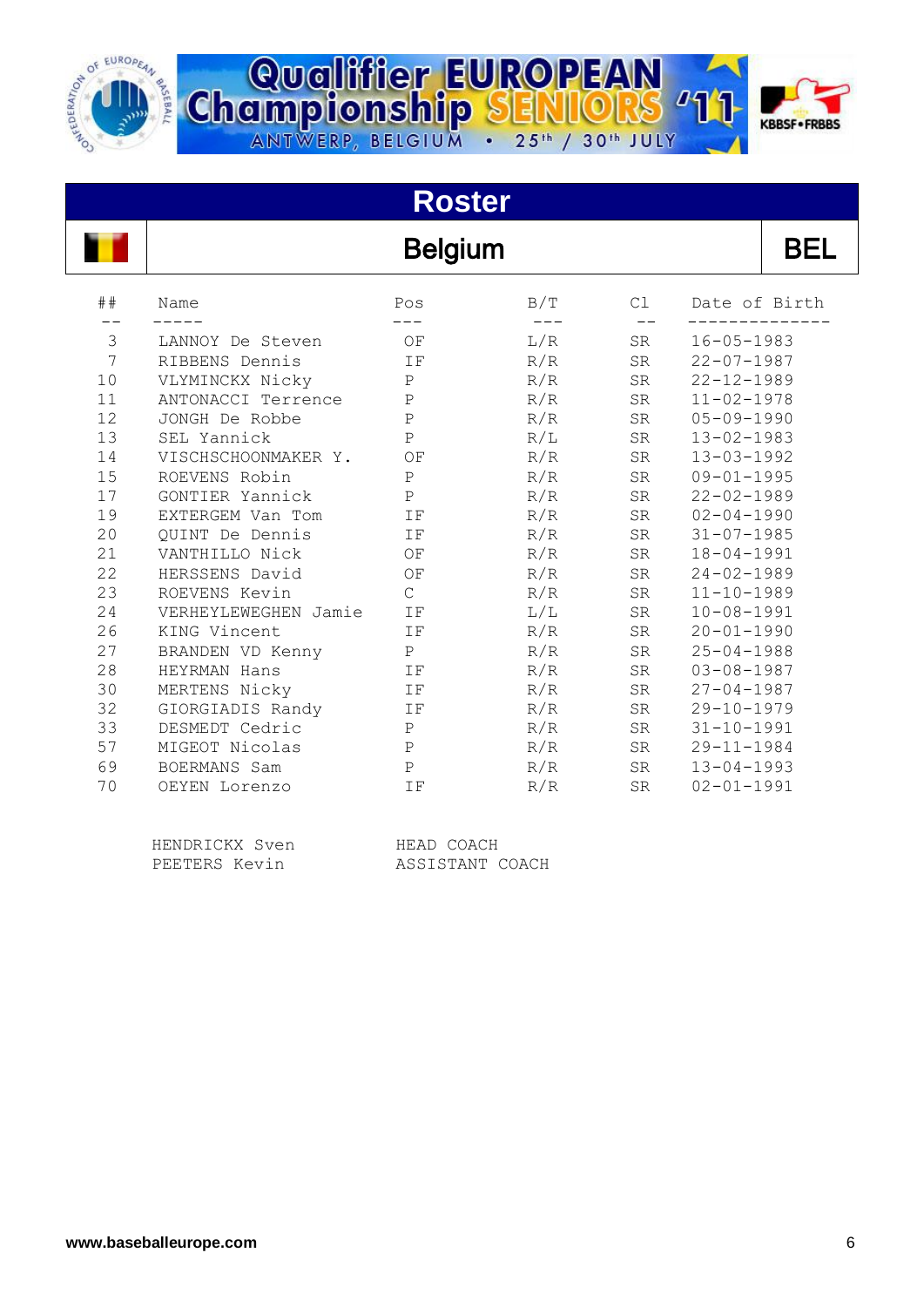Qualifier EUROPEAN Championship SENIORS '11

ANTWERP, BELGIUM • 25th / 30th JULY

# Roster

## Belgium

**BEL**

| ## | Name | Pos | B/T | Cl | Date of Birth |
|---|---|---|---|---|---|
| 3 | LANNOY De Steven | OF | L/R | SR | 16-05-1983 |
| 7 | RIBBENS Dennis | IF | R/R | SR | 22-07-1987 |
| 10 | VLYMINCKX Nicky | P | R/R | SR | 22-12-1989 |
| 11 | ANTONACCI Terrence | P | R/R | SR | 11-02-1978 |
| 12 | JONGH De Robbe | P | R/R | SR | 05-09-1990 |
| 13 | SEL Yannick | P | R/L | SR | 13-02-1983 |
| 14 | VISCHSCHOONMAKER Y. | OF | R/R | SR | 13-03-1992 |
| 15 | ROEVENS Robin | P | R/R | SR | 09-01-1995 |
| 17 | GONTIER Yannick | P | R/R | SR | 22-02-1989 |
| 19 | EXTERGEM Van Tom | IF | R/R | SR | 02-04-1990 |
| 20 | QUINT De Dennis | IF | R/R | SR | 31-07-1985 |
| 21 | VANTHILLO Nick | OF | R/R | SR | 18-04-1991 |
| 22 | HERSSENS David | OF | R/R | SR | 24-02-1989 |
| 23 | ROEVENS Kevin | C | R/R | SR | 11-10-1989 |
| 24 | VERHEYLEWEGHEN Jamie | IF | L/L | SR | 10-08-1991 |
| 26 | KING Vincent | IF | R/R | SR | 20-01-1990 |
| 27 | BRANDEN VD Kenny | P | R/R | SR | 25-04-1988 |
| 28 | HEYRMAN Hans | IF | R/R | SR | 03-08-1987 |
| 30 | MERTENS Nicky | IF | R/R | SR | 27-04-1987 |
| 32 | GIORGIADIS Randy | IF | R/R | SR | 29-10-1979 |
| 33 | DESMEDT Cedric | P | R/R | SR | 31-10-1991 |
| 57 | MIGEOT Nicolas | P | R/R | SR | 29-11-1984 |
| 69 | BOERMANS Sam | P | R/R | SR | 13-04-1993 |
| 70 | OEYEN Lorenzo | IF | R/R | SR | 02-01-1991 |

| | |
|---|---|
| HENDRICKX Sven | HEAD COACH |
| PEETERS Kevin | ASSISTANT COACH |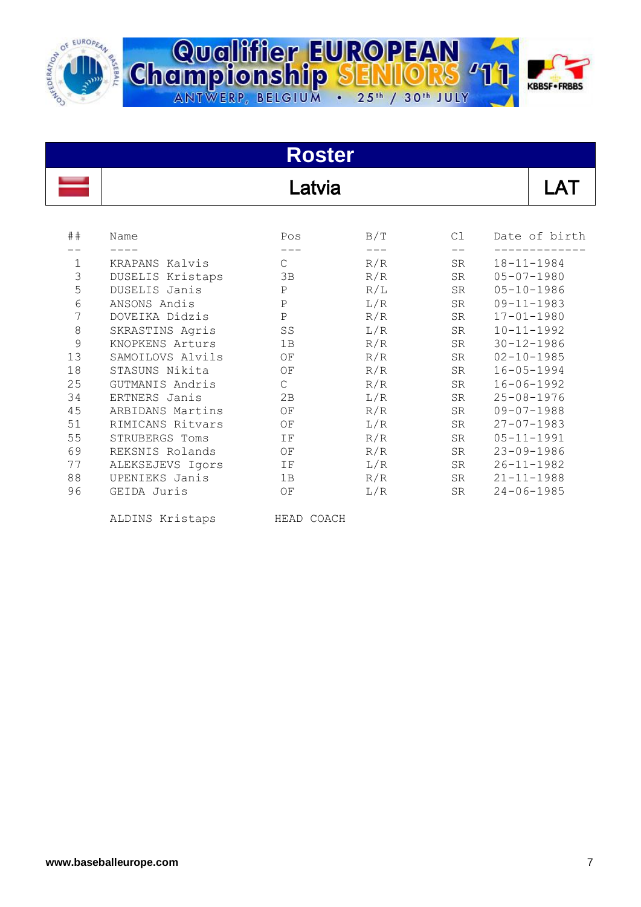# Qualifier EUROPEAN Championship SENIORS '11

ANTWERP, BELGIUM • 25th / 30th JULY

## Roster

### Latvia — LAT

| ## | Name | Pos | B/T | Cl | Date of birth |
|---|---|---|---|---|---|
| 1 | KRAPANS Kalvis | C | R/R | SR | 18-11-1984 |
| 3 | DUSELIS Kristaps | 3B | R/R | SR | 05-07-1980 |
| 5 | DUSELIS Janis | P | R/L | SR | 05-10-1986 |
| 6 | ANSONS Andis | P | L/R | SR | 09-11-1983 |
| 7 | DOVEIKA Didzis | P | R/R | SR | 17-01-1980 |
| 8 | SKRASTINS Agris | SS | L/R | SR | 10-11-1992 |
| 9 | KNOPKENS Arturs | 1B | R/R | SR | 30-12-1986 |
| 13 | SAMOILOVS Alvils | OF | R/R | SR | 02-10-1985 |
| 18 | STASUNS Nikita | OF | R/R | SR | 16-05-1994 |
| 25 | GUTMANIS Andris | C | R/R | SR | 16-06-1992 |
| 34 | ERTNERS Janis | 2B | L/R | SR | 25-08-1976 |
| 45 | ARBIDANS Martins | OF | R/R | SR | 09-07-1988 |
| 51 | RIMICANS Ritvars | OF | L/R | SR | 27-07-1983 |
| 55 | STRUBERGS Toms | IF | R/R | SR | 05-11-1991 |
| 69 | REKSNIS Rolands | OF | R/R | SR | 23-09-1986 |
| 77 | ALEKSEJEVS Igors | IF | L/R | SR | 26-11-1982 |
| 88 | UPENIEKS Janis | 1B | R/R | SR | 21-11-1988 |
| 96 | GEIDA Juris | OF | L/R | SR | 24-06-1985 |

ALDINS Kristaps — HEAD COACH

www.baseballeurope.com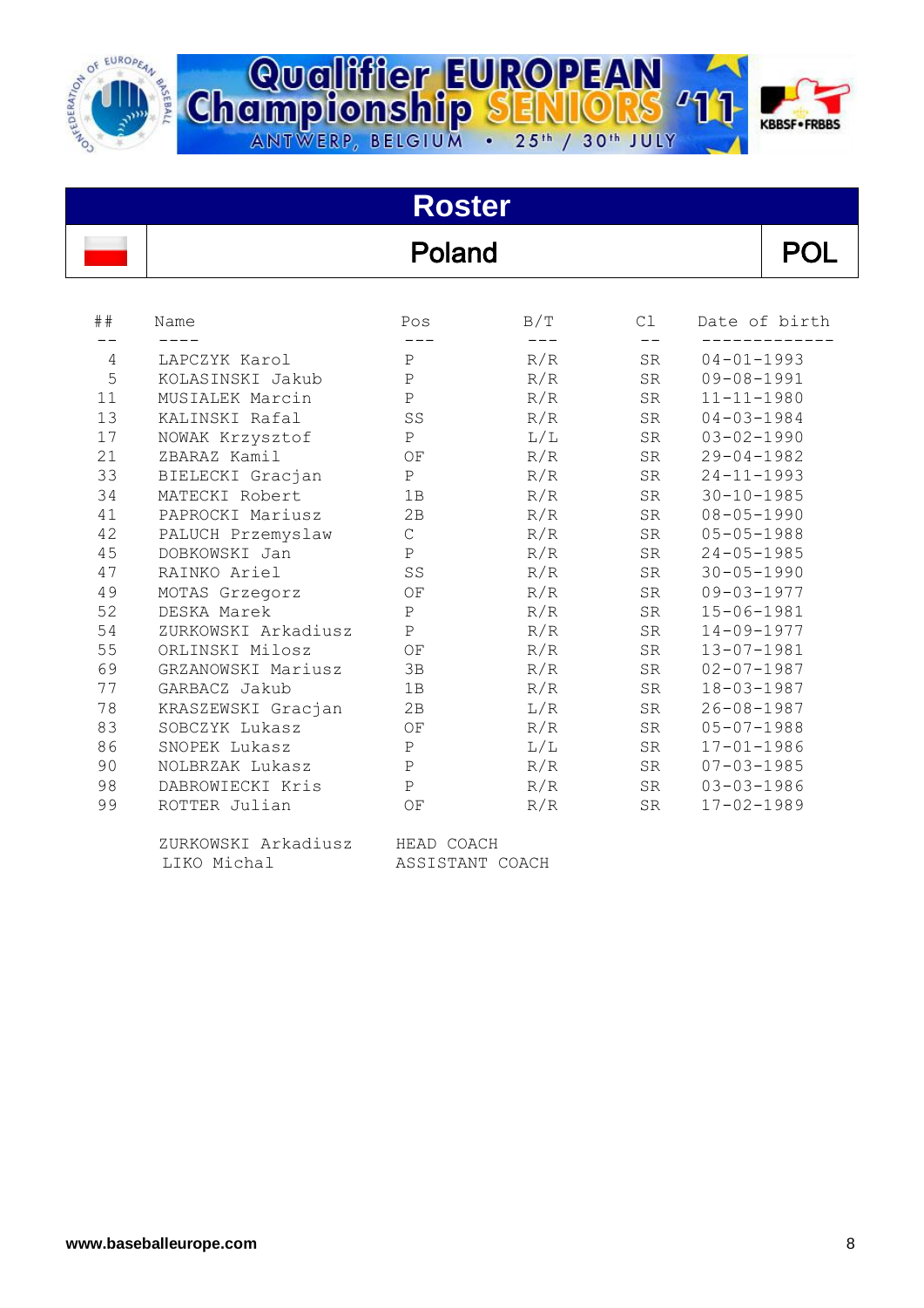# Qualifier EUROPEAN Championship SENIORS '11

ANTWERP, BELGIUM • 25th / 30th JULY

## Roster

## Poland — POL

| ## | Name | Pos | B/T | Cl | Date of birth |
|---|---|---|---|---|---|
| 4 | LAPCZYK Karol | P | R/R | SR | 04-01-1993 |
| 5 | KOLASINSKI Jakub | P | R/R | SR | 09-08-1991 |
| 11 | MUSIALEK Marcin | P | R/R | SR | 11-11-1980 |
| 13 | KALINSKI Rafal | SS | R/R | SR | 04-03-1984 |
| 17 | NOWAK Krzysztof | P | L/L | SR | 03-02-1990 |
| 21 | ZBARAZ Kamil | OF | R/R | SR | 29-04-1982 |
| 33 | BIELECKI Gracjan | P | R/R | SR | 24-11-1993 |
| 34 | MATECKI Robert | 1B | R/R | SR | 30-10-1985 |
| 41 | PAPROCKI Mariusz | 2B | R/R | SR | 08-05-1990 |
| 42 | PALUCH Przemyslaw | C | R/R | SR | 05-05-1988 |
| 45 | DOBKOWSKI Jan | P | R/R | SR | 24-05-1985 |
| 47 | RAINKO Ariel | SS | R/R | SR | 30-05-1990 |
| 49 | MOTAS Grzegorz | OF | R/R | SR | 09-03-1977 |
| 52 | DESKA Marek | P | R/R | SR | 15-06-1981 |
| 54 | ZURKOWSKI Arkadiusz | P | R/R | SR | 14-09-1977 |
| 55 | ORLINSKI Milosz | OF | R/R | SR | 13-07-1981 |
| 69 | GRZANOWSKI Mariusz | 3B | R/R | SR | 02-07-1987 |
| 77 | GARBACZ Jakub | 1B | R/R | SR | 18-03-1987 |
| 78 | KRASZEWSKI Gracjan | 2B | L/R | SR | 26-08-1987 |
| 83 | SOBCZYK Lukasz | OF | R/R | SR | 05-07-1988 |
| 86 | SNOPEK Lukasz | P | L/L | SR | 17-01-1986 |
| 90 | NOLBRZAK Lukasz | P | R/R | SR | 07-03-1985 |
| 98 | DABROWIECKI Kris | P | R/R | SR | 03-03-1986 |
| 99 | ROTTER Julian | OF | R/R | SR | 17-02-1989 |

| Name | Role |
|---|---|
| ZURKOWSKI Arkadiusz | HEAD COACH |
| LIKO Michal | ASSISTANT COACH |

www.baseballeurope.com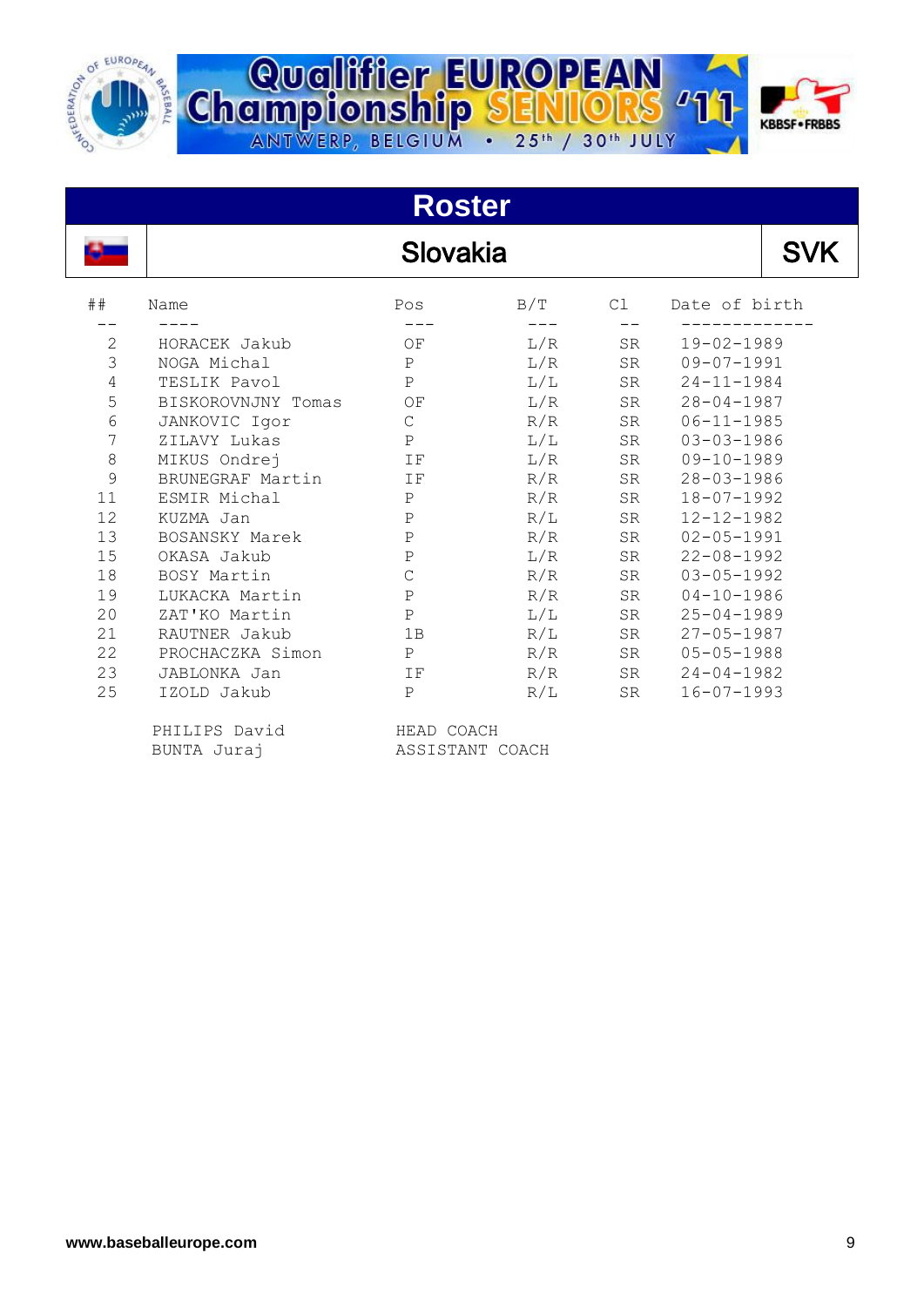# Qualifier EUROPEAN Championship SENIORS '11

ANTWERP, BELGIUM • 25th / 30th JULY

## Roster

## Slovakia — SVK

| ## | Name | Pos | B/T | Cl | Date of birth |
|---|---|---|---|---|---|
| 2 | HORACEK Jakub | OF | L/R | SR | 19-02-1989 |
| 3 | NOGA Michal | P | L/R | SR | 09-07-1991 |
| 4 | TESLIK Pavol | P | L/L | SR | 24-11-1984 |
| 5 | BISKOROVNJNY Tomas | OF | L/R | SR | 28-04-1987 |
| 6 | JANKOVIC Igor | C | R/R | SR | 06-11-1985 |
| 7 | ZILAVY Lukas | P | L/L | SR | 03-03-1986 |
| 8 | MIKUS Ondrej | IF | L/R | SR | 09-10-1989 |
| 9 | BRUNEGRAF Martin | IF | R/R | SR | 28-03-1986 |
| 11 | ESMIR Michal | P | R/R | SR | 18-07-1992 |
| 12 | KUZMA Jan | P | R/L | SR | 12-12-1982 |
| 13 | BOSANSKY Marek | P | R/R | SR | 02-05-1991 |
| 15 | OKASA Jakub | P | L/R | SR | 22-08-1992 |
| 18 | BOSY Martin | C | R/R | SR | 03-05-1992 |
| 19 | LUKACKA Martin | P | R/R | SR | 04-10-1986 |
| 20 | ZAT'KO Martin | P | L/L | SR | 25-04-1989 |
| 21 | RAUTNER Jakub | 1B | R/L | SR | 27-05-1987 |
| 22 | PROCHACZKA Simon | P | R/R | SR | 05-05-1988 |
| 23 | JABLONKA Jan | IF | R/R | SR | 24-04-1982 |
| 25 | IZOLD Jakub | P | R/L | SR | 16-07-1993 |

| Name | Role |
|---|---|
| PHILIPS David | HEAD COACH |
| BUNTA Juraj | ASSISTANT COACH |

www.baseballeurope.com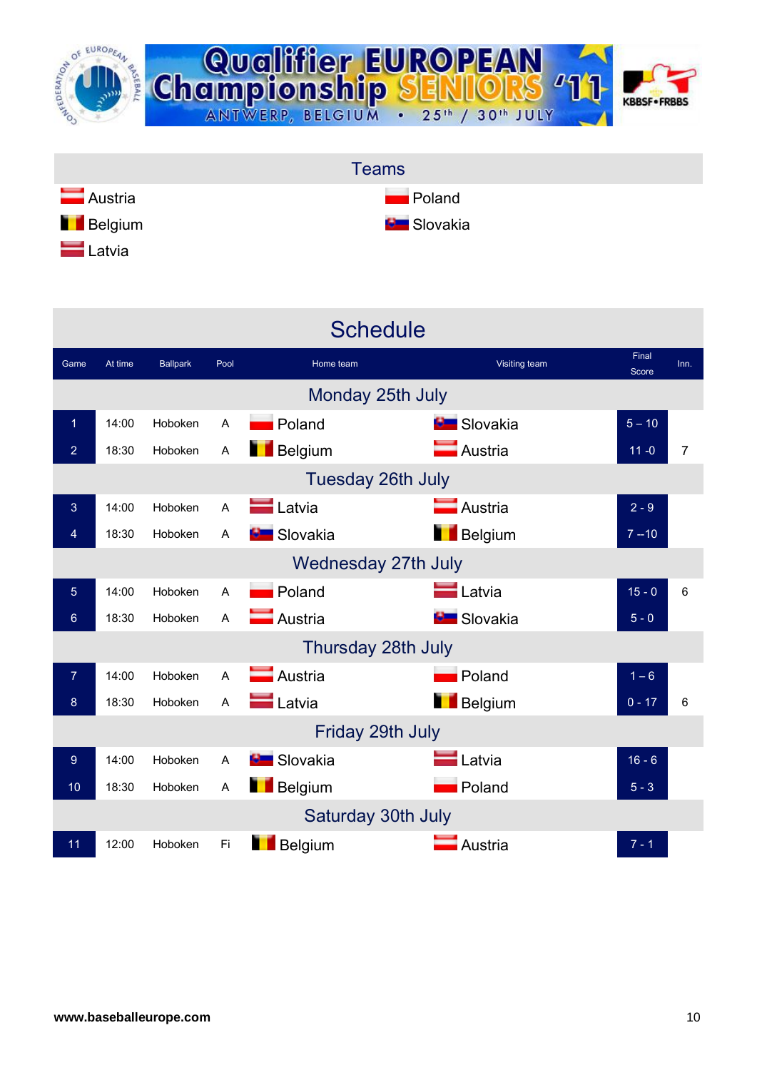# Qualifier EUROPEAN Championship SENIORS '11

ANTWERP, BELGIUM • 25th / 30th JULY

## Teams

| | |
|---|---|
| Austria | Poland |
| Belgium | Slovakia |
| Latvia | |

## Schedule

| Game | At time | Ballpark | Pool | Home team | Visiting team | Final Score | Inn. |
|---|---|---|---|---|---|---|---|
| **Monday 25th July** | | | | | | | |
| 1 | 14:00 | Hoboken | A | Poland | Slovakia | 5 – 10 | |
| 2 | 18:30 | Hoboken | A | Belgium | Austria | 11 -0 | 7 |
| **Tuesday 26th July** | | | | | | | |
| 3 | 14:00 | Hoboken | A | Latvia | Austria | 2 - 9 | |
| 4 | 18:30 | Hoboken | A | Slovakia | Belgium | 7 –10 | |
| **Wednesday 27th July** | | | | | | | |
| 5 | 14:00 | Hoboken | A | Poland | Latvia | 15 - 0 | 6 |
| 6 | 18:30 | Hoboken | A | Austria | Slovakia | 5 - 0 | |
| **Thursday 28th July** | | | | | | | |
| 7 | 14:00 | Hoboken | A | Austria | Poland | 1 – 6 | |
| 8 | 18:30 | Hoboken | A | Latvia | Belgium | 0 - 17 | 6 |
| **Friday 29th July** | | | | | | | |
| 9 | 14:00 | Hoboken | A | Slovakia | Latvia | 16 - 6 | |
| 10 | 18:30 | Hoboken | A | Belgium | Poland | 5 - 3 | |
| **Saturday 30th July** | | | | | | | |
| 11 | 12:00 | Hoboken | Fi | Belgium | Austria | 7 - 1 | |

www.baseballeurope.com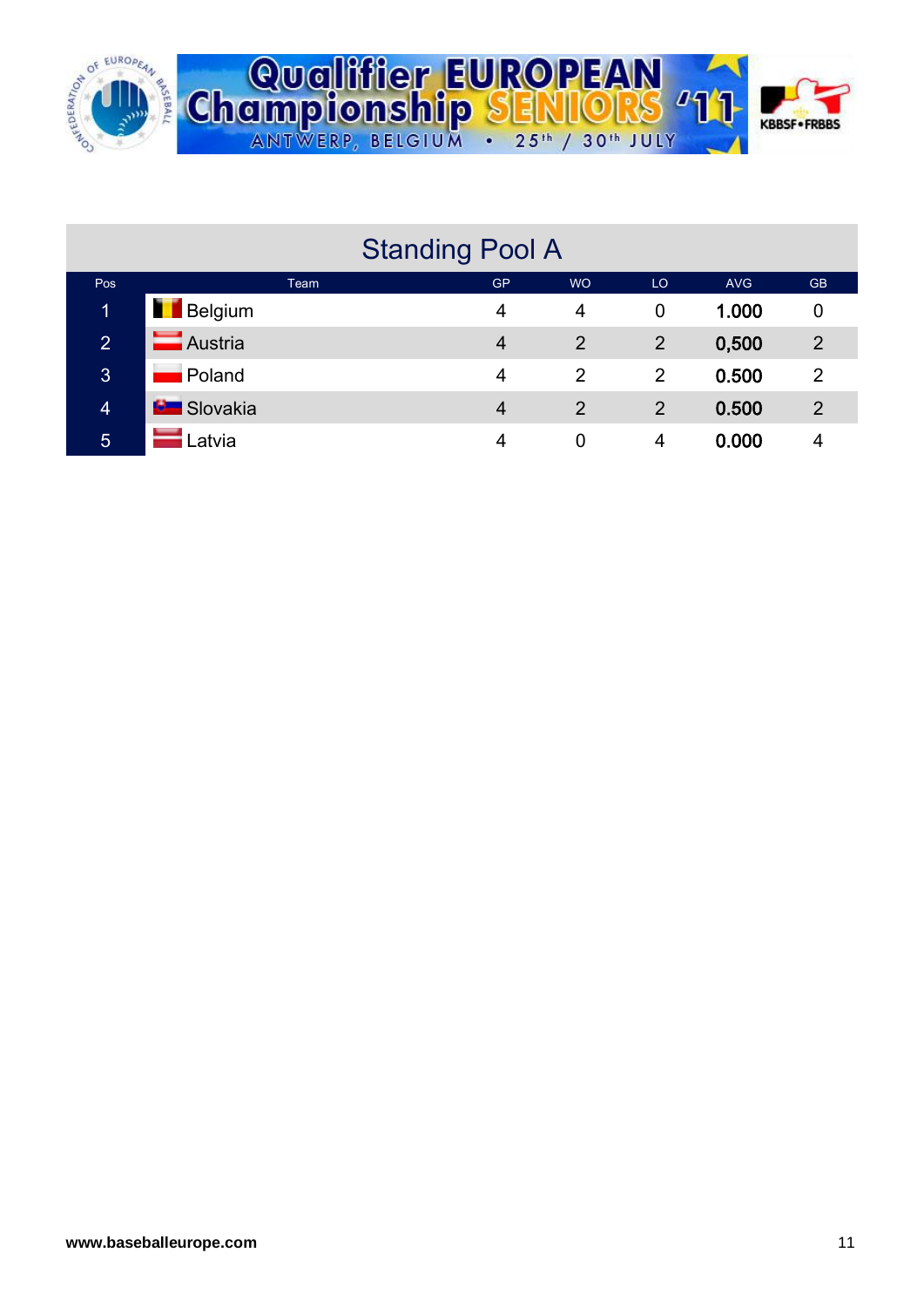# Qualifier EUROPEAN Championship SENIORS '11

ANTWERP, BELGIUM • 25th / 30th JULY

KBBSF•FRBBS

## Standing Pool A

| Pos | Team | GP | WO | LO | AVG | GB |
|---|---|---|---|---|---|---|
| 1 | Belgium | 4 | 4 | 0 | 1.000 | 0 |
| 2 | Austria | 4 | 2 | 2 | 0,500 | 2 |
| 3 | Poland | 4 | 2 | 2 | 0.500 | 2 |
| 4 | Slovakia | 4 | 2 | 2 | 0.500 | 2 |
| 5 | Latvia | 4 | 0 | 4 | 0.000 | 4 |

www.baseballeurope.com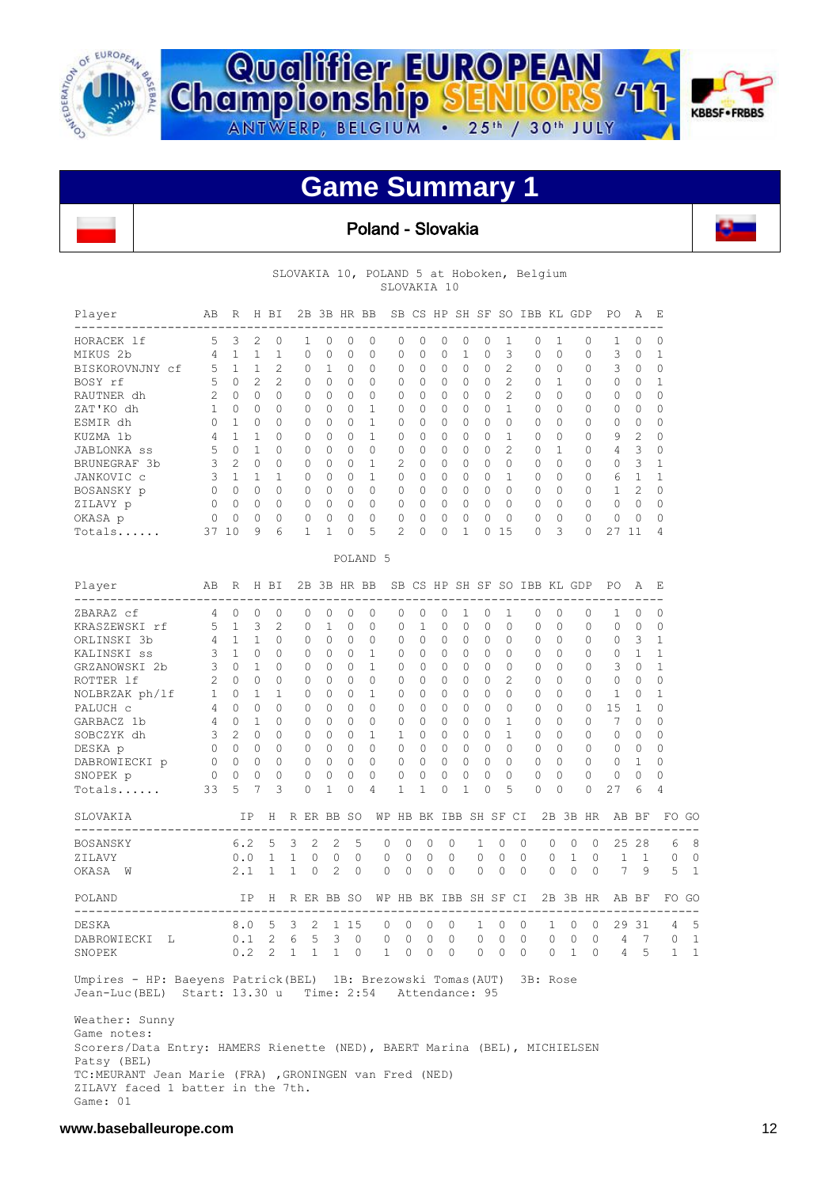# Qualifier EUROPEAN Championship SENIORS '11

ANTWERP, BELGIUM • 25th / 30th JULY

## Game Summary 1

### Poland - Slovakia

SLOVAKIA 10, POLAND 5 at Hoboken, Belgium

SLOVAKIA 10

| Player | AB | R | H | BI | 2B | 3B | HR | BB | SB | CS | HP | SH | SF | SO | IBB | KL | GDP | PO | A | E |
|---|---|---|---|---|---|---|---|---|---|---|---|---|---|---|---|---|---|---|---|---|
| HORACEK lf | 5 | 3 | 2 | 0 | 1 | 0 | 0 | 0 | 0 | 0 | 0 | 0 | 0 | 1 | 0 | 1 | 0 | 1 | 0 | 0 |
| MIKUS 2b | 4 | 1 | 1 | 1 | 0 | 0 | 0 | 0 | 0 | 0 | 0 | 1 | 0 | 3 | 0 | 0 | 0 | 3 | 0 | 1 |
| BISKOROVNJNY cf | 5 | 1 | 1 | 2 | 0 | 1 | 0 | 0 | 0 | 0 | 0 | 0 | 0 | 2 | 0 | 0 | 0 | 3 | 0 | 0 |
| BOSY rf | 5 | 0 | 2 | 2 | 0 | 0 | 0 | 0 | 0 | 0 | 0 | 0 | 0 | 2 | 0 | 1 | 0 | 0 | 0 | 1 |
| RAUTNER dh | 2 | 0 | 0 | 0 | 0 | 0 | 0 | 0 | 0 | 0 | 0 | 0 | 0 | 2 | 0 | 0 | 0 | 0 | 0 | 0 |
| ZAT'KO dh | 1 | 0 | 0 | 0 | 0 | 0 | 0 | 1 | 0 | 0 | 0 | 0 | 0 | 1 | 0 | 0 | 0 | 0 | 0 | 0 |
| ESMIR dh | 0 | 1 | 0 | 0 | 0 | 0 | 0 | 1 | 0 | 0 | 0 | 0 | 0 | 0 | 0 | 0 | 0 | 0 | 0 | 0 |
| KUZMA 1b | 4 | 1 | 1 | 0 | 0 | 0 | 0 | 1 | 0 | 0 | 0 | 0 | 0 | 1 | 0 | 0 | 0 | 9 | 2 | 0 |
| JABLONKA ss | 5 | 0 | 1 | 0 | 0 | 0 | 0 | 0 | 0 | 0 | 0 | 0 | 0 | 2 | 0 | 1 | 0 | 4 | 3 | 0 |
| BRUNEGRAF 3b | 3 | 2 | 0 | 0 | 0 | 0 | 0 | 1 | 2 | 0 | 0 | 0 | 0 | 0 | 0 | 0 | 0 | 0 | 3 | 1 |
| JANKOVIC c | 3 | 1 | 1 | 1 | 0 | 0 | 0 | 1 | 0 | 0 | 0 | 0 | 0 | 1 | 0 | 0 | 0 | 6 | 1 | 1 |
| BOSANSKY p | 0 | 0 | 0 | 0 | 0 | 0 | 0 | 0 | 0 | 0 | 0 | 0 | 0 | 0 | 0 | 0 | 0 | 1 | 2 | 0 |
| ZILAVY p | 0 | 0 | 0 | 0 | 0 | 0 | 0 | 0 | 0 | 0 | 0 | 0 | 0 | 0 | 0 | 0 | 0 | 0 | 0 | 0 |
| OKASA p | 0 | 0 | 0 | 0 | 0 | 0 | 0 | 0 | 0 | 0 | 0 | 0 | 0 | 0 | 0 | 0 | 0 | 0 | 0 | 0 |
| Totals...... | 37 | 10 | 9 | 6 | 1 | 1 | 0 | 5 | 2 | 0 | 0 | 1 | 0 | 15 | 0 | 3 | 0 | 27 | 11 | 4 |

POLAND 5

| Player | AB | R | H | BI | 2B | 3B | HR | BB | SB | CS | HP | SH | SF | SO | IBB | KL | GDP | PO | A | E |
|---|---|---|---|---|---|---|---|---|---|---|---|---|---|---|---|---|---|---|---|---|
| ZBARAZ cf | 4 | 0 | 0 | 0 | 0 | 0 | 0 | 0 | 0 | 0 | 0 | 1 | 0 | 1 | 0 | 0 | 0 | 1 | 0 | 0 |
| KRASZEWSKI rf | 5 | 1 | 3 | 2 | 0 | 1 | 0 | 0 | 0 | 1 | 0 | 0 | 0 | 0 | 0 | 0 | 0 | 0 | 0 | 0 |
| ORLINSKI 3b | 4 | 1 | 1 | 0 | 0 | 0 | 0 | 0 | 0 | 0 | 0 | 0 | 0 | 0 | 0 | 0 | 0 | 0 | 3 | 1 |
| KALINSKI ss | 3 | 1 | 0 | 0 | 0 | 0 | 0 | 1 | 0 | 0 | 0 | 0 | 0 | 0 | 0 | 0 | 0 | 0 | 1 | 1 |
| GRZANOWSKI 2b | 3 | 0 | 1 | 0 | 0 | 0 | 0 | 1 | 0 | 0 | 0 | 0 | 0 | 0 | 0 | 0 | 0 | 3 | 0 | 1 |
| ROTTER lf | 2 | 0 | 0 | 0 | 0 | 0 | 0 | 0 | 0 | 0 | 0 | 0 | 0 | 2 | 0 | 0 | 0 | 0 | 0 | 0 |
| NOLBRZAK ph/lf | 1 | 0 | 1 | 1 | 0 | 0 | 0 | 1 | 0 | 0 | 0 | 0 | 0 | 0 | 0 | 0 | 0 | 1 | 0 | 1 |
| PALUCH c | 4 | 0 | 0 | 0 | 0 | 0 | 0 | 0 | 0 | 0 | 0 | 0 | 0 | 0 | 0 | 0 | 0 | 15 | 1 | 0 |
| GARBACZ 1b | 4 | 0 | 1 | 0 | 0 | 0 | 0 | 0 | 0 | 0 | 0 | 0 | 0 | 1 | 0 | 0 | 0 | 7 | 0 | 0 |
| SOBCZYK dh | 3 | 2 | 0 | 0 | 0 | 0 | 0 | 1 | 1 | 0 | 0 | 0 | 0 | 1 | 0 | 0 | 0 | 0 | 0 | 0 |
| DESKA p | 0 | 0 | 0 | 0 | 0 | 0 | 0 | 0 | 0 | 0 | 0 | 0 | 0 | 0 | 0 | 0 | 0 | 0 | 0 | 0 |
| DABROWIECKI p | 0 | 0 | 0 | 0 | 0 | 0 | 0 | 0 | 0 | 0 | 0 | 0 | 0 | 0 | 0 | 0 | 0 | 0 | 1 | 0 |
| SNOPEK p | 0 | 0 | 0 | 0 | 0 | 0 | 0 | 0 | 0 | 0 | 0 | 0 | 0 | 0 | 0 | 0 | 0 | 0 | 0 | 0 |
| Totals...... | 33 | 5 | 7 | 3 | 0 | 1 | 0 | 4 | 1 | 1 | 0 | 1 | 0 | 5 | 0 | 0 | 0 | 27 | 6 | 4 |

| SLOVAKIA | IP | H | R | ER | BB | SO | WP | HB | BK | IBB | SH | SF | CI | 2B | 3B | HR | AB | BF | FO | GO |
|---|---|---|---|---|---|---|---|---|---|---|---|---|---|---|---|---|---|---|---|---|
| BOSANSKY | 6.2 | 5 | 3 | 2 | 2 | 5 | 0 | 0 | 0 | 0 | 1 | 0 | 0 | 0 | 0 | 0 | 25 | 28 | 6 | 8 |
| ZILAVY | 0.0 | 1 | 1 | 0 | 0 | 0 | 0 | 0 | 0 | 0 | 0 | 0 | 0 | 0 | 1 | 0 | 1 | 1 | 0 | 0 |
| OKASA W | 2.1 | 1 | 1 | 0 | 2 | 0 | 0 | 0 | 0 | 0 | 0 | 0 | 0 | 0 | 0 | 0 | 7 | 9 | 5 | 1 |

| POLAND | IP | H | R | ER | BB | SO | WP | HB | BK | IBB | SH | SF | CI | 2B | 3B | HR | AB | BF | FO | GO |
|---|---|---|---|---|---|---|---|---|---|---|---|---|---|---|---|---|---|---|---|---|
| DESKA | 8.0 | 5 | 3 | 2 | 1 | 15 | 0 | 0 | 0 | 0 | 1 | 0 | 0 | 1 | 0 | 0 | 29 | 31 | 4 | 5 |
| DABROWIECKI L | 0.1 | 2 | 6 | 5 | 3 | 0 | 0 | 0 | 0 | 0 | 0 | 0 | 0 | 0 | 0 | 0 | 4 | 7 | 0 | 1 |
| SNOPEK | 0.2 | 2 | 1 | 1 | 1 | 0 | 1 | 0 | 0 | 0 | 0 | 0 | 0 | 0 | 1 | 0 | 4 | 5 | 1 | 1 |

Umpires - HP: Baeyens Patrick(BEL) 1B: Brezowski Tomas(AUT) 3B: Rose Jean-Luc(BEL) Start: 13.30 u Time: 2:54 Attendance: 95

Weather: Sunny

Game notes:

Scorers/Data Entry: HAMERS Rienette (NED), BAERT Marina (BEL), MICHIELSEN Patsy (BEL)

TC:MEURANT Jean Marie (FRA) ,GRONINGEN van Fred (NED)

ZILAVY faced 1 batter in the 7th.

Game: 01

www.baseballeurope.com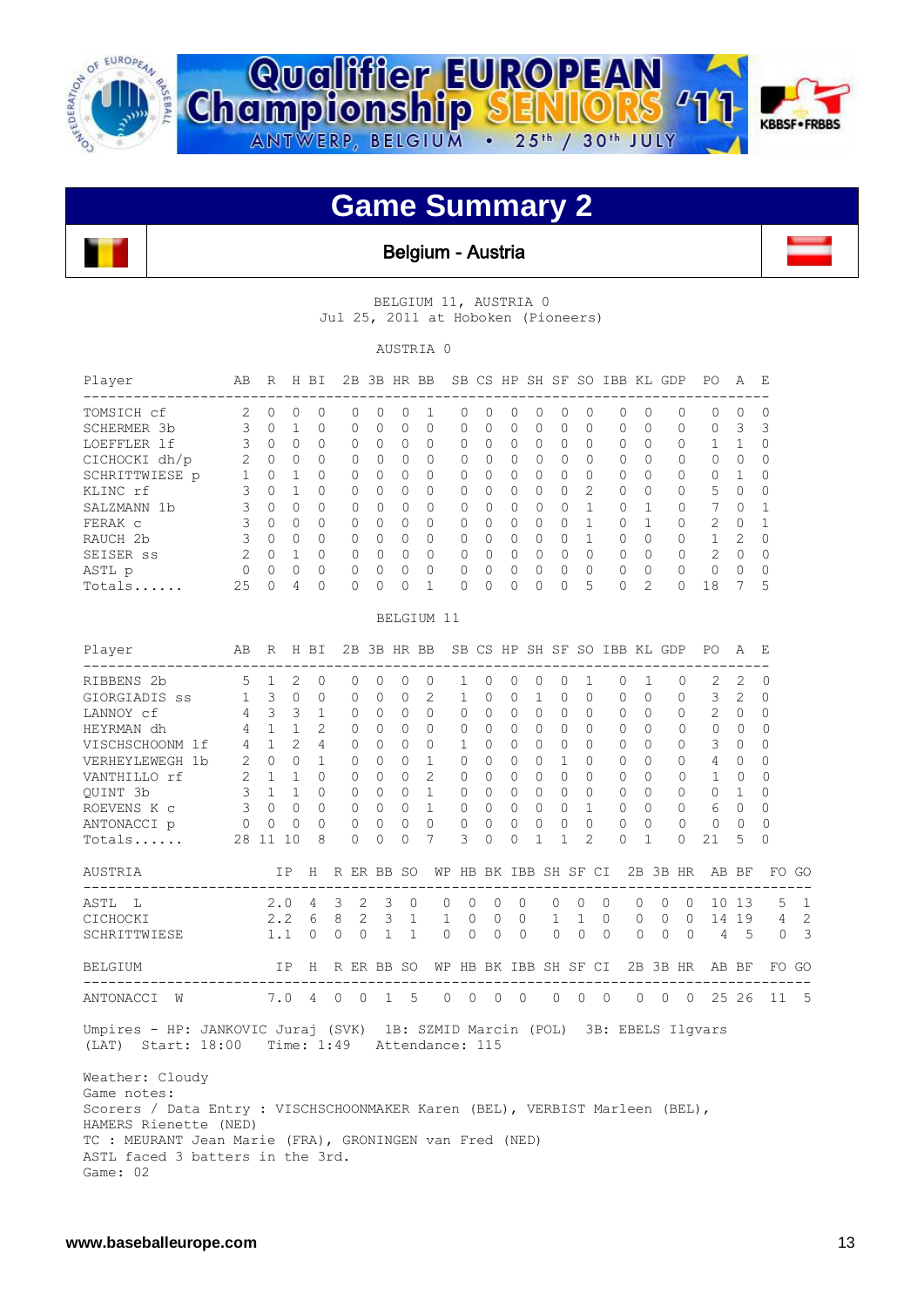# Game Summary 2

**Belgium - Austria**

BELGIUM 11, AUSTRIA 0
Jul 25, 2011 at Hoboken (Pioneers)

AUSTRIA 0

| Player | AB | R | H | BI | 2B | 3B | HR | BB | SB | CS | HP | SH | SF | SO | IBB | KL | GDP | PO | A | E |
|---|---|---|---|---|---|---|---|---|---|---|---|---|---|---|---|---|---|---|---|---|
| TOMSICH cf | 2 | 0 | 0 | 0 | 0 | 0 | 0 | 1 | 0 | 0 | 0 | 0 | 0 | 0 | 0 | 0 | 0 | 0 | 0 | 0 |
| SCHERMER 3b | 3 | 0 | 1 | 0 | 0 | 0 | 0 | 0 | 0 | 0 | 0 | 0 | 0 | 0 | 0 | 0 | 0 | 0 | 3 | 3 |
| LOEFFLER lf | 3 | 0 | 0 | 0 | 0 | 0 | 0 | 0 | 0 | 0 | 0 | 0 | 0 | 0 | 0 | 0 | 0 | 1 | 1 | 0 |
| CICHOCKI dh/p | 2 | 0 | 0 | 0 | 0 | 0 | 0 | 0 | 0 | 0 | 0 | 0 | 0 | 0 | 0 | 0 | 0 | 0 | 0 | 0 |
| SCHRITTWIESE p | 1 | 0 | 1 | 0 | 0 | 0 | 0 | 0 | 0 | 0 | 0 | 0 | 0 | 0 | 0 | 0 | 0 | 0 | 1 | 0 |
| KLINC rf | 3 | 0 | 1 | 0 | 0 | 0 | 0 | 0 | 0 | 0 | 0 | 0 | 0 | 2 | 0 | 0 | 0 | 5 | 0 | 0 |
| SALZMANN 1b | 3 | 0 | 0 | 0 | 0 | 0 | 0 | 0 | 0 | 0 | 0 | 0 | 0 | 1 | 0 | 1 | 0 | 7 | 0 | 1 |
| FERAK c | 3 | 0 | 0 | 0 | 0 | 0 | 0 | 0 | 0 | 0 | 0 | 0 | 0 | 1 | 0 | 1 | 0 | 2 | 0 | 1 |
| RAUCH 2b | 3 | 0 | 0 | 0 | 0 | 0 | 0 | 0 | 0 | 0 | 0 | 0 | 0 | 1 | 0 | 0 | 0 | 1 | 2 | 0 |
| SEISER ss | 2 | 0 | 1 | 0 | 0 | 0 | 0 | 0 | 0 | 0 | 0 | 0 | 0 | 0 | 0 | 0 | 0 | 2 | 0 | 0 |
| ASTL p | 0 | 0 | 0 | 0 | 0 | 0 | 0 | 0 | 0 | 0 | 0 | 0 | 0 | 0 | 0 | 0 | 0 | 0 | 0 | 0 |
| Totals...... | 25 | 0 | 4 | 0 | 0 | 0 | 0 | 1 | 0 | 0 | 0 | 0 | 0 | 5 | 0 | 2 | 0 | 18 | 7 | 5 |

BELGIUM 11

| Player | AB | R | H | BI | 2B | 3B | HR | BB | SB | CS | HP | SH | SF | SO | IBB | KL | GDP | PO | A | E |
|---|---|---|---|---|---|---|---|---|---|---|---|---|---|---|---|---|---|---|---|---|
| RIBBENS 2b | 5 | 1 | 2 | 0 | 0 | 0 | 0 | 0 | 1 | 0 | 0 | 0 | 0 | 1 | 0 | 1 | 0 | 2 | 2 | 0 |
| GIORGIADIS ss | 1 | 3 | 0 | 0 | 0 | 0 | 0 | 2 | 1 | 0 | 0 | 1 | 0 | 0 | 0 | 0 | 0 | 3 | 2 | 0 |
| LANNOY cf | 4 | 3 | 3 | 1 | 0 | 0 | 0 | 0 | 0 | 0 | 0 | 0 | 0 | 0 | 0 | 0 | 0 | 2 | 0 | 0 |
| HEYRMAN dh | 4 | 1 | 1 | 2 | 0 | 0 | 0 | 0 | 0 | 0 | 0 | 0 | 0 | 0 | 0 | 0 | 0 | 0 | 0 | 0 |
| VISCHSCHOONM lf | 4 | 1 | 2 | 4 | 0 | 0 | 0 | 0 | 1 | 0 | 0 | 0 | 0 | 0 | 0 | 0 | 0 | 3 | 0 | 0 |
| VERHEYLEWEGH 1b | 2 | 0 | 0 | 1 | 0 | 0 | 0 | 1 | 0 | 0 | 0 | 0 | 1 | 0 | 0 | 0 | 0 | 4 | 0 | 0 |
| VANTHILLO rf | 2 | 1 | 1 | 0 | 0 | 0 | 0 | 2 | 0 | 0 | 0 | 0 | 0 | 0 | 0 | 0 | 0 | 1 | 0 | 0 |
| QUINT 3b | 3 | 1 | 1 | 0 | 0 | 0 | 0 | 1 | 0 | 0 | 0 | 0 | 0 | 0 | 0 | 0 | 0 | 0 | 1 | 0 |
| ROEVENS K c | 3 | 0 | 0 | 0 | 0 | 0 | 0 | 1 | 0 | 0 | 0 | 0 | 0 | 1 | 0 | 0 | 0 | 6 | 0 | 0 |
| ANTONACCI p | 0 | 0 | 0 | 0 | 0 | 0 | 0 | 0 | 0 | 0 | 0 | 0 | 0 | 0 | 0 | 0 | 0 | 0 | 0 | 0 |
| Totals...... | 28 | 11 | 10 | 8 | 0 | 0 | 0 | 7 | 3 | 0 | 0 | 1 | 1 | 2 | 0 | 1 | 0 | 21 | 5 | 0 |

| AUSTRIA | IP | H | R | ER | BB | SO | WP | HB | BK | IBB | SH | SF | CI | 2B | 3B | HR | AB | BF | FO | GO |
|---|---|---|---|---|---|---|---|---|---|---|---|---|---|---|---|---|---|---|---|---|
| ASTL L | 2.0 | 4 | 3 | 2 | 3 | 0 | 0 | 0 | 0 | 0 | 0 | 0 | 0 | 0 | 0 | 0 | 10 | 13 | 5 | 1 |
| CICHOCKI | 2.2 | 6 | 8 | 2 | 3 | 1 | 1 | 0 | 0 | 0 | 1 | 1 | 0 | 0 | 0 | 0 | 14 | 19 | 4 | 2 |
| SCHRITTWIESE | 1.1 | 0 | 0 | 0 | 1 | 1 | 0 | 0 | 0 | 0 | 0 | 0 | 0 | 0 | 0 | 0 | 4 | 5 | 0 | 3 |

| BELGIUM | IP | H | R | ER | BB | SO | WP | HB | BK | IBB | SH | SF | CI | 2B | 3B | HR | AB | BF | FO | GO |
|---|---|---|---|---|---|---|---|---|---|---|---|---|---|---|---|---|---|---|---|---|
| ANTONACCI W | 7.0 | 4 | 0 | 0 | 1 | 5 | 0 | 0 | 0 | 0 | 0 | 0 | 0 | 0 | 0 | 0 | 25 | 26 | 11 | 5 |

Umpires - HP: JANKOVIC Juraj (SVK) 1B: SZMID Marcin (POL) 3B: EBELS Ilgvars (LAT) Start: 18:00 Time: 1:49 Attendance: 115

Weather: Cloudy
Game notes:
Scorers / Data Entry : VISCHSCHOONMAKER Karen (BEL), VERBIST Marleen (BEL), HAMERS Rienette (NED)
TC : MEURANT Jean Marie (FRA), GRONINGEN van Fred (NED)
ASTL faced 3 batters in the 3rd.
Game: 02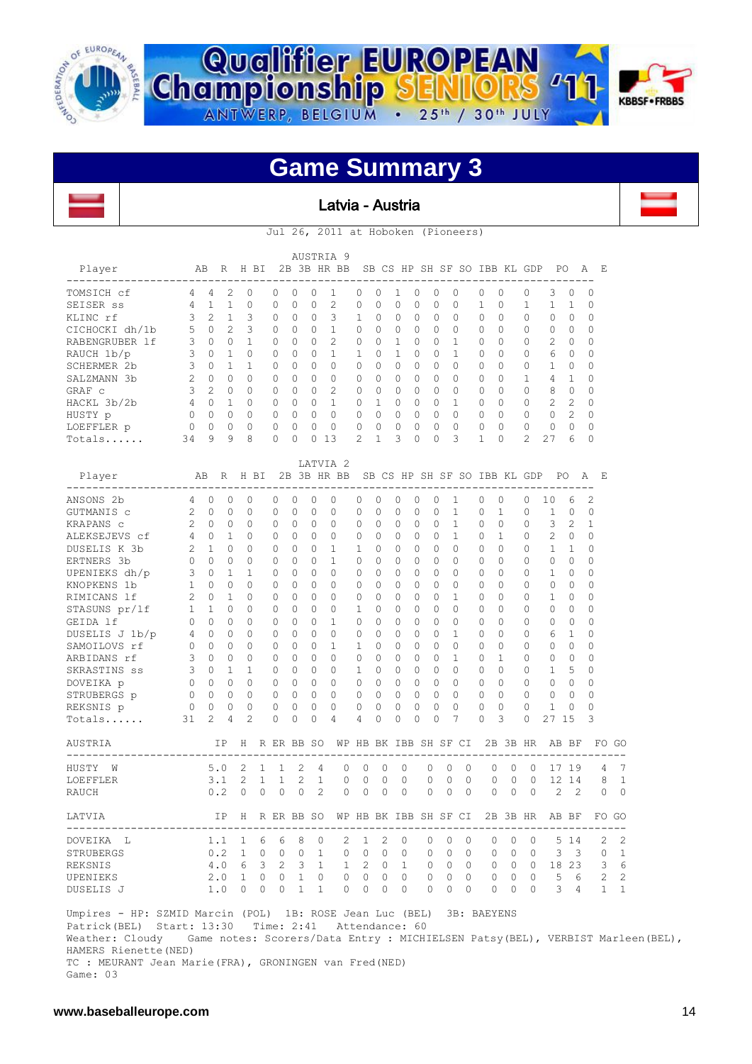Qualifier EUROPEAN Championship SENIORS '11
ANTWERP, BELGIUM • 25th / 30th JULY

# Game Summary 3

## Latvia - Austria

Jul 26, 2011 at Hoboken (Pioneers)

AUSTRIA 9

| Player | AB | R | H | BI | 2B | 3B | HR | BB | SB | CS | HP | SH | SF | SO | IBB | KL | GDP | PO | A | E |
|---|---|---|---|---|---|---|---|---|---|---|---|---|---|---|---|---|---|---|---|---|
| TOMSICH cf | 4 | 4 | 2 | 0 | 0 | 0 | 0 | 1 | 0 | 0 | 1 | 0 | 0 | 0 | 0 | 0 | 0 | 3 | 0 | 0 |
| SEISER ss | 4 | 1 | 1 | 0 | 0 | 0 | 0 | 2 | 0 | 0 | 0 | 0 | 0 | 0 | 1 | 0 | 1 | 1 | 1 | 0 |
| KLINC rf | 3 | 2 | 1 | 3 | 0 | 0 | 0 | 3 | 1 | 0 | 0 | 0 | 0 | 0 | 0 | 0 | 0 | 0 | 0 | 0 |
| CICHOCKI dh/1b | 5 | 0 | 2 | 3 | 0 | 0 | 0 | 1 | 0 | 0 | 0 | 0 | 0 | 0 | 0 | 0 | 0 | 0 | 0 | 0 |
| RABENGRUBER lf | 3 | 0 | 0 | 1 | 0 | 0 | 0 | 2 | 0 | 0 | 1 | 0 | 0 | 1 | 0 | 0 | 0 | 2 | 0 | 0 |
| RAUCH 1b/p | 3 | 0 | 1 | 0 | 0 | 0 | 0 | 1 | 1 | 0 | 1 | 0 | 0 | 1 | 0 | 0 | 0 | 6 | 0 | 0 |
| SCHERMER 2b | 3 | 0 | 1 | 1 | 0 | 0 | 0 | 0 | 0 | 0 | 0 | 0 | 0 | 0 | 0 | 0 | 0 | 1 | 0 | 0 |
| SALZMANN 3b | 2 | 0 | 0 | 0 | 0 | 0 | 0 | 0 | 0 | 0 | 0 | 0 | 0 | 0 | 0 | 0 | 1 | 4 | 1 | 0 |
| GRAF c | 3 | 2 | 0 | 0 | 0 | 0 | 0 | 2 | 0 | 0 | 0 | 0 | 0 | 0 | 0 | 0 | 0 | 8 | 0 | 0 |
| HACKL 3b/2b | 4 | 0 | 1 | 0 | 0 | 0 | 0 | 1 | 0 | 1 | 0 | 0 | 0 | 1 | 0 | 0 | 0 | 2 | 2 | 0 |
| HUSTY p | 0 | 0 | 0 | 0 | 0 | 0 | 0 | 0 | 0 | 0 | 0 | 0 | 0 | 0 | 0 | 0 | 0 | 0 | 2 | 0 |
| LOEFFLER p | 0 | 0 | 0 | 0 | 0 | 0 | 0 | 0 | 0 | 0 | 0 | 0 | 0 | 0 | 0 | 0 | 0 | 0 | 0 | 0 |
| Totals...... | 34 | 9 | 9 | 8 | 0 | 0 | 0 | 13 | 2 | 1 | 3 | 0 | 0 | 3 | 1 | 0 | 2 | 27 | 6 | 0 |

LATVIA 2

| Player | AB | R | H | BI | 2B | 3B | HR | BB | SB | CS | HP | SH | SF | SO | IBB | KL | GDP | PO | A | E |
|---|---|---|---|---|---|---|---|---|---|---|---|---|---|---|---|---|---|---|---|---|
| ANSONS 2b | 4 | 0 | 0 | 0 | 0 | 0 | 0 | 0 | 0 | 0 | 0 | 0 | 0 | 1 | 0 | 0 | 0 | 10 | 6 | 2 |
| GUTMANIS c | 2 | 0 | 0 | 0 | 0 | 0 | 0 | 0 | 0 | 0 | 0 | 0 | 0 | 1 | 0 | 1 | 0 | 1 | 0 | 0 |
| KRAPANS c | 2 | 0 | 0 | 0 | 0 | 0 | 0 | 0 | 0 | 0 | 0 | 0 | 0 | 1 | 0 | 0 | 0 | 3 | 2 | 1 |
| ALEKSEJEVS cf | 4 | 0 | 1 | 0 | 0 | 0 | 0 | 0 | 0 | 0 | 0 | 0 | 0 | 1 | 0 | 1 | 0 | 2 | 0 | 0 |
| DUSELIS K 3b | 2 | 1 | 0 | 0 | 0 | 0 | 0 | 1 | 1 | 0 | 0 | 0 | 0 | 0 | 0 | 0 | 0 | 1 | 1 | 0 |
| ERTNERS 3b | 0 | 0 | 0 | 0 | 0 | 0 | 0 | 1 | 0 | 0 | 0 | 0 | 0 | 0 | 0 | 0 | 0 | 0 | 0 | 0 |
| UPENIEKS dh/p | 3 | 0 | 1 | 1 | 0 | 0 | 0 | 0 | 0 | 0 | 0 | 0 | 0 | 0 | 0 | 0 | 0 | 1 | 0 | 0 |
| KNOPKENS 1b | 1 | 0 | 0 | 0 | 0 | 0 | 0 | 0 | 0 | 0 | 0 | 0 | 0 | 0 | 0 | 0 | 0 | 0 | 0 | 0 |
| RIMICANS lf | 2 | 0 | 1 | 0 | 0 | 0 | 0 | 0 | 0 | 0 | 0 | 0 | 0 | 1 | 0 | 0 | 0 | 1 | 0 | 0 |
| STASUNS pr/lf | 1 | 1 | 0 | 0 | 0 | 0 | 0 | 0 | 1 | 0 | 0 | 0 | 0 | 0 | 0 | 0 | 0 | 0 | 0 | 0 |
| GEIDA lf | 0 | 0 | 0 | 0 | 0 | 0 | 0 | 1 | 0 | 0 | 0 | 0 | 0 | 0 | 0 | 0 | 0 | 0 | 0 | 0 |
| DUSELIS J 1b/p | 4 | 0 | 0 | 0 | 0 | 0 | 0 | 0 | 0 | 0 | 0 | 0 | 0 | 1 | 0 | 0 | 0 | 6 | 1 | 0 |
| SAMOILOVS rf | 0 | 0 | 0 | 0 | 0 | 0 | 0 | 1 | 1 | 0 | 0 | 0 | 0 | 0 | 0 | 0 | 0 | 0 | 0 | 0 |
| ARBIDANS rf | 3 | 0 | 0 | 0 | 0 | 0 | 0 | 0 | 0 | 0 | 0 | 0 | 0 | 1 | 0 | 1 | 0 | 0 | 0 | 0 |
| SKRASTINS ss | 3 | 0 | 1 | 1 | 0 | 0 | 0 | 0 | 1 | 0 | 0 | 0 | 0 | 0 | 0 | 0 | 0 | 1 | 5 | 0 |
| DOVEIKA p | 0 | 0 | 0 | 0 | 0 | 0 | 0 | 0 | 0 | 0 | 0 | 0 | 0 | 0 | 0 | 0 | 0 | 0 | 0 | 0 |
| STRUBERGS p | 0 | 0 | 0 | 0 | 0 | 0 | 0 | 0 | 0 | 0 | 0 | 0 | 0 | 0 | 0 | 0 | 0 | 0 | 0 | 0 |
| REKSNIS p | 0 | 0 | 0 | 0 | 0 | 0 | 0 | 0 | 0 | 0 | 0 | 0 | 0 | 0 | 0 | 0 | 0 | 1 | 0 | 0 |
| Totals...... | 31 | 2 | 4 | 2 | 0 | 0 | 0 | 4 | 4 | 0 | 0 | 0 | 0 | 7 | 0 | 3 | 0 | 27 | 15 | 3 |

| AUSTRIA | IP | H | R | ER | BB | SO | WP | HB | BK | IBB | SH | SF | CI | 2B | 3B | HR | AB | BF | FO | GO |
|---|---|---|---|---|---|---|---|---|---|---|---|---|---|---|---|---|---|---|---|---|
| HUSTY W | 5.0 | 2 | 1 | 1 | 2 | 4 | 0 | 0 | 0 | 0 | 0 | 0 | 0 | 0 | 0 | 0 | 17 | 19 | 4 | 7 |
| LOEFFLER | 3.1 | 2 | 1 | 1 | 2 | 1 | 0 | 0 | 0 | 0 | 0 | 0 | 0 | 0 | 0 | 0 | 12 | 14 | 8 | 1 |
| RAUCH | 0.2 | 0 | 0 | 0 | 0 | 2 | 0 | 0 | 0 | 0 | 0 | 0 | 0 | 0 | 0 | 0 | 2 | 2 | 0 | 0 |

| LATVIA | IP | H | R | ER | BB | SO | WP | HB | BK | IBB | SH | SF | CI | 2B | 3B | HR | AB | BF | FO | GO |
|---|---|---|---|---|---|---|---|---|---|---|---|---|---|---|---|---|---|---|---|---|
| DOVEIKA L | 1.1 | 1 | 6 | 6 | 8 | 0 | 2 | 1 | 2 | 0 | 0 | 0 | 0 | 0 | 0 | 0 | 5 | 14 | 2 | 2 |
| STRUBERGS | 0.2 | 1 | 0 | 0 | 0 | 1 | 0 | 0 | 0 | 0 | 0 | 0 | 0 | 0 | 0 | 0 | 3 | 3 | 0 | 1 |
| REKSNIS | 4.0 | 6 | 3 | 2 | 3 | 1 | 1 | 2 | 0 | 1 | 0 | 0 | 0 | 0 | 0 | 0 | 18 | 23 | 3 | 6 |
| UPENIEKS | 2.0 | 1 | 0 | 0 | 1 | 0 | 0 | 0 | 0 | 0 | 0 | 0 | 0 | 0 | 0 | 0 | 5 | 6 | 2 | 2 |
| DUSELIS J | 1.0 | 0 | 0 | 0 | 1 | 1 | 0 | 0 | 0 | 0 | 0 | 0 | 0 | 0 | 0 | 0 | 3 | 4 | 1 | 1 |

Umpires - HP: SZMID Marcin (POL) 1B: ROSE Jean Luc (BEL) 3B: BAEYENS Patrick(BEL) Start: 13:30 Time: 2:41 Attendance: 60
Weather: Cloudy Game notes: Scorers/Data Entry : MICHIELSEN Patsy(BEL), VERBIST Marleen(BEL), HAMERS Rienette(NED)
TC : MEURANT Jean Marie(FRA), GRONINGEN van Fred(NED)
Game: 03

www.baseballeurope.com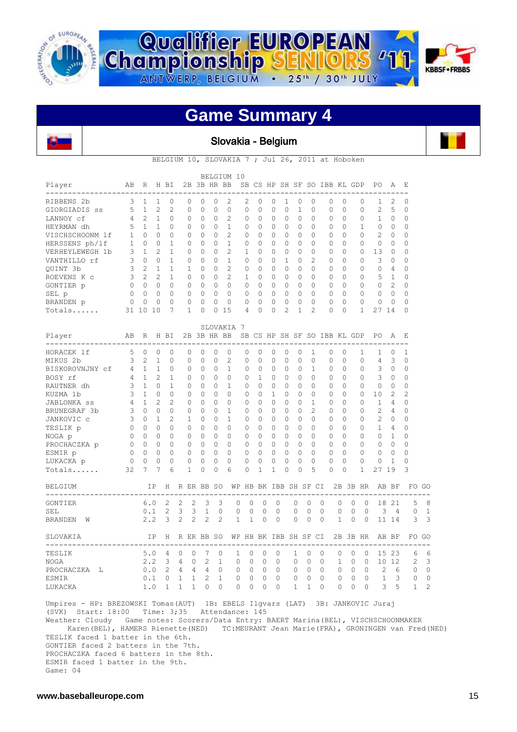# Qualifier EUROPEAN Championship SENIORS '11

ANTWERP, BELGIUM • 25th / 30th JULY

## Game Summary 4

### Slovakia - Belgium

BELGIUM 10, SLOVAKIA 7 ; Jul 26, 2011 at Hoboken

**BELGIUM 10**

| Player | AB | R | H | BI | 2B | 3B | HR | BB | SB | CS | HP | SH | SF | SO | IBB | KL | GDP | PO | A | E |
|---|---|---|---|---|---|---|---|---|---|---|---|---|---|---|---|---|---|---|---|---|
| RIBBENS 2b | 3 | 1 | 1 | 0 | 0 | 0 | 0 | 2 | 2 | 0 | 0 | 1 | 0 | 0 | 0 | 0 | 0 | 1 | 2 | 0 |
| GIORGIADIS ss | 5 | 1 | 2 | 2 | 0 | 0 | 0 | 0 | 0 | 0 | 0 | 0 | 1 | 0 | 0 | 0 | 0 | 2 | 5 | 0 |
| LANNOY cf | 4 | 2 | 1 | 0 | 0 | 0 | 0 | 2 | 0 | 0 | 0 | 0 | 0 | 0 | 0 | 0 | 0 | 1 | 0 | 0 |
| HEYRMAN dh | 5 | 1 | 1 | 0 | 0 | 0 | 0 | 1 | 0 | 0 | 0 | 0 | 0 | 0 | 0 | 0 | 1 | 0 | 0 | 0 |
| VISCHSCHOONM lf | 1 | 0 | 0 | 0 | 0 | 0 | 0 | 2 | 0 | 0 | 0 | 0 | 0 | 0 | 0 | 0 | 0 | 2 | 0 | 0 |
| HERSSENS ph/lf | 1 | 0 | 0 | 1 | 0 | 0 | 0 | 1 | 0 | 0 | 0 | 0 | 0 | 0 | 0 | 0 | 0 | 0 | 0 | 0 |
| VERHEYLEWEGH 1b | 3 | 1 | 2 | 1 | 0 | 0 | 0 | 2 | 1 | 0 | 0 | 0 | 0 | 0 | 0 | 0 | 0 | 13 | 0 | 0 |
| VANTHILLO rf | 3 | 0 | 0 | 1 | 0 | 0 | 0 | 1 | 0 | 0 | 0 | 1 | 0 | 2 | 0 | 0 | 0 | 3 | 0 | 0 |
| QUINT 3b | 3 | 2 | 1 | 1 | 1 | 0 | 0 | 2 | 0 | 0 | 0 | 0 | 0 | 0 | 0 | 0 | 0 | 0 | 4 | 0 |
| ROEVENS K c | 3 | 2 | 2 | 1 | 0 | 0 | 0 | 2 | 1 | 0 | 0 | 0 | 0 | 0 | 0 | 0 | 0 | 5 | 1 | 0 |
| GONTIER p | 0 | 0 | 0 | 0 | 0 | 0 | 0 | 0 | 0 | 0 | 0 | 0 | 0 | 0 | 0 | 0 | 0 | 0 | 2 | 0 |
| SEL p | 0 | 0 | 0 | 0 | 0 | 0 | 0 | 0 | 0 | 0 | 0 | 0 | 0 | 0 | 0 | 0 | 0 | 0 | 0 | 0 |
| BRANDEN p | 0 | 0 | 0 | 0 | 0 | 0 | 0 | 0 | 0 | 0 | 0 | 0 | 0 | 0 | 0 | 0 | 0 | 0 | 0 | 0 |
| Totals...... | 31 | 10 | 10 | 7 | 1 | 0 | 0 | 15 | 4 | 0 | 0 | 2 | 1 | 2 | 0 | 0 | 1 | 27 | 14 | 0 |

**SLOVAKIA 7**

| Player | AB | R | H | BI | 2B | 3B | HR | BB | SB | CS | HP | SH | SF | SO | IBB | KL | GDP | PO | A | E |
|---|---|---|---|---|---|---|---|---|---|---|---|---|---|---|---|---|---|---|---|---|
| HORACEK lf | 5 | 0 | 0 | 0 | 0 | 0 | 0 | 0 | 0 | 0 | 0 | 0 | 0 | 1 | 0 | 0 | 1 | 1 | 0 | 1 |
| MIKUS 2b | 3 | 2 | 1 | 0 | 0 | 0 | 0 | 2 | 0 | 0 | 0 | 0 | 0 | 0 | 0 | 0 | 0 | 4 | 3 | 0 |
| BISKOROVNJNY cf | 4 | 1 | 1 | 0 | 0 | 0 | 0 | 1 | 0 | 0 | 0 | 0 | 0 | 1 | 0 | 0 | 0 | 3 | 0 | 0 |
| BOSY rf | 4 | 1 | 2 | 1 | 0 | 0 | 0 | 0 | 0 | 1 | 0 | 0 | 0 | 0 | 0 | 0 | 0 | 3 | 0 | 0 |
| RAUTNER dh | 3 | 1 | 0 | 1 | 0 | 0 | 0 | 1 | 0 | 0 | 0 | 0 | 0 | 0 | 0 | 0 | 0 | 0 | 0 | 0 |
| KUZMA 1b | 3 | 1 | 0 | 0 | 0 | 0 | 0 | 0 | 0 | 0 | 1 | 0 | 0 | 0 | 0 | 0 | 0 | 10 | 2 | 2 |
| JABLONKA ss | 4 | 1 | 2 | 2 | 0 | 0 | 0 | 0 | 0 | 0 | 0 | 0 | 0 | 1 | 0 | 0 | 0 | 1 | 4 | 0 |
| BRUNEGRAF 3b | 3 | 0 | 0 | 0 | 0 | 0 | 0 | 1 | 0 | 0 | 0 | 0 | 0 | 2 | 0 | 0 | 0 | 2 | 4 | 0 |
| JANKOVIC c | 3 | 0 | 1 | 2 | 1 | 0 | 0 | 1 | 0 | 0 | 0 | 0 | 0 | 0 | 0 | 0 | 0 | 2 | 0 | 0 |
| TESLIK p | 0 | 0 | 0 | 0 | 0 | 0 | 0 | 0 | 0 | 0 | 0 | 0 | 0 | 0 | 0 | 0 | 0 | 1 | 4 | 0 |
| NOGA p | 0 | 0 | 0 | 0 | 0 | 0 | 0 | 0 | 0 | 0 | 0 | 0 | 0 | 0 | 0 | 0 | 0 | 0 | 1 | 0 |
| PROCHACZKA p | 0 | 0 | 0 | 0 | 0 | 0 | 0 | 0 | 0 | 0 | 0 | 0 | 0 | 0 | 0 | 0 | 0 | 0 | 0 | 0 |
| ESMIR p | 0 | 0 | 0 | 0 | 0 | 0 | 0 | 0 | 0 | 0 | 0 | 0 | 0 | 0 | 0 | 0 | 0 | 0 | 0 | 0 |
| LUKACKA p | 0 | 0 | 0 | 0 | 0 | 0 | 0 | 0 | 0 | 0 | 0 | 0 | 0 | 0 | 0 | 0 | 0 | 0 | 1 | 0 |
| Totals...... | 32 | 7 | 7 | 6 | 1 | 0 | 0 | 6 | 0 | 1 | 1 | 0 | 0 | 5 | 0 | 0 | 1 | 27 | 19 | 3 |

| BELGIUM | IP | H | R | ER | BB | SO | WP | HB | BK | IBB | SH | SF | CI | 2B | 3B | HR | AB | BF | FO | GO |
|---|---|---|---|---|---|---|---|---|---|---|---|---|---|---|---|---|---|---|---|---|
| GONTIER | 6.0 | 2 | 2 | 2 | 3 | 3 | 0 | 0 | 0 | 0 | 0 | 0 | 0 | 0 | 0 | 0 | 18 | 21 | 5 | 8 |
| SEL | 0.1 | 2 | 3 | 3 | 1 | 0 | 0 | 0 | 0 | 0 | 0 | 0 | 0 | 0 | 0 | 0 | 3 | 4 | 0 | 1 |
| BRANDEN W | 2.2 | 3 | 2 | 2 | 2 | 2 | 1 | 1 | 0 | 0 | 0 | 0 | 0 | 1 | 0 | 0 | 11 | 14 | 3 | 3 |

| SLOVAKIA | IP | H | R | ER | BB | SO | WP | HB | BK | IBB | SH | SF | CI | 2B | 3B | HR | AB | BF | FO | GO |
|---|---|---|---|---|---|---|---|---|---|---|---|---|---|---|---|---|---|---|---|---|
| TESLIK | 5.0 | 4 | 0 | 0 | 7 | 0 | 1 | 0 | 0 | 0 | 1 | 0 | 0 | 0 | 0 | 0 | 15 | 23 | 6 | 6 |
| NOGA | 2.2 | 3 | 4 | 0 | 2 | 1 | 0 | 0 | 0 | 0 | 0 | 0 | 0 | 1 | 0 | 0 | 10 | 12 | 2 | 3 |
| PROCHACZKA L | 0.0 | 2 | 4 | 4 | 4 | 0 | 0 | 0 | 0 | 0 | 0 | 0 | 0 | 1 | 0 | 0 | 2 | 6 | 0 | 0 |
| ESMIR | 0.1 | 0 | 1 | 1 | 2 | 1 | 0 | 0 | 0 | 0 | 0 | 0 | 0 | 0 | 0 | 0 | 1 | 3 | 0 | 0 |
| LUKACKA | 1.0 | 1 | 1 | 1 | 0 | 0 | 0 | 0 | 0 | 0 | 1 | 1 | 0 | 0 | 0 | 0 | 3 | 5 | 1 | 2 |

Umpires - HP: BREZOWSKI Tomas(AUT) 1B: EBELS Ilgvars (LAT) 3B: JANKOVIC Juraj (SVK) Start: 18:00 Time: 3;35 Attendance: 145
Weather: Cloudy Game notes: Scorers/Data Entry: BAERT Marina(BEL), VISCHSCHOONMAKER Karen(BEL), HAMERS Rienette(NED) TC:MEURANT Jean Marie(FRA), GRONINGEN van Fred(NED)
TESLIK faced 1 batter in the 6th.
GONTIER faced 2 batters in the 7th.
PROCHACZKA faced 6 batters in the 8th.
ESMIR faced 1 batter in the 9th.
Game: 04

www.baseballeurope.com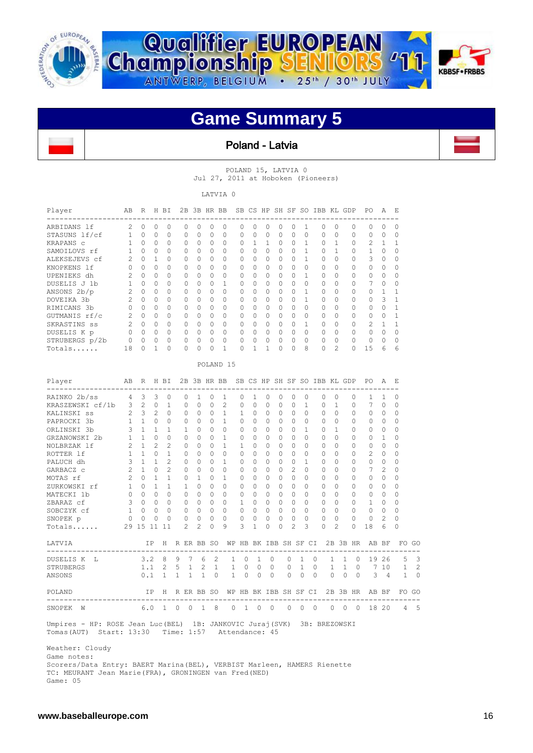# Qualifier EUROPEAN Championship SENIORS '11

ANTWERP, BELGIUM • 25th / 30th JULY

## Game Summary 5

### Poland - Latvia

POLAND 15, LATVIA 0
Jul 27, 2011 at Hoboken (Pioneers)

LATVIA 0

| Player | AB | R | H | BI | 2B | 3B | HR | BB | SB | CS | HP | SH | SF | SO | IBB | KL | GDP | PO | A | E |
|---|---|---|---|---|---|---|---|---|---|---|---|---|---|---|---|---|---|---|---|---|
| ARBIDANS lf | 2 | 0 | 0 | 0 | 0 | 0 | 0 | 0 | 0 | 0 | 0 | 0 | 0 | 1 | 0 | 0 | 0 | 0 | 0 | 0 |
| STASUNS lf/cf | 1 | 0 | 0 | 0 | 0 | 0 | 0 | 0 | 0 | 0 | 0 | 0 | 0 | 0 | 0 | 0 | 0 | 0 | 0 | 0 |
| KRAPANS c | 1 | 0 | 0 | 0 | 0 | 0 | 0 | 0 | 0 | 1 | 1 | 0 | 0 | 1 | 0 | 1 | 0 | 2 | 1 | 1 |
| SAMOILOVS rf | 1 | 0 | 0 | 0 | 0 | 0 | 0 | 0 | 0 | 0 | 0 | 0 | 0 | 1 | 0 | 1 | 0 | 1 | 0 | 0 |
| ALEKSEJEVS cf | 2 | 0 | 1 | 0 | 0 | 0 | 0 | 0 | 0 | 0 | 0 | 0 | 0 | 1 | 0 | 0 | 0 | 3 | 0 | 0 |
| KNOPKENS lf | 0 | 0 | 0 | 0 | 0 | 0 | 0 | 0 | 0 | 0 | 0 | 0 | 0 | 0 | 0 | 0 | 0 | 0 | 0 | 0 |
| UPENIEKS dh | 2 | 0 | 0 | 0 | 0 | 0 | 0 | 0 | 0 | 0 | 0 | 0 | 0 | 1 | 0 | 0 | 0 | 0 | 0 | 0 |
| DUSELIS J 1b | 1 | 0 | 0 | 0 | 0 | 0 | 0 | 1 | 0 | 0 | 0 | 0 | 0 | 0 | 0 | 0 | 0 | 7 | 0 | 0 |
| ANSONS 2b/p | 2 | 0 | 0 | 0 | 0 | 0 | 0 | 0 | 0 | 0 | 0 | 0 | 0 | 1 | 0 | 0 | 0 | 0 | 1 | 1 |
| DOVEIKA 3b | 2 | 0 | 0 | 0 | 0 | 0 | 0 | 0 | 0 | 0 | 0 | 0 | 0 | 1 | 0 | 0 | 0 | 0 | 3 | 1 |
| RIMICANS 3b | 0 | 0 | 0 | 0 | 0 | 0 | 0 | 0 | 0 | 0 | 0 | 0 | 0 | 0 | 0 | 0 | 0 | 0 | 0 | 1 |
| GUTMANIS rf/c | 2 | 0 | 0 | 0 | 0 | 0 | 0 | 0 | 0 | 0 | 0 | 0 | 0 | 0 | 0 | 0 | 0 | 0 | 0 | 1 |
| SKRASTINS ss | 2 | 0 | 0 | 0 | 0 | 0 | 0 | 0 | 0 | 0 | 0 | 0 | 0 | 1 | 0 | 0 | 0 | 2 | 1 | 1 |
| DUSELIS K p | 0 | 0 | 0 | 0 | 0 | 0 | 0 | 0 | 0 | 0 | 0 | 0 | 0 | 0 | 0 | 0 | 0 | 0 | 0 | 0 |
| STRUBERGS p/2b | 0 | 0 | 0 | 0 | 0 | 0 | 0 | 0 | 0 | 0 | 0 | 0 | 0 | 0 | 0 | 0 | 0 | 0 | 0 | 0 |
| Totals...... | 18 | 0 | 1 | 0 | 0 | 0 | 0 | 1 | 0 | 1 | 1 | 0 | 0 | 8 | 0 | 2 | 0 | 15 | 6 | 6 |

POLAND 15

| Player | AB | R | H | BI | 2B | 3B | HR | BB | SB | CS | HP | SH | SF | SO | IBB | KL | GDP | PO | A | E |
|---|---|---|---|---|---|---|---|---|---|---|---|---|---|---|---|---|---|---|---|---|
| RAINKO 2b/ss | 4 | 3 | 3 | 0 | 0 | 1 | 0 | 1 | 0 | 1 | 0 | 0 | 0 | 0 | 0 | 0 | 0 | 1 | 1 | 0 |
| KRASZEWSKI cf/1b | 3 | 2 | 0 | 1 | 0 | 0 | 0 | 2 | 0 | 0 | 0 | 0 | 0 | 1 | 0 | 1 | 0 | 7 | 0 | 0 |
| KALINSKI ss | 2 | 3 | 2 | 0 | 0 | 0 | 0 | 1 | 1 | 0 | 0 | 0 | 0 | 0 | 0 | 0 | 0 | 0 | 0 | 0 |
| PAPROCKI 3b | 1 | 1 | 0 | 0 | 0 | 0 | 0 | 1 | 0 | 0 | 0 | 0 | 0 | 0 | 0 | 0 | 0 | 0 | 0 | 0 |
| ORLINSKI 3b | 3 | 1 | 1 | 1 | 1 | 0 | 0 | 0 | 0 | 0 | 0 | 0 | 0 | 1 | 0 | 1 | 0 | 0 | 0 | 0 |
| GRZANOWSKI 2b | 1 | 1 | 0 | 0 | 0 | 0 | 0 | 1 | 0 | 0 | 0 | 0 | 0 | 0 | 0 | 0 | 0 | 0 | 1 | 0 |
| NOLBRZAK lf | 2 | 1 | 2 | 2 | 0 | 0 | 0 | 1 | 1 | 0 | 0 | 0 | 0 | 0 | 0 | 0 | 0 | 0 | 0 | 0 |
| ROTTER lf | 1 | 1 | 0 | 1 | 0 | 0 | 0 | 0 | 0 | 0 | 0 | 0 | 0 | 0 | 0 | 0 | 0 | 2 | 0 | 0 |
| PALUCH dh | 3 | 1 | 1 | 2 | 0 | 0 | 0 | 1 | 0 | 0 | 0 | 0 | 0 | 1 | 0 | 0 | 0 | 0 | 0 | 0 |
| GARBACZ c | 2 | 1 | 0 | 2 | 0 | 0 | 0 | 0 | 0 | 0 | 0 | 0 | 2 | 0 | 0 | 0 | 0 | 7 | 2 | 0 |
| MOTAS rf | 2 | 0 | 1 | 1 | 0 | 1 | 0 | 1 | 0 | 0 | 0 | 0 | 0 | 0 | 0 | 0 | 0 | 0 | 0 | 0 |
| ZURKOWSKI rf | 1 | 0 | 1 | 1 | 1 | 0 | 0 | 0 | 0 | 0 | 0 | 0 | 0 | 0 | 0 | 0 | 0 | 0 | 0 | 0 |
| MATECKI 1b | 0 | 0 | 0 | 0 | 0 | 0 | 0 | 0 | 0 | 0 | 0 | 0 | 0 | 0 | 0 | 0 | 0 | 0 | 0 | 0 |
| ZBARAZ cf | 3 | 0 | 0 | 0 | 0 | 0 | 0 | 0 | 1 | 0 | 0 | 0 | 0 | 0 | 0 | 0 | 0 | 1 | 0 | 0 |
| SOBCZYK cf | 1 | 0 | 0 | 0 | 0 | 0 | 0 | 0 | 0 | 0 | 0 | 0 | 0 | 0 | 0 | 0 | 0 | 0 | 0 | 0 |
| SNOPEK p | 0 | 0 | 0 | 0 | 0 | 0 | 0 | 0 | 0 | 0 | 0 | 0 | 0 | 0 | 0 | 0 | 0 | 0 | 2 | 0 |
| Totals...... | 29 | 15 | 11 | 11 | 2 | 2 | 0 | 9 | 3 | 1 | 0 | 0 | 2 | 3 | 0 | 2 | 0 | 18 | 6 | 0 |

| LATVIA | IP | H | R | ER | BB | SO | WP | HB | BK | IBB | SH | SF | CI | 2B | 3B | HR | AB | BF | FO | GO |
|---|---|---|---|---|---|---|---|---|---|---|---|---|---|---|---|---|---|---|---|---|
| DUSELIS K L | 3.2 | 8 | 9 | 7 | 6 | 2 | 1 | 0 | 1 | 0 | 0 | 1 | 0 | 1 | 1 | 0 | 19 | 26 | 5 | 3 |
| STRUBERGS | 1.1 | 2 | 5 | 1 | 2 | 1 | 1 | 0 | 0 | 0 | 0 | 1 | 0 | 1 | 1 | 0 | 7 | 10 | 1 | 2 |
| ANSONS | 0.1 | 1 | 1 | 1 | 1 | 0 | 1 | 0 | 0 | 0 | 0 | 0 | 0 | 0 | 0 | 0 | 3 | 4 | 1 | 0 |

| POLAND | IP | H | R | ER | BB | SO | WP | HB | BK | IBB | SH | SF | CI | 2B | 3B | HR | AB | BF | FO | GO |
|---|---|---|---|---|---|---|---|---|---|---|---|---|---|---|---|---|---|---|---|---|
| SNOPEK W | 6.0 | 1 | 0 | 0 | 1 | 8 | 0 | 1 | 0 | 0 | 0 | 0 | 0 | 0 | 0 | 0 | 18 | 20 | 4 | 5 |

Umpires - HP: ROSE Jean Luc(BEL) 1B: JANKOVIC Juraj(SVK) 3B: BREZOWSKI Tomas(AUT) Start: 13:30 Time: 1:57 Attendance: 45

Weather: Cloudy
Game notes:
Scorers/Data Entry: BAERT Marina(BEL), VERBIST Marleen, HAMERS Rienette
TC: MEURANT Jean Marie(FRA), GRONINGEN van Fred(NED)
Game: 05

www.baseballeurope.com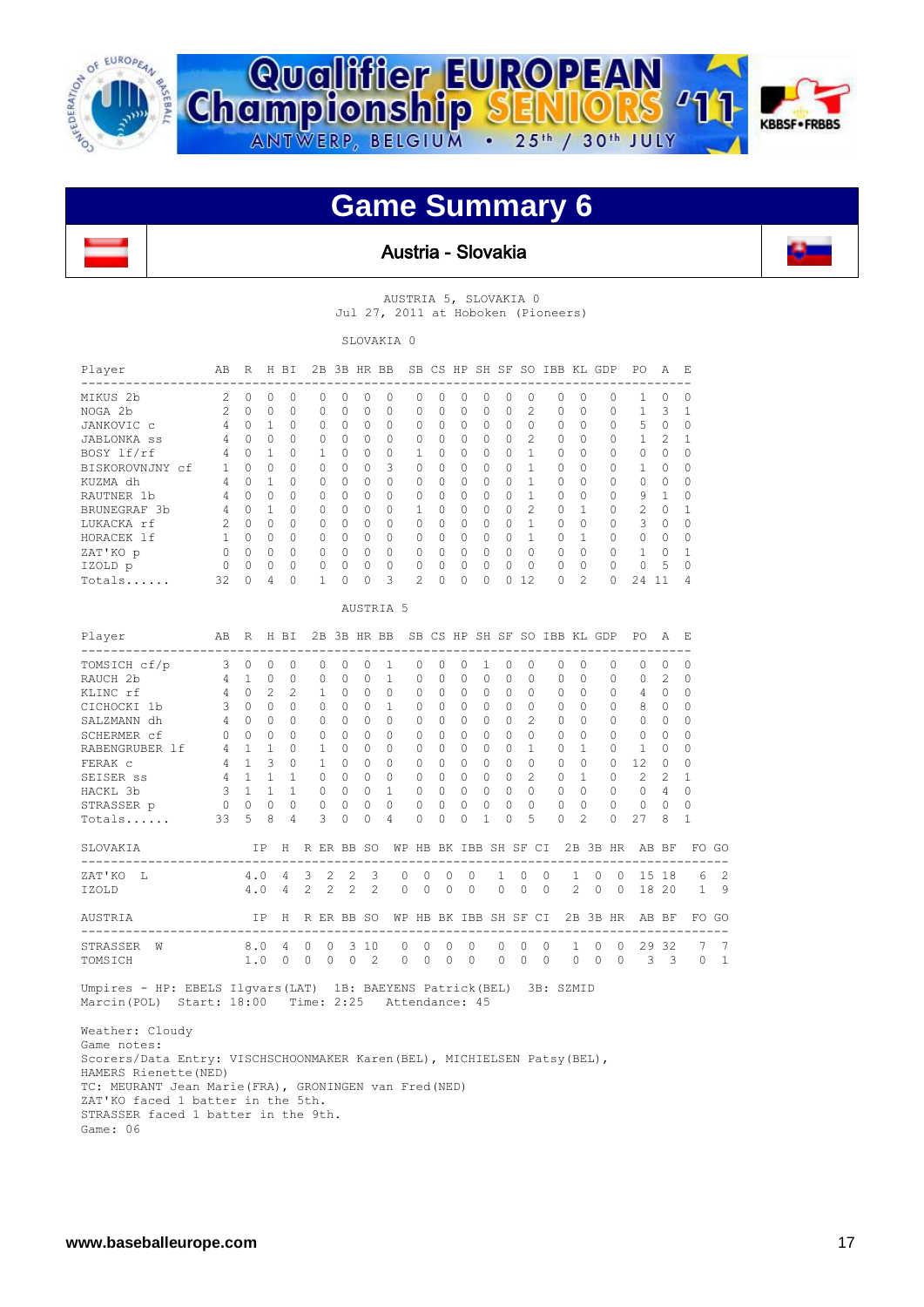# Qualifier EUROPEAN Championship SENIORS '11

ANTWERP, BELGIUM • 25th / 30th JULY

## Game Summary 6

### Austria - Slovakia

AUSTRIA 5, SLOVAKIA 0
Jul 27, 2011 at Hoboken (Pioneers)

SLOVAKIA 0

| Player | AB | R | H | BI | 2B | 3B | HR | BB | SB | CS | HP | SH | SF | SO | IBB | KL | GDP | PO | A | E |
|---|---|---|---|---|---|---|---|---|---|---|---|---|---|---|---|---|---|---|---|---|
| MIKUS 2b | 2 | 0 | 0 | 0 | 0 | 0 | 0 | 0 | 0 | 0 | 0 | 0 | 0 | 0 | 0 | 0 | 0 | 1 | 0 | 0 |
| NOGA 2b | 2 | 0 | 0 | 0 | 0 | 0 | 0 | 0 | 0 | 0 | 0 | 0 | 0 | 2 | 0 | 0 | 0 | 1 | 3 | 1 |
| JANKOVIC c | 4 | 0 | 1 | 0 | 0 | 0 | 0 | 0 | 0 | 0 | 0 | 0 | 0 | 0 | 0 | 0 | 0 | 5 | 0 | 0 |
| JABLONKA ss | 4 | 0 | 0 | 0 | 0 | 0 | 0 | 0 | 0 | 0 | 0 | 0 | 0 | 2 | 0 | 0 | 0 | 1 | 2 | 1 |
| BOSY lf/rf | 4 | 0 | 1 | 0 | 1 | 0 | 0 | 0 | 1 | 0 | 0 | 0 | 0 | 1 | 0 | 0 | 0 | 0 | 0 | 0 |
| BISKOROVNJNY cf | 1 | 0 | 0 | 0 | 0 | 0 | 0 | 3 | 0 | 0 | 0 | 0 | 0 | 1 | 0 | 0 | 0 | 1 | 0 | 0 |
| KUZMA dh | 4 | 0 | 1 | 0 | 0 | 0 | 0 | 0 | 0 | 0 | 0 | 0 | 0 | 1 | 0 | 0 | 0 | 0 | 0 | 0 |
| RAUTNER 1b | 4 | 0 | 0 | 0 | 0 | 0 | 0 | 0 | 0 | 0 | 0 | 0 | 0 | 1 | 0 | 0 | 0 | 9 | 1 | 0 |
| BRUNEGRAF 3b | 4 | 0 | 1 | 0 | 0 | 0 | 0 | 0 | 1 | 0 | 0 | 0 | 0 | 2 | 0 | 1 | 0 | 2 | 0 | 1 |
| LUKACKA rf | 2 | 0 | 0 | 0 | 0 | 0 | 0 | 0 | 0 | 0 | 0 | 0 | 0 | 1 | 0 | 0 | 0 | 3 | 0 | 0 |
| HORACEK lf | 1 | 0 | 0 | 0 | 0 | 0 | 0 | 0 | 0 | 0 | 0 | 0 | 0 | 1 | 0 | 1 | 0 | 0 | 0 | 0 |
| ZAT'KO p | 0 | 0 | 0 | 0 | 0 | 0 | 0 | 0 | 0 | 0 | 0 | 0 | 0 | 0 | 0 | 0 | 0 | 1 | 0 | 1 |
| IZOLD p | 0 | 0 | 0 | 0 | 0 | 0 | 0 | 0 | 0 | 0 | 0 | 0 | 0 | 0 | 0 | 0 | 0 | 0 | 5 | 0 |
| Totals...... | 32 | 0 | 4 | 0 | 1 | 0 | 0 | 3 | 2 | 0 | 0 | 0 | 0 | 12 | 0 | 2 | 0 | 24 | 11 | 4 |

AUSTRIA 5

| Player | AB | R | H | BI | 2B | 3B | HR | BB | SB | CS | HP | SH | SF | SO | IBB | KL | GDP | PO | A | E |
|---|---|---|---|---|---|---|---|---|---|---|---|---|---|---|---|---|---|---|---|---|
| TOMSICH cf/p | 3 | 0 | 0 | 0 | 0 | 0 | 0 | 1 | 0 | 0 | 0 | 1 | 0 | 0 | 0 | 0 | 0 | 0 | 0 | 0 |
| RAUCH 2b | 4 | 1 | 0 | 0 | 0 | 0 | 0 | 1 | 0 | 0 | 0 | 0 | 0 | 0 | 0 | 0 | 0 | 0 | 2 | 0 |
| KLINC rf | 4 | 0 | 2 | 2 | 1 | 0 | 0 | 0 | 0 | 0 | 0 | 0 | 0 | 0 | 0 | 0 | 0 | 4 | 0 | 0 |
| CICHOCKI 1b | 3 | 0 | 0 | 0 | 0 | 0 | 0 | 1 | 0 | 0 | 0 | 0 | 0 | 0 | 0 | 0 | 0 | 8 | 0 | 0 |
| SALZMANN dh | 4 | 0 | 0 | 0 | 0 | 0 | 0 | 0 | 0 | 0 | 0 | 0 | 0 | 2 | 0 | 0 | 0 | 0 | 0 | 0 |
| SCHERMER cf | 0 | 0 | 0 | 0 | 0 | 0 | 0 | 0 | 0 | 0 | 0 | 0 | 0 | 0 | 0 | 0 | 0 | 0 | 0 | 0 |
| RABENGRUBER lf | 4 | 1 | 1 | 0 | 1 | 0 | 0 | 0 | 0 | 0 | 0 | 0 | 0 | 1 | 0 | 1 | 0 | 1 | 0 | 0 |
| FERAK c | 4 | 1 | 3 | 0 | 1 | 0 | 0 | 0 | 0 | 0 | 0 | 0 | 0 | 0 | 0 | 0 | 0 | 12 | 0 | 0 |
| SEISER ss | 4 | 1 | 1 | 1 | 0 | 0 | 0 | 0 | 0 | 0 | 0 | 0 | 0 | 2 | 0 | 1 | 0 | 2 | 2 | 1 |
| HACKL 3b | 3 | 1 | 1 | 1 | 0 | 0 | 0 | 1 | 0 | 0 | 0 | 0 | 0 | 0 | 0 | 0 | 0 | 0 | 4 | 0 |
| STRASSER p | 0 | 0 | 0 | 0 | 0 | 0 | 0 | 0 | 0 | 0 | 0 | 0 | 0 | 0 | 0 | 0 | 0 | 0 | 0 | 0 |
| Totals...... | 33 | 5 | 8 | 4 | 3 | 0 | 0 | 4 | 0 | 0 | 0 | 1 | 0 | 5 | 0 | 2 | 0 | 27 | 8 | 1 |

| SLOVAKIA | IP | H | R | ER | BB | SO | WP | HB | BK | IBB | SH | SF | CI | 2B | 3B | HR | AB | BF | FO | GO |
|---|---|---|---|---|---|---|---|---|---|---|---|---|---|---|---|---|---|---|---|---|
| ZAT'KO L | 4.0 | 4 | 3 | 2 | 2 | 3 | 0 | 0 | 0 | 0 | 1 | 0 | 0 | 1 | 0 | 0 | 15 | 18 | 6 | 2 |
| IZOLD | 4.0 | 4 | 2 | 2 | 2 | 2 | 0 | 0 | 0 | 0 | 0 | 0 | 0 | 2 | 0 | 0 | 18 | 20 | 1 | 9 |

| AUSTRIA | IP | H | R | ER | BB | SO | WP | HB | BK | IBB | SH | SF | CI | 2B | 3B | HR | AB | BF | FO | GO |
|---|---|---|---|---|---|---|---|---|---|---|---|---|---|---|---|---|---|---|---|---|
| STRASSER W | 8.0 | 4 | 0 | 0 | 3 | 10 | 0 | 0 | 0 | 0 | 0 | 0 | 0 | 1 | 0 | 0 | 29 | 32 | 7 | 7 |
| TOMSICH | 1.0 | 0 | 0 | 0 | 0 | 2 | 0 | 0 | 0 | 0 | 0 | 0 | 0 | 0 | 0 | 0 | 3 | 3 | 0 | 1 |

Umpires - HP: EBELS Ilgvars(LAT) 1B: BAEYENS Patrick(BEL) 3B: SZMID Marcin(POL) Start: 18:00 Time: 2:25 Attendance: 45

Weather: Cloudy
Game notes:
Scorers/Data Entry: VISCHSCHOONMAKER Karen(BEL), MICHIELSEN Patsy(BEL), HAMERS Rienette(NED)
TC: MEURANT Jean Marie(FRA), GRONINGEN van Fred(NED)
ZAT'KO faced 1 batter in the 5th.
STRASSER faced 1 batter in the 9th.
Game: 06

www.baseballeurope.com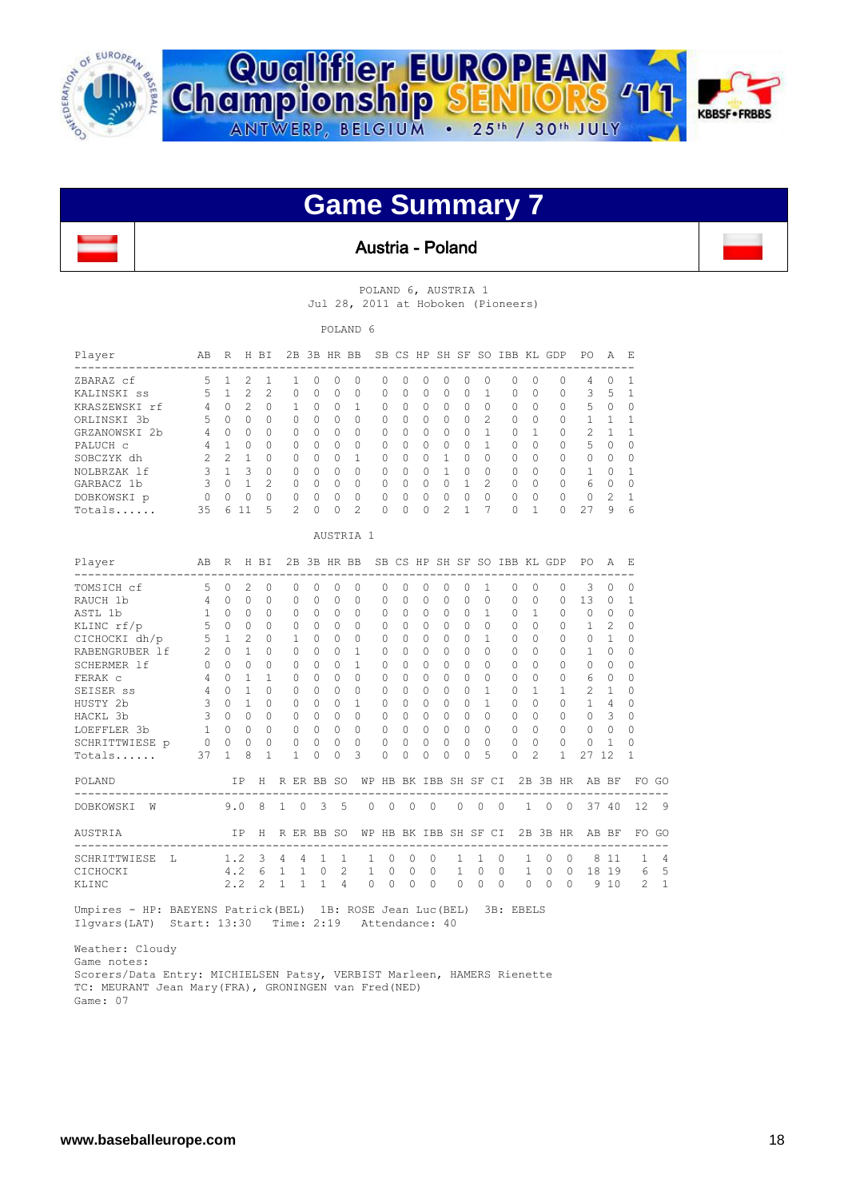# Qualifier EUROPEAN Championship SENIORS '11

ANTWERP, BELGIUM • 25th / 30th JULY

## Game Summary 7

### Austria - Poland

POLAND 6, AUSTRIA 1
Jul 28, 2011 at Hoboken (Pioneers)

POLAND 6

| Player | AB | R | H | BI | 2B | 3B | HR | BB | SB | CS | HP | SH | SF | SO | IBB | KL | GDP | PO | A | E |
|---|---|---|---|---|---|---|---|---|---|---|---|---|---|---|---|---|---|---|---|---|
| ZBARAZ cf | 5 | 1 | 2 | 1 | 1 | 0 | 0 | 0 | 0 | 0 | 0 | 0 | 0 | 0 | 0 | 0 | 0 | 4 | 0 | 1 |
| KALINSKI ss | 5 | 1 | 2 | 2 | 0 | 0 | 0 | 0 | 0 | 0 | 0 | 0 | 0 | 1 | 0 | 0 | 0 | 3 | 5 | 1 |
| KRASZEWSKI rf | 4 | 0 | 2 | 0 | 1 | 0 | 0 | 1 | 0 | 0 | 0 | 0 | 0 | 0 | 0 | 0 | 0 | 5 | 0 | 0 |
| ORLINSKI 3b | 5 | 0 | 0 | 0 | 0 | 0 | 0 | 0 | 0 | 0 | 0 | 0 | 0 | 2 | 0 | 0 | 0 | 1 | 1 | 1 |
| GRZANOWSKI 2b | 4 | 0 | 0 | 0 | 0 | 0 | 0 | 0 | 0 | 0 | 0 | 0 | 0 | 1 | 0 | 1 | 0 | 2 | 1 | 1 |
| PALUCH c | 4 | 1 | 0 | 0 | 0 | 0 | 0 | 0 | 0 | 0 | 0 | 0 | 0 | 1 | 0 | 0 | 0 | 5 | 0 | 0 |
| SOBCZYK dh | 2 | 2 | 1 | 0 | 0 | 0 | 0 | 1 | 0 | 0 | 0 | 1 | 0 | 0 | 0 | 0 | 0 | 0 | 0 | 0 |
| NOLBRZAK lf | 3 | 1 | 3 | 0 | 0 | 0 | 0 | 0 | 0 | 0 | 0 | 1 | 0 | 0 | 0 | 0 | 0 | 1 | 0 | 1 |
| GARBACZ 1b | 3 | 0 | 1 | 2 | 0 | 0 | 0 | 0 | 0 | 0 | 0 | 0 | 1 | 2 | 0 | 0 | 0 | 6 | 0 | 0 |
| DOBKOWSKI p | 0 | 0 | 0 | 0 | 0 | 0 | 0 | 0 | 0 | 0 | 0 | 0 | 0 | 0 | 0 | 0 | 0 | 0 | 2 | 1 |
| Totals...... | 35 | 6 | 11 | 5 | 2 | 0 | 0 | 2 | 0 | 0 | 0 | 2 | 1 | 7 | 0 | 1 | 0 | 27 | 9 | 6 |

AUSTRIA 1

| Player | AB | R | H | BI | 2B | 3B | HR | BB | SB | CS | HP | SH | SF | SO | IBB | KL | GDP | PO | A | E |
|---|---|---|---|---|---|---|---|---|---|---|---|---|---|---|---|---|---|---|---|---|
| TOMSICH cf | 5 | 0 | 2 | 0 | 0 | 0 | 0 | 0 | 0 | 0 | 0 | 0 | 0 | 1 | 0 | 0 | 0 | 3 | 0 | 0 |
| RAUCH 1b | 4 | 0 | 0 | 0 | 0 | 0 | 0 | 0 | 0 | 0 | 0 | 0 | 0 | 0 | 0 | 0 | 0 | 13 | 0 | 1 |
| ASTL 1b | 1 | 0 | 0 | 0 | 0 | 0 | 0 | 0 | 0 | 0 | 0 | 0 | 0 | 1 | 0 | 1 | 0 | 0 | 0 | 0 |
| KLINC rf/p | 5 | 0 | 0 | 0 | 0 | 0 | 0 | 0 | 0 | 0 | 0 | 0 | 0 | 0 | 0 | 0 | 0 | 1 | 2 | 0 |
| CICHOCKI dh/p | 5 | 1 | 2 | 0 | 1 | 0 | 0 | 0 | 0 | 0 | 0 | 0 | 0 | 1 | 0 | 0 | 0 | 0 | 1 | 0 |
| RABENGRUBER lf | 2 | 0 | 1 | 0 | 0 | 0 | 0 | 1 | 0 | 0 | 0 | 0 | 0 | 0 | 0 | 0 | 0 | 1 | 0 | 0 |
| SCHERMER lf | 0 | 0 | 0 | 0 | 0 | 0 | 0 | 1 | 0 | 0 | 0 | 0 | 0 | 0 | 0 | 0 | 0 | 0 | 0 | 0 |
| FERAK c | 4 | 0 | 1 | 1 | 0 | 0 | 0 | 0 | 0 | 0 | 0 | 0 | 0 | 0 | 0 | 0 | 0 | 6 | 0 | 0 |
| SEISER ss | 4 | 0 | 1 | 0 | 0 | 0 | 0 | 0 | 0 | 0 | 0 | 0 | 0 | 1 | 0 | 1 | 1 | 2 | 1 | 0 |
| HUSTY 2b | 3 | 0 | 1 | 0 | 0 | 0 | 0 | 1 | 0 | 0 | 0 | 0 | 0 | 1 | 0 | 0 | 0 | 1 | 4 | 0 |
| HACKL 3b | 3 | 0 | 0 | 0 | 0 | 0 | 0 | 0 | 0 | 0 | 0 | 0 | 0 | 0 | 0 | 0 | 0 | 0 | 3 | 0 |
| LOEFFLER 3b | 1 | 0 | 0 | 0 | 0 | 0 | 0 | 0 | 0 | 0 | 0 | 0 | 0 | 0 | 0 | 0 | 0 | 0 | 0 | 0 |
| SCHRITTWIESE p | 0 | 0 | 0 | 0 | 0 | 0 | 0 | 0 | 0 | 0 | 0 | 0 | 0 | 0 | 0 | 0 | 0 | 0 | 1 | 0 |
| Totals...... | 37 | 1 | 8 | 1 | 1 | 0 | 0 | 3 | 0 | 0 | 0 | 0 | 0 | 5 | 0 | 2 | 1 | 27 | 12 | 1 |

| POLAND | IP | H | R | ER | BB | SO | WP | HB | BK | IBB | SH | SF | CI | 2B | 3B | HR | AB | BF | FO | GO |
|---|---|---|---|---|---|---|---|---|---|---|---|---|---|---|---|---|---|---|---|---|
| DOBKOWSKI W | 9.0 | 8 | 1 | 0 | 3 | 5 | 0 | 0 | 0 | 0 | 0 | 0 | 0 | 1 | 0 | 0 | 37 | 40 | 12 | 9 |

| AUSTRIA | IP | H | R | ER | BB | SO | WP | HB | BK | IBB | SH | SF | CI | 2B | 3B | HR | AB | BF | FO | GO |
|---|---|---|---|---|---|---|---|---|---|---|---|---|---|---|---|---|---|---|---|---|
| SCHRITTWIESE L | 1.2 | 3 | 4 | 4 | 1 | 1 | 1 | 0 | 0 | 0 | 1 | 1 | 0 | 1 | 0 | 0 | 8 | 11 | 1 | 4 |
| CICHOCKI | 4.2 | 6 | 1 | 1 | 0 | 2 | 1 | 0 | 0 | 0 | 1 | 0 | 0 | 1 | 0 | 0 | 18 | 19 | 6 | 5 |
| KLINC | 2.2 | 2 | 1 | 1 | 1 | 4 | 0 | 0 | 0 | 0 | 0 | 0 | 0 | 0 | 0 | 0 | 9 | 10 | 2 | 1 |

Umpires - HP: BAEYENS Patrick(BEL) 1B: ROSE Jean Luc(BEL) 3B: EBELS Ilgvars(LAT) Start: 13:30 Time: 2:19 Attendance: 40

Weather: Cloudy
Game notes:
Scorers/Data Entry: MICHIELSEN Patsy, VERBIST Marleen, HAMERS Rienette
TC: MEURANT Jean Mary(FRA), GRONINGEN van Fred(NED)
Game: 07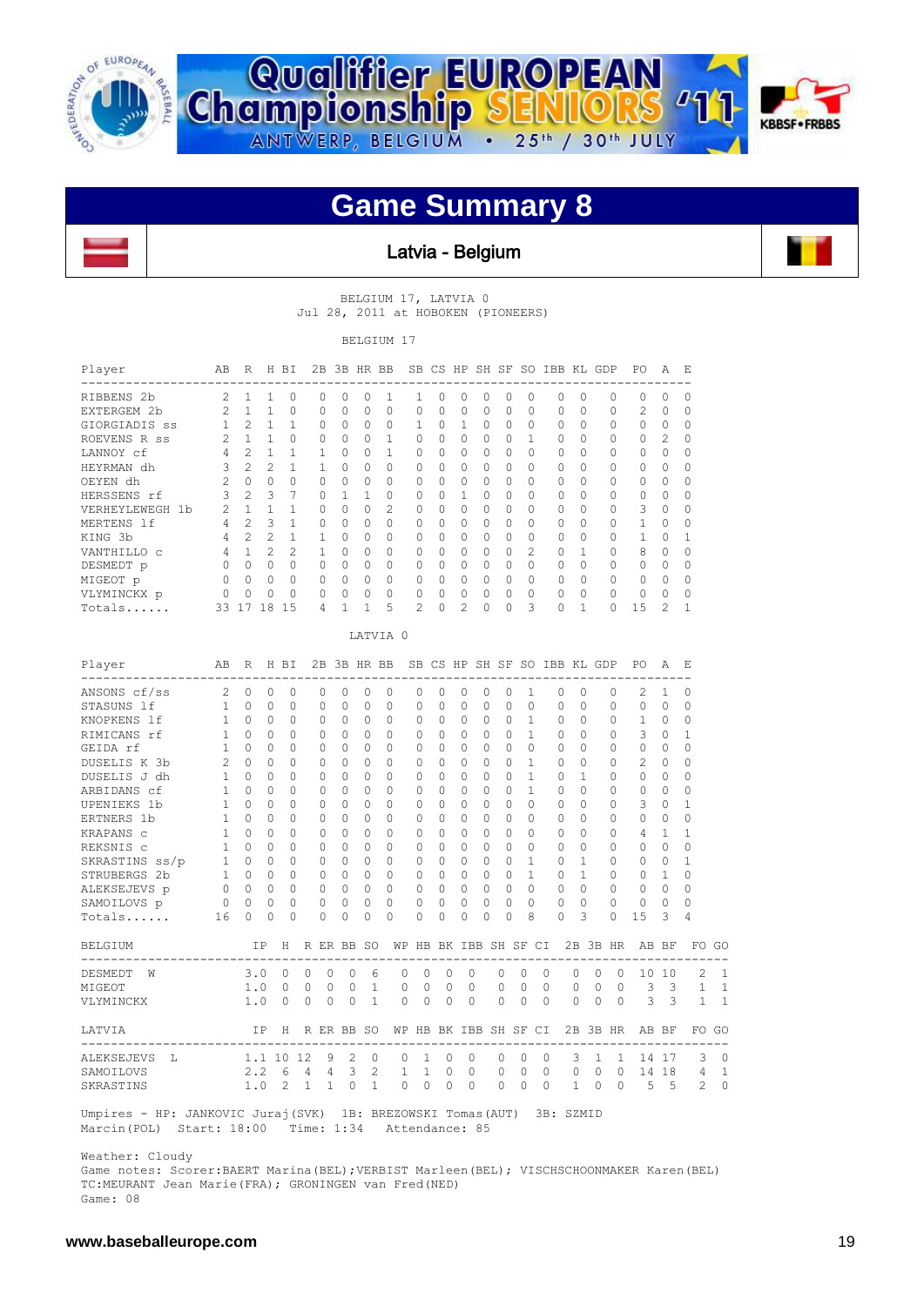# Qualifier EUROPEAN Championship SENIORS '11

ANTWERP, BELGIUM • 25th / 30th JULY

## Game Summary 8

### Latvia - Belgium

BELGIUM 17, LATVIA 0
Jul 28, 2011 at HOBOKEN (PIONEERS)

BELGIUM 17

| Player | AB | R | H | BI | 2B | 3B | HR | BB | SB | CS | HP | SH | SF | SO | IBB | KL | GDP | PO | A | E |
|---|---|---|---|---|---|---|---|---|---|---|---|---|---|---|---|---|---|---|---|---|
| RIBBENS 2b | 2 | 1 | 1 | 0 | 0 | 0 | 0 | 1 | 1 | 0 | 0 | 0 | 0 | 0 | 0 | 0 | 0 | 0 | 0 | 0 |
| EXTERGEM 2b | 2 | 1 | 1 | 0 | 0 | 0 | 0 | 0 | 0 | 0 | 0 | 0 | 0 | 0 | 0 | 0 | 0 | 2 | 0 | 0 |
| GIORGIADIS ss | 1 | 2 | 1 | 1 | 0 | 0 | 0 | 0 | 1 | 0 | 1 | 0 | 0 | 0 | 0 | 0 | 0 | 0 | 0 | 0 |
| ROEVENS R ss | 2 | 1 | 1 | 0 | 0 | 0 | 0 | 1 | 0 | 0 | 0 | 0 | 0 | 1 | 0 | 0 | 0 | 0 | 2 | 0 |
| LANNOY cf | 4 | 2 | 1 | 1 | 1 | 0 | 0 | 1 | 0 | 0 | 0 | 0 | 0 | 0 | 0 | 0 | 0 | 0 | 0 | 0 |
| HEYRMAN dh | 3 | 2 | 2 | 1 | 1 | 0 | 0 | 0 | 0 | 0 | 0 | 0 | 0 | 0 | 0 | 0 | 0 | 0 | 0 | 0 |
| OEYEN dh | 2 | 0 | 0 | 0 | 0 | 0 | 0 | 0 | 0 | 0 | 0 | 0 | 0 | 0 | 0 | 0 | 0 | 0 | 0 | 0 |
| HERSSENS rf | 3 | 2 | 3 | 7 | 0 | 1 | 1 | 0 | 0 | 0 | 1 | 0 | 0 | 0 | 0 | 0 | 0 | 0 | 0 | 0 |
| VERHEYLEWEGH 1b | 2 | 1 | 1 | 1 | 0 | 0 | 0 | 2 | 0 | 0 | 0 | 0 | 0 | 0 | 0 | 0 | 0 | 3 | 0 | 0 |
| MERTENS lf | 4 | 2 | 3 | 1 | 0 | 0 | 0 | 0 | 0 | 0 | 0 | 0 | 0 | 0 | 0 | 0 | 0 | 1 | 0 | 0 |
| KING 3b | 4 | 2 | 2 | 1 | 1 | 0 | 0 | 0 | 0 | 0 | 0 | 0 | 0 | 0 | 0 | 0 | 0 | 1 | 0 | 1 |
| VANTHILLO c | 4 | 1 | 2 | 2 | 1 | 0 | 0 | 0 | 0 | 0 | 0 | 0 | 0 | 2 | 0 | 1 | 0 | 8 | 0 | 0 |
| DESMEDT p | 0 | 0 | 0 | 0 | 0 | 0 | 0 | 0 | 0 | 0 | 0 | 0 | 0 | 0 | 0 | 0 | 0 | 0 | 0 | 0 |
| MIGEOT p | 0 | 0 | 0 | 0 | 0 | 0 | 0 | 0 | 0 | 0 | 0 | 0 | 0 | 0 | 0 | 0 | 0 | 0 | 0 | 0 |
| VLYMINCKX p | 0 | 0 | 0 | 0 | 0 | 0 | 0 | 0 | 0 | 0 | 0 | 0 | 0 | 0 | 0 | 0 | 0 | 0 | 0 | 0 |
| Totals...... | 33 | 17 | 18 | 15 | 4 | 1 | 1 | 5 | 2 | 0 | 2 | 0 | 0 | 3 | 0 | 1 | 0 | 15 | 2 | 1 |

LATVIA 0

| Player | AB | R | H | BI | 2B | 3B | HR | BB | SB | CS | HP | SH | SF | SO | IBB | KL | GDP | PO | A | E |
|---|---|---|---|---|---|---|---|---|---|---|---|---|---|---|---|---|---|---|---|---|
| ANSONS cf/ss | 2 | 0 | 0 | 0 | 0 | 0 | 0 | 0 | 0 | 0 | 0 | 0 | 0 | 1 | 0 | 0 | 0 | 2 | 1 | 0 |
| STASUNS lf | 1 | 0 | 0 | 0 | 0 | 0 | 0 | 0 | 0 | 0 | 0 | 0 | 0 | 0 | 0 | 0 | 0 | 0 | 0 | 0 |
| KNOPENKS lf | 1 | 0 | 0 | 0 | 0 | 0 | 0 | 0 | 0 | 0 | 0 | 0 | 0 | 1 | 0 | 0 | 0 | 1 | 0 | 0 |
| RIMICANS rf | 1 | 0 | 0 | 0 | 0 | 0 | 0 | 0 | 0 | 0 | 0 | 0 | 0 | 1 | 0 | 0 | 0 | 3 | 0 | 1 |
| GEIDA rf | 1 | 0 | 0 | 0 | 0 | 0 | 0 | 0 | 0 | 0 | 0 | 0 | 0 | 0 | 0 | 0 | 0 | 0 | 0 | 0 |
| DUSELIS K 3b | 2 | 0 | 0 | 0 | 0 | 0 | 0 | 0 | 0 | 0 | 0 | 0 | 0 | 1 | 0 | 0 | 0 | 2 | 0 | 0 |
| DUSELIS J dh | 1 | 0 | 0 | 0 | 0 | 0 | 0 | 0 | 0 | 0 | 0 | 0 | 0 | 1 | 0 | 1 | 0 | 0 | 0 | 0 |
| ARBIDANS cf | 1 | 0 | 0 | 0 | 0 | 0 | 0 | 0 | 0 | 0 | 0 | 0 | 0 | 1 | 0 | 0 | 0 | 0 | 0 | 0 |
| UPENIEKS 1b | 1 | 0 | 0 | 0 | 0 | 0 | 0 | 0 | 0 | 0 | 0 | 0 | 0 | 0 | 0 | 0 | 0 | 3 | 0 | 1 |
| ERTNERS 1b | 1 | 0 | 0 | 0 | 0 | 0 | 0 | 0 | 0 | 0 | 0 | 0 | 0 | 0 | 0 | 0 | 0 | 0 | 0 | 0 |
| KRAPANS c | 1 | 0 | 0 | 0 | 0 | 0 | 0 | 0 | 0 | 0 | 0 | 0 | 0 | 0 | 0 | 0 | 0 | 4 | 1 | 1 |
| REKSNIS c | 1 | 0 | 0 | 0 | 0 | 0 | 0 | 0 | 0 | 0 | 0 | 0 | 0 | 0 | 0 | 0 | 0 | 0 | 0 | 0 |
| SKRASTINS ss/p | 1 | 0 | 0 | 0 | 0 | 0 | 0 | 0 | 0 | 0 | 0 | 0 | 0 | 1 | 0 | 1 | 0 | 0 | 0 | 1 |
| STRUBERGS 2b | 1 | 0 | 0 | 0 | 0 | 0 | 0 | 0 | 0 | 0 | 0 | 0 | 0 | 1 | 0 | 1 | 0 | 0 | 1 | 0 |
| ALEKSEJEVS p | 0 | 0 | 0 | 0 | 0 | 0 | 0 | 0 | 0 | 0 | 0 | 0 | 0 | 0 | 0 | 0 | 0 | 0 | 0 | 0 |
| SAMOILOVS p | 0 | 0 | 0 | 0 | 0 | 0 | 0 | 0 | 0 | 0 | 0 | 0 | 0 | 0 | 0 | 0 | 0 | 0 | 0 | 0 |
| Totals...... | 16 | 0 | 0 | 0 | 0 | 0 | 0 | 0 | 0 | 0 | 0 | 0 | 0 | 8 | 0 | 3 | 0 | 15 | 3 | 4 |

| BELGIUM | IP | H | R | ER | BB | SO | WP | HB | BK | IBB | SH | SF | CI | 2B | 3B | HR | AB | BF | FO | GO |
|---|---|---|---|---|---|---|---|---|---|---|---|---|---|---|---|---|---|---|---|---|
| DESMEDT W | 3.0 | 0 | 0 | 0 | 0 | 6 | 0 | 0 | 0 | 0 | 0 | 0 | 0 | 0 | 0 | 0 | 10 | 10 | 2 | 1 |
| MIGEOT | 1.0 | 0 | 0 | 0 | 0 | 1 | 0 | 0 | 0 | 0 | 0 | 0 | 0 | 0 | 0 | 0 | 3 | 3 | 1 | 1 |
| VLYMINCKX | 1.0 | 0 | 0 | 0 | 0 | 1 | 0 | 0 | 0 | 0 | 0 | 0 | 0 | 0 | 0 | 0 | 3 | 3 | 1 | 1 |

| LATVIA | IP | H | R | ER | BB | SO | WP | HB | BK | IBB | SH | SF | CI | 2B | 3B | HR | AB | BF | FO | GO |
|---|---|---|---|---|---|---|---|---|---|---|---|---|---|---|---|---|---|---|---|---|
| ALEKSEJEVS L | 1.1 | 10 | 12 | 9 | 2 | 0 | 0 | 1 | 0 | 0 | 0 | 0 | 0 | 3 | 1 | 1 | 14 | 17 | 3 | 0 |
| SAMOILOVS | 2.2 | 6 | 4 | 4 | 3 | 2 | 1 | 1 | 0 | 0 | 0 | 0 | 0 | 0 | 0 | 0 | 14 | 18 | 4 | 1 |
| SKRASTINS | 1.0 | 2 | 1 | 1 | 0 | 1 | 0 | 0 | 0 | 0 | 0 | 0 | 0 | 1 | 0 | 0 | 5 | 5 | 2 | 0 |

Umpires - HP: JANKOVIC Juraj(SVK) 1B: BREZOWSKI Tomas(AUT) 3B: SZMID Marcin(POL) Start: 18:00 Time: 1:34 Attendance: 85

Weather: Cloudy
Game notes: Scorer:BAERT Marina(BEL);VERBIST Marleen(BEL); VISCHSCHOONMAKER Karen(BEL) TC:MEURANT Jean Marie(FRA); GRONINGEN van Fred(NED)
Game: 08

www.baseballeurope.com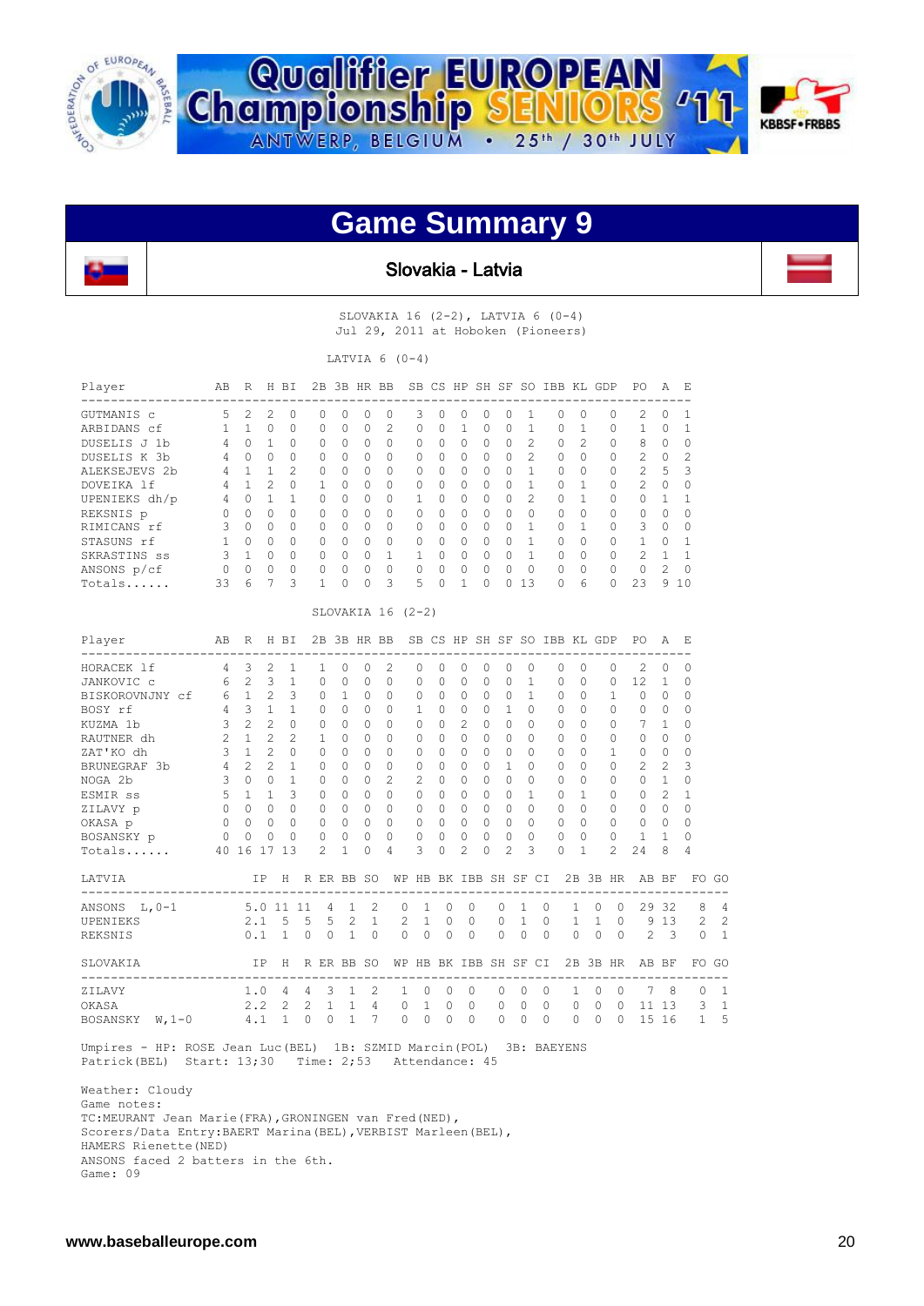# Game Summary 9

## Slovakia - Latvia

SLOVAKIA 16 (2-2), LATVIA 6 (0-4)
Jul 29, 2011 at Hoboken (Pioneers)

LATVIA 6 (0-4)

| Player | AB | R | H | BI | 2B | 3B | HR | BB | SB | CS | HP | SH | SF | SO | IBB | KL | GDP | PO | A | E |
|---|---|---|---|---|---|---|---|---|---|---|---|---|---|---|---|---|---|---|---|---|
| GUTMANIS c | 5 | 2 | 2 | 0 | 0 | 0 | 0 | 0 | 3 | 0 | 0 | 0 | 0 | 1 | 0 | 0 | 0 | 2 | 0 | 1 |
| ARBIDANS cf | 1 | 1 | 0 | 0 | 0 | 0 | 0 | 2 | 0 | 0 | 1 | 0 | 0 | 1 | 0 | 1 | 0 | 1 | 0 | 1 |
| DUSELIS J 1b | 4 | 0 | 1 | 0 | 0 | 0 | 0 | 0 | 0 | 0 | 0 | 0 | 0 | 2 | 0 | 2 | 0 | 8 | 0 | 0 |
| DUSELIS K 3b | 4 | 0 | 0 | 0 | 0 | 0 | 0 | 0 | 0 | 0 | 0 | 0 | 0 | 2 | 0 | 0 | 0 | 2 | 0 | 2 |
| ALEKSEJEVS 2b | 4 | 1 | 1 | 2 | 0 | 0 | 0 | 0 | 0 | 0 | 0 | 0 | 0 | 1 | 0 | 0 | 0 | 2 | 5 | 3 |
| DOVEIKA lf | 4 | 1 | 2 | 0 | 1 | 0 | 0 | 0 | 0 | 0 | 0 | 0 | 0 | 1 | 0 | 1 | 0 | 2 | 0 | 0 |
| UPENIEKS dh/p | 4 | 0 | 1 | 1 | 0 | 0 | 0 | 0 | 1 | 0 | 0 | 0 | 0 | 2 | 0 | 1 | 0 | 0 | 1 | 1 |
| REKSNIS p | 0 | 0 | 0 | 0 | 0 | 0 | 0 | 0 | 0 | 0 | 0 | 0 | 0 | 0 | 0 | 0 | 0 | 0 | 0 | 0 |
| RIMICANS rf | 3 | 0 | 0 | 0 | 0 | 0 | 0 | 0 | 0 | 0 | 0 | 0 | 0 | 1 | 0 | 1 | 0 | 3 | 0 | 0 |
| STASUNS rf | 1 | 0 | 0 | 0 | 0 | 0 | 0 | 0 | 0 | 0 | 0 | 0 | 0 | 1 | 0 | 0 | 0 | 1 | 0 | 1 |
| SKRASTINS ss | 3 | 1 | 0 | 0 | 0 | 0 | 0 | 1 | 1 | 0 | 0 | 0 | 0 | 1 | 0 | 0 | 0 | 2 | 1 | 1 |
| ANSONS p/cf | 0 | 0 | 0 | 0 | 0 | 0 | 0 | 0 | 0 | 0 | 0 | 0 | 0 | 0 | 0 | 0 | 0 | 0 | 2 | 0 |
| Totals...... | 33 | 6 | 7 | 3 | 1 | 0 | 0 | 3 | 5 | 0 | 1 | 0 | 0 | 13 | 0 | 6 | 0 | 23 | 9 | 10 |

SLOVAKIA 16 (2-2)

| Player | AB | R | H | BI | 2B | 3B | HR | BB | SB | CS | HP | SH | SF | SO | IBB | KL | GDP | PO | A | E |
|---|---|---|---|---|---|---|---|---|---|---|---|---|---|---|---|---|---|---|---|---|
| HORACEK lf | 4 | 3 | 2 | 1 | 1 | 0 | 0 | 2 | 0 | 0 | 0 | 0 | 0 | 0 | 0 | 0 | 0 | 2 | 0 | 0 |
| JANKOVIC c | 6 | 2 | 3 | 1 | 0 | 0 | 0 | 0 | 0 | 0 | 0 | 0 | 0 | 1 | 0 | 0 | 0 | 12 | 1 | 0 |
| BISKOROVNJNY cf | 6 | 1 | 2 | 3 | 0 | 1 | 0 | 0 | 0 | 0 | 0 | 0 | 0 | 1 | 0 | 0 | 1 | 0 | 0 | 0 |
| BOSY rf | 4 | 3 | 1 | 1 | 0 | 0 | 0 | 0 | 1 | 0 | 0 | 0 | 1 | 0 | 0 | 0 | 0 | 0 | 0 | 0 |
| KUZMA 1b | 3 | 2 | 2 | 0 | 0 | 0 | 0 | 0 | 0 | 0 | 2 | 0 | 0 | 0 | 0 | 0 | 0 | 7 | 1 | 0 |
| RAUTNER dh | 2 | 1 | 2 | 2 | 1 | 0 | 0 | 0 | 0 | 0 | 0 | 0 | 0 | 0 | 0 | 0 | 0 | 0 | 0 | 0 |
| ZAT'KO dh | 3 | 1 | 2 | 0 | 0 | 0 | 0 | 0 | 0 | 0 | 0 | 0 | 0 | 0 | 0 | 0 | 1 | 0 | 0 | 0 |
| BRUNEGRAF 3b | 4 | 2 | 2 | 1 | 0 | 0 | 0 | 0 | 0 | 0 | 0 | 0 | 1 | 0 | 0 | 0 | 0 | 2 | 2 | 3 |
| NOGA 2b | 3 | 0 | 0 | 1 | 0 | 0 | 0 | 2 | 2 | 0 | 0 | 0 | 0 | 0 | 0 | 0 | 0 | 0 | 1 | 0 |
| ESMIR ss | 5 | 1 | 1 | 3 | 0 | 0 | 0 | 0 | 0 | 0 | 0 | 0 | 0 | 1 | 0 | 1 | 0 | 0 | 2 | 1 |
| ZILAVY p | 0 | 0 | 0 | 0 | 0 | 0 | 0 | 0 | 0 | 0 | 0 | 0 | 0 | 0 | 0 | 0 | 0 | 0 | 0 | 0 |
| OKASA p | 0 | 0 | 0 | 0 | 0 | 0 | 0 | 0 | 0 | 0 | 0 | 0 | 0 | 0 | 0 | 0 | 0 | 0 | 0 | 0 |
| BOSANSKY p | 0 | 0 | 0 | 0 | 0 | 0 | 0 | 0 | 0 | 0 | 0 | 0 | 0 | 0 | 0 | 0 | 0 | 1 | 1 | 0 |
| Totals...... | 40 | 16 | 17 | 13 | 2 | 1 | 0 | 4 | 3 | 0 | 2 | 0 | 2 | 3 | 0 | 1 | 2 | 24 | 8 | 4 |

| LATVIA | IP | H | R | ER | BB | SO | WP | HB | BK | IBB | SH | SF | CI | 2B | 3B | HR | AB | BF | FO | GO |
|---|---|---|---|---|---|---|---|---|---|---|---|---|---|---|---|---|---|---|---|---|
| ANSONS L,0-1 | 5.0 | 11 | 11 | 4 | 1 | 2 | 0 | 1 | 0 | 0 | 0 | 1 | 0 | 1 | 0 | 0 | 29 | 32 | 8 | 4 |
| UPENIEKS | 2.1 | 5 | 5 | 5 | 2 | 1 | 2 | 1 | 0 | 0 | 0 | 1 | 0 | 1 | 1 | 0 | 9 | 13 | 2 | 2 |
| REKSNIS | 0.1 | 1 | 0 | 0 | 1 | 0 | 0 | 0 | 0 | 0 | 0 | 0 | 0 | 0 | 0 | 0 | 2 | 3 | 0 | 1 |

| SLOVAKIA | IP | H | R | ER | BB | SO | WP | HB | BK | IBB | SH | SF | CI | 2B | 3B | HR | AB | BF | FO | GO |
|---|---|---|---|---|---|---|---|---|---|---|---|---|---|---|---|---|---|---|---|---|
| ZILAVY | 1.0 | 4 | 4 | 3 | 1 | 2 | 1 | 0 | 0 | 0 | 0 | 0 | 0 | 1 | 0 | 0 | 7 | 8 | 0 | 1 |
| OKASA | 2.2 | 2 | 2 | 1 | 1 | 4 | 0 | 1 | 0 | 0 | 0 | 0 | 0 | 0 | 0 | 0 | 11 | 13 | 3 | 1 |
| BOSANSKY W,1-0 | 4.1 | 1 | 0 | 0 | 1 | 7 | 0 | 0 | 0 | 0 | 0 | 0 | 0 | 0 | 0 | 0 | 15 | 16 | 1 | 5 |

Umpires - HP: ROSE Jean Luc(BEL) 1B: SZMID Marcin(POL) 3B: BAEYENS Patrick(BEL) Start: 13;30 Time: 2;53 Attendance: 45

Weather: Cloudy
Game notes:
TC:MEURANT Jean Marie(FRA),GRONINGEN van Fred(NED),
Scorers/Data Entry:BAERT Marina(BEL),VERBIST Marleen(BEL),
HAMERS Rienette(NED)
ANSONS faced 2 batters in the 6th.
Game: 09

www.baseballeurope.com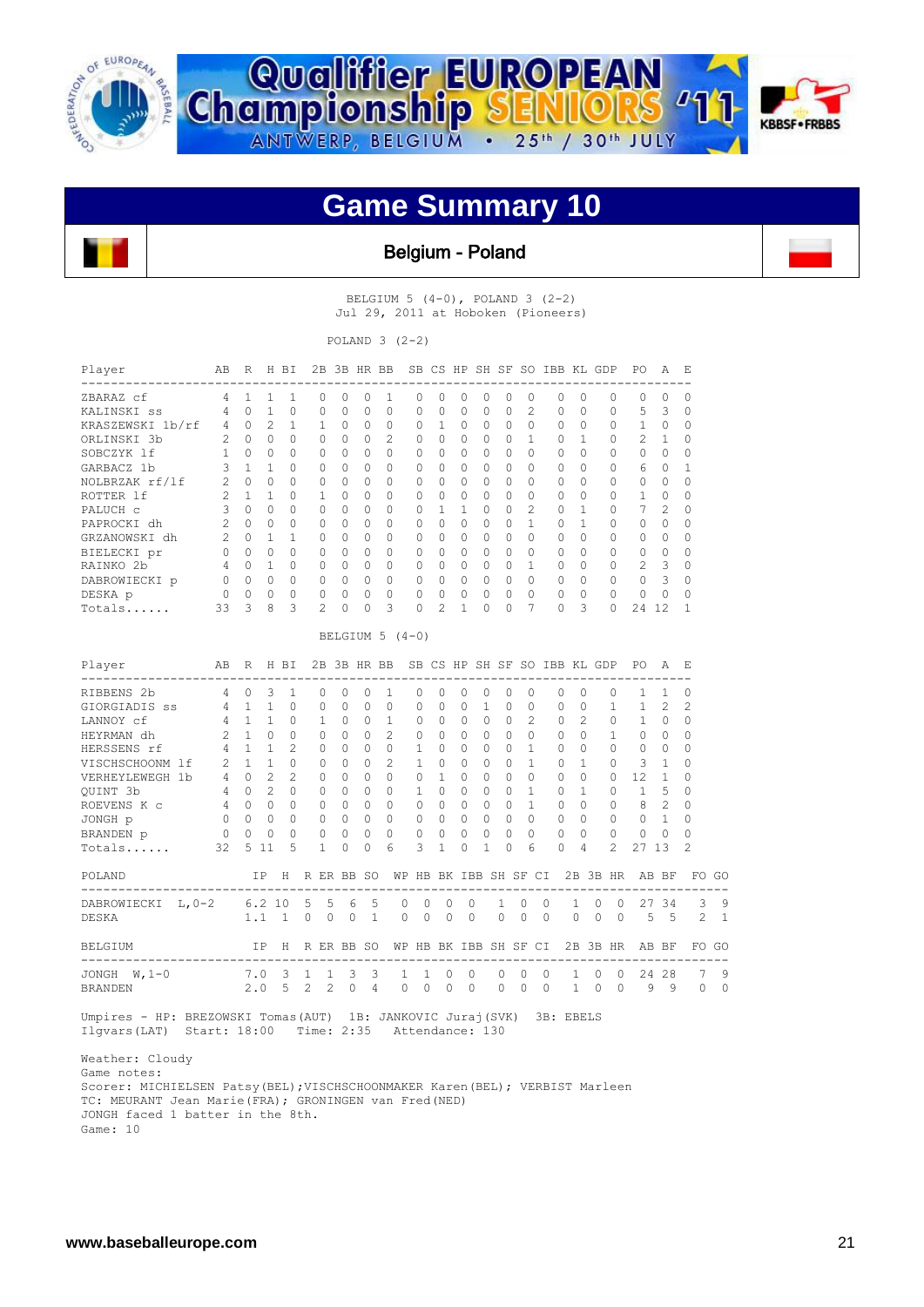# Qualifier EUROPEAN Championship SENIORS '11

ANTWERP, BELGIUM • 25th / 30th JULY

## Game Summary 10

### Belgium - Poland

BELGIUM 5 (4-0), POLAND 3 (2-2)
Jul 29, 2011 at Hoboken (Pioneers)

POLAND 3 (2-2)

| Player | AB | R | H | BI | 2B | 3B | HR | BB | SB | CS | HP | SH | SF | SO | IBB | KL | GDP | PO | A | E |
|---|---|---|---|---|---|---|---|---|---|---|---|---|---|---|---|---|---|---|---|---|
| ZBARAZ cf | 4 | 1 | 1 | 1 | 0 | 0 | 0 | 1 | 0 | 0 | 0 | 0 | 0 | 0 | 0 | 0 | 0 | 0 | 0 | 0 |
| KALINSKI ss | 4 | 0 | 1 | 0 | 0 | 0 | 0 | 0 | 0 | 0 | 0 | 0 | 0 | 2 | 0 | 0 | 0 | 5 | 3 | 0 |
| KRASZEWSKI 1b/rf | 4 | 0 | 2 | 1 | 1 | 0 | 0 | 0 | 0 | 1 | 0 | 0 | 0 | 0 | 0 | 0 | 0 | 1 | 0 | 0 |
| ORLINSKI 3b | 2 | 0 | 0 | 0 | 0 | 0 | 0 | 2 | 0 | 0 | 0 | 0 | 0 | 1 | 0 | 1 | 0 | 2 | 1 | 0 |
| SOBCZYK lf | 1 | 0 | 0 | 0 | 0 | 0 | 0 | 0 | 0 | 0 | 0 | 0 | 0 | 0 | 0 | 0 | 0 | 0 | 0 | 0 |
| GARBACZ 1b | 3 | 1 | 1 | 0 | 0 | 0 | 0 | 0 | 0 | 0 | 0 | 0 | 0 | 0 | 0 | 0 | 0 | 6 | 0 | 1 |
| NOLBRZAK rf/lf | 2 | 0 | 0 | 0 | 0 | 0 | 0 | 0 | 0 | 0 | 0 | 0 | 0 | 0 | 0 | 0 | 0 | 0 | 0 | 0 |
| ROTTER lf | 2 | 1 | 1 | 0 | 1 | 0 | 0 | 0 | 0 | 0 | 0 | 0 | 0 | 0 | 0 | 0 | 0 | 1 | 0 | 0 |
| PALUCH c | 3 | 0 | 0 | 0 | 0 | 0 | 0 | 0 | 0 | 1 | 1 | 0 | 0 | 2 | 0 | 1 | 0 | 7 | 2 | 0 |
| PAPROCKI dh | 2 | 0 | 0 | 0 | 0 | 0 | 0 | 0 | 0 | 0 | 0 | 0 | 0 | 1 | 0 | 1 | 0 | 0 | 0 | 0 |
| GRZANOWSKI dh | 2 | 0 | 1 | 1 | 0 | 0 | 0 | 0 | 0 | 0 | 0 | 0 | 0 | 0 | 0 | 0 | 0 | 0 | 0 | 0 |
| BIELECKI pr | 0 | 0 | 0 | 0 | 0 | 0 | 0 | 0 | 0 | 0 | 0 | 0 | 0 | 0 | 0 | 0 | 0 | 0 | 0 | 0 |
| RAINKO 2b | 4 | 0 | 1 | 0 | 0 | 0 | 0 | 0 | 0 | 0 | 0 | 0 | 0 | 1 | 0 | 0 | 0 | 2 | 3 | 0 |
| DABROWIECKI p | 0 | 0 | 0 | 0 | 0 | 0 | 0 | 0 | 0 | 0 | 0 | 0 | 0 | 0 | 0 | 0 | 0 | 0 | 3 | 0 |
| DESKA p | 0 | 0 | 0 | 0 | 0 | 0 | 0 | 0 | 0 | 0 | 0 | 0 | 0 | 0 | 0 | 0 | 0 | 0 | 0 | 0 |
| Totals...... | 33 | 3 | 8 | 3 | 2 | 0 | 0 | 3 | 0 | 2 | 1 | 0 | 0 | 7 | 0 | 3 | 0 | 24 | 12 | 1 |

BELGIUM 5 (4-0)

| Player | AB | R | H | BI | 2B | 3B | HR | BB | SB | CS | HP | SH | SF | SO | IBB | KL | GDP | PO | A | E |
|---|---|---|---|---|---|---|---|---|---|---|---|---|---|---|---|---|---|---|---|---|
| RIBBENS 2b | 4 | 0 | 3 | 1 | 0 | 0 | 0 | 1 | 0 | 0 | 0 | 0 | 0 | 0 | 0 | 0 | 0 | 1 | 1 | 0 |
| GIORGIADIS ss | 4 | 1 | 1 | 0 | 0 | 0 | 0 | 0 | 0 | 0 | 0 | 1 | 0 | 0 | 0 | 0 | 1 | 1 | 2 | 2 |
| LANNOY cf | 4 | 1 | 1 | 0 | 1 | 0 | 0 | 1 | 0 | 0 | 0 | 0 | 0 | 2 | 0 | 2 | 0 | 1 | 0 | 0 |
| HEYRMAN dh | 2 | 1 | 0 | 0 | 0 | 0 | 0 | 2 | 0 | 0 | 0 | 0 | 0 | 0 | 0 | 0 | 1 | 0 | 0 | 0 |
| HERSSENS rf | 4 | 1 | 1 | 2 | 0 | 0 | 0 | 0 | 1 | 0 | 0 | 0 | 0 | 1 | 0 | 0 | 0 | 0 | 0 | 0 |
| VISCHSCHOONM lf | 2 | 1 | 1 | 0 | 0 | 0 | 0 | 2 | 1 | 0 | 0 | 0 | 0 | 1 | 0 | 1 | 0 | 3 | 1 | 0 |
| VERHEYLEWEGH 1b | 4 | 0 | 2 | 2 | 0 | 0 | 0 | 0 | 0 | 1 | 0 | 0 | 0 | 0 | 0 | 0 | 0 | 12 | 1 | 0 |
| QUINT 3b | 4 | 0 | 2 | 0 | 0 | 0 | 0 | 0 | 1 | 0 | 0 | 0 | 0 | 1 | 0 | 1 | 0 | 1 | 5 | 0 |
| ROEVENS K c | 4 | 0 | 0 | 0 | 0 | 0 | 0 | 0 | 0 | 0 | 0 | 0 | 0 | 1 | 0 | 0 | 0 | 8 | 2 | 0 |
| JONGH p | 0 | 0 | 0 | 0 | 0 | 0 | 0 | 0 | 0 | 0 | 0 | 0 | 0 | 0 | 0 | 0 | 0 | 0 | 1 | 0 |
| BRANDEN p | 0 | 0 | 0 | 0 | 0 | 0 | 0 | 0 | 0 | 0 | 0 | 0 | 0 | 0 | 0 | 0 | 0 | 0 | 0 | 0 |
| Totals...... | 32 | 5 | 11 | 5 | 1 | 0 | 0 | 6 | 3 | 1 | 0 | 1 | 0 | 6 | 0 | 4 | 2 | 27 | 13 | 2 |

| POLAND | IP | H | R | ER | BB | SO | WP | HB | BK | IBB | SH | SF | CI | 2B | 3B | HR | AB | BF | FO | GO |
|---|---|---|---|---|---|---|---|---|---|---|---|---|---|---|---|---|---|---|---|---|
| DABROWIECKI L,0-2 | 6.2 | 10 | 5 | 5 | 6 | 5 | 0 | 0 | 0 | 0 | 1 | 0 | 0 | 1 | 0 | 0 | 27 | 34 | 3 | 9 |
| DESKA | 1.1 | 1 | 0 | 0 | 0 | 1 | 0 | 0 | 0 | 0 | 0 | 0 | 0 | 0 | 0 | 0 | 5 | 5 | 2 | 1 |

| BELGIUM | IP | H | R | ER | BB | SO | WP | HB | BK | IBB | SH | SF | CI | 2B | 3B | HR | AB | BF | FO | GO |
|---|---|---|---|---|---|---|---|---|---|---|---|---|---|---|---|---|---|---|---|---|
| JONGH W,1-0 | 7.0 | 3 | 1 | 1 | 3 | 3 | 1 | 1 | 0 | 0 | 0 | 0 | 0 | 1 | 0 | 0 | 24 | 28 | 7 | 9 |
| BRANDEN | 2.0 | 5 | 2 | 2 | 0 | 4 | 0 | 0 | 0 | 0 | 0 | 0 | 0 | 1 | 0 | 0 | 9 | 9 | 0 | 0 |

Umpires - HP: BREZOWSKI Tomas(AUT) 1B: JANKOVIC Juraj(SVK) 3B: EBELS Ilgvars(LAT) Start: 18:00 Time: 2:35 Attendance: 130

Weather: Cloudy
Game notes:
Scorer: MICHIELSEN Patsy(BEL);VISCHSCHOONMAKER Karen(BEL); VERBIST Marleen
TC: MEURANT Jean Marie(FRA); GRONINGEN van Fred(NED)
JONGH faced 1 batter in the 8th.
Game: 10

www.baseballeurope.com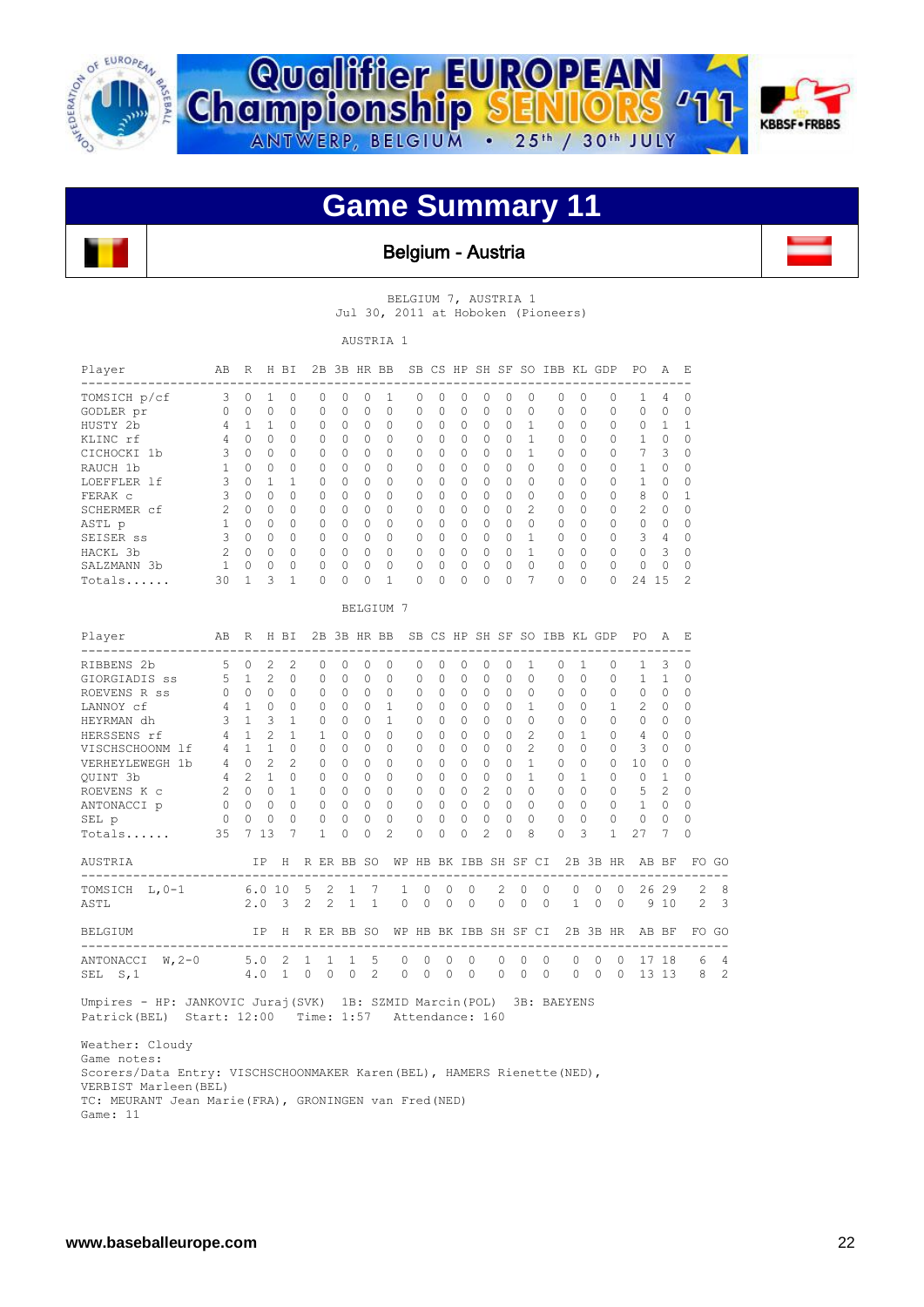# Qualifier EUROPEAN Championship SENIORS '11

ANTWERP, BELGIUM • 25th / 30th JULY

## Game Summary 11

### Belgium - Austria

BELGIUM 7, AUSTRIA 1
Jul 30, 2011 at Hoboken (Pioneers)

AUSTRIA 1

| Player | AB | R | H | BI | 2B | 3B | HR | BB | SB | CS | HP | SH | SF | SO | IBB | KL | GDP | PO | A | E |
|---|---|---|---|---|---|---|---|---|---|---|---|---|---|---|---|---|---|---|---|---|
| TOMSICH p/cf | 3 | 0 | 1 | 0 | 0 | 0 | 0 | 1 | 0 | 0 | 0 | 0 | 0 | 0 | 0 | 0 | 0 | 1 | 4 | 0 |
| GODLER pr | 0 | 0 | 0 | 0 | 0 | 0 | 0 | 0 | 0 | 0 | 0 | 0 | 0 | 0 | 0 | 0 | 0 | 0 | 0 | 0 |
| HUSTY 2b | 4 | 1 | 1 | 0 | 0 | 0 | 0 | 0 | 0 | 0 | 0 | 0 | 0 | 1 | 0 | 0 | 0 | 0 | 1 | 1 |
| KLINC rf | 4 | 0 | 0 | 0 | 0 | 0 | 0 | 0 | 0 | 0 | 0 | 0 | 0 | 1 | 0 | 0 | 0 | 1 | 0 | 0 |
| CICHOCKI 1b | 3 | 0 | 0 | 0 | 0 | 0 | 0 | 0 | 0 | 0 | 0 | 0 | 0 | 1 | 0 | 0 | 0 | 7 | 3 | 0 |
| RAUCH 1b | 1 | 0 | 0 | 0 | 0 | 0 | 0 | 0 | 0 | 0 | 0 | 0 | 0 | 0 | 0 | 0 | 0 | 1 | 0 | 0 |
| LOEFFLER lf | 3 | 0 | 1 | 1 | 0 | 0 | 0 | 0 | 0 | 0 | 0 | 0 | 0 | 0 | 0 | 0 | 0 | 1 | 0 | 0 |
| FERAK c | 3 | 0 | 0 | 0 | 0 | 0 | 0 | 0 | 0 | 0 | 0 | 0 | 0 | 0 | 0 | 0 | 0 | 8 | 0 | 1 |
| SCHERMER cf | 2 | 0 | 0 | 0 | 0 | 0 | 0 | 0 | 0 | 0 | 0 | 0 | 0 | 2 | 0 | 0 | 0 | 2 | 0 | 0 |
| ASTL p | 1 | 0 | 0 | 0 | 0 | 0 | 0 | 0 | 0 | 0 | 0 | 0 | 0 | 0 | 0 | 0 | 0 | 0 | 0 | 0 |
| SEISER ss | 3 | 0 | 0 | 0 | 0 | 0 | 0 | 0 | 0 | 0 | 0 | 0 | 0 | 1 | 0 | 0 | 0 | 3 | 4 | 0 |
| HACKL 3b | 2 | 0 | 0 | 0 | 0 | 0 | 0 | 0 | 0 | 0 | 0 | 0 | 0 | 1 | 0 | 0 | 0 | 0 | 3 | 0 |
| SALZMANN 3b | 1 | 0 | 0 | 0 | 0 | 0 | 0 | 0 | 0 | 0 | 0 | 0 | 0 | 0 | 0 | 0 | 0 | 0 | 0 | 0 |
| Totals...... | 30 | 1 | 3 | 1 | 0 | 0 | 0 | 1 | 0 | 0 | 0 | 0 | 0 | 7 | 0 | 0 | 0 | 24 | 15 | 2 |

BELGIUM 7

| Player | AB | R | H | BI | 2B | 3B | HR | BB | SB | CS | HP | SH | SF | SO | IBB | KL | GDP | PO | A | E |
|---|---|---|---|---|---|---|---|---|---|---|---|---|---|---|---|---|---|---|---|---|
| RIBBENS 2b | 5 | 0 | 2 | 2 | 0 | 0 | 0 | 0 | 0 | 0 | 0 | 0 | 0 | 1 | 0 | 1 | 0 | 1 | 3 | 0 |
| GIORGIADIS ss | 5 | 1 | 2 | 0 | 0 | 0 | 0 | 0 | 0 | 0 | 0 | 0 | 0 | 0 | 0 | 0 | 0 | 1 | 1 | 0 |
| ROEVENS R ss | 0 | 0 | 0 | 0 | 0 | 0 | 0 | 0 | 0 | 0 | 0 | 0 | 0 | 0 | 0 | 0 | 0 | 0 | 0 | 0 |
| LANNOY cf | 4 | 1 | 0 | 0 | 0 | 0 | 0 | 1 | 0 | 0 | 0 | 0 | 0 | 1 | 0 | 0 | 1 | 2 | 0 | 0 |
| HEYRMAN dh | 3 | 1 | 3 | 1 | 0 | 0 | 0 | 1 | 0 | 0 | 0 | 0 | 0 | 0 | 0 | 0 | 0 | 0 | 0 | 0 |
| HERSSENS rf | 4 | 1 | 2 | 1 | 1 | 0 | 0 | 0 | 0 | 0 | 0 | 0 | 0 | 2 | 0 | 1 | 0 | 4 | 0 | 0 |
| VISCHSCHOONM lf | 4 | 1 | 1 | 0 | 0 | 0 | 0 | 0 | 0 | 0 | 0 | 0 | 0 | 2 | 0 | 0 | 0 | 3 | 0 | 0 |
| VERHEYLEWEGH 1b | 4 | 0 | 2 | 2 | 0 | 0 | 0 | 0 | 0 | 0 | 0 | 0 | 0 | 1 | 0 | 0 | 0 | 10 | 0 | 0 |
| QUINT 3b | 4 | 2 | 1 | 0 | 0 | 0 | 0 | 0 | 0 | 0 | 0 | 0 | 0 | 1 | 0 | 1 | 0 | 0 | 1 | 0 |
| ROEVENS K c | 2 | 0 | 0 | 1 | 0 | 0 | 0 | 0 | 0 | 0 | 0 | 2 | 0 | 0 | 0 | 0 | 0 | 5 | 2 | 0 |
| ANTONACCI p | 0 | 0 | 0 | 0 | 0 | 0 | 0 | 0 | 0 | 0 | 0 | 0 | 0 | 0 | 0 | 0 | 0 | 1 | 0 | 0 |
| SEL p | 0 | 0 | 0 | 0 | 0 | 0 | 0 | 0 | 0 | 0 | 0 | 0 | 0 | 0 | 0 | 0 | 0 | 0 | 0 | 0 |
| Totals...... | 35 | 7 | 13 | 7 | 1 | 0 | 0 | 2 | 0 | 0 | 0 | 2 | 0 | 8 | 0 | 3 | 1 | 27 | 7 | 0 |

| AUSTRIA | IP | H | R | ER | BB | SO | WP | HB | BK | IBB | SH | SF | CI | 2B | 3B | HR | AB | BF | FO | GO |
|---|---|---|---|---|---|---|---|---|---|---|---|---|---|---|---|---|---|---|---|---|
| TOMSICH L,0-1 | 6.0 | 10 | 5 | 2 | 1 | 7 | 1 | 0 | 0 | 0 | 2 | 0 | 0 | 0 | 0 | 0 | 26 | 29 | 2 | 8 |
| ASTL | 2.0 | 3 | 2 | 2 | 1 | 1 | 0 | 0 | 0 | 0 | 0 | 0 | 0 | 1 | 0 | 0 | 9 | 10 | 2 | 3 |

| BELGIUM | IP | H | R | ER | BB | SO | WP | HB | BK | IBB | SH | SF | CI | 2B | 3B | HR | AB | BF | FO | GO |
|---|---|---|---|---|---|---|---|---|---|---|---|---|---|---|---|---|---|---|---|---|
| ANTONACCI W,2-0 | 5.0 | 2 | 1 | 1 | 1 | 5 | 0 | 0 | 0 | 0 | 0 | 0 | 0 | 0 | 0 | 0 | 17 | 18 | 6 | 4 |
| SEL S,1 | 4.0 | 1 | 0 | 0 | 0 | 2 | 0 | 0 | 0 | 0 | 0 | 0 | 0 | 0 | 0 | 0 | 13 | 13 | 8 | 2 |

Umpires - HP: JANKOVIC Juraj(SVK) 1B: SZMID Marcin(POL) 3B: BAEYENS Patrick(BEL) Start: 12:00 Time: 1:57 Attendance: 160

Weather: Cloudy
Game notes:
Scorers/Data Entry: VISCHSCHOONMAKER Karen(BEL), HAMERS Rienette(NED), VERBIST Marleen(BEL)
TC: MEURANT Jean Marie(FRA), GRONINGEN van Fred(NED)
Game: 11

www.baseballeurope.com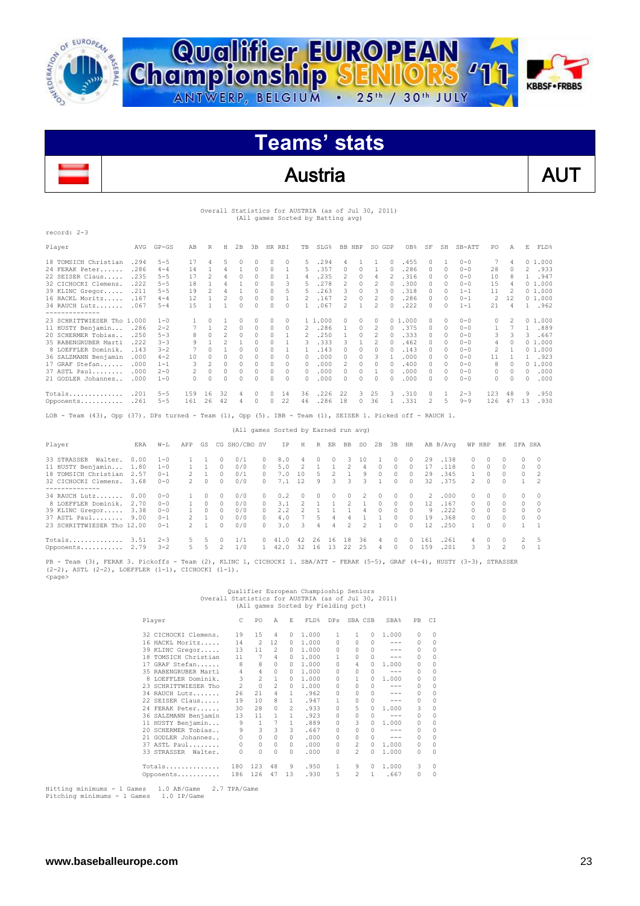# Qualifier EUROPEAN Championship SENIORS '11

ANTWERP, BELGIUM • 25th / 30th JULY

## Teams' stats

## Austria — AUT

Overall Statistics for AUSTRIA (as of Jul 30, 2011)
(All games Sorted by Batting avg)

record: 2-3

| Player | AVG | GP-GS | AB | R | H | 2B | 3B | HR | RBI | TB | SLG% | BB | HBP | SO | GDP | OB% | SF | SH | SB-ATT | PO | A | E | FLD% |
|---|---|---|---|---|---|---|---|---|---|---|---|---|---|---|---|---|---|---|---|---|---|---|---|
| 18 TOMSICH Christian | .294 | 5-5 | 17 | 4 | 5 | 0 | 0 | 0 | 0 | 5 | .294 | 4 | 1 | 1 | 0 | .455 | 0 | 1 | 0-0 | 7 | 4 | 0 | 1.000 |
| 24 FERAK Peter....... | .286 | 4-4 | 14 | 1 | 4 | 1 | 0 | 0 | 1 | 5 | .357 | 0 | 0 | 1 | 0 | .286 | 0 | 0 | 0-0 | 28 | 0 | 2 | .933 |
| 22 SEISER Claus..... | .235 | 5-5 | 17 | 2 | 4 | 0 | 0 | 0 | 1 | 4 | .235 | 2 | 0 | 4 | 2 | .316 | 0 | 0 | 0-0 | 10 | 8 | 1 | .947 |
| 32 CICHOCKI Clemens. | .222 | 5-5 | 18 | 1 | 4 | 1 | 0 | 0 | 3 | 5 | .278 | 2 | 0 | 2 | 0 | .300 | 0 | 0 | 0-0 | 15 | 4 | 0 | 1.000 |
| 39 KLINC Gregor..... | .211 | 5-5 | 19 | 2 | 4 | 1 | 0 | 0 | 5 | 5 | .263 | 3 | 0 | 3 | 0 | .318 | 0 | 0 | 1-1 | 11 | 2 | 0 | 1.000 |
| 16 HACKL Moritz..... | .167 | 4-4 | 12 | 1 | 2 | 0 | 0 | 0 | 1 | 2 | .167 | 2 | 0 | 2 | 0 | .286 | 0 | 0 | 0-1 | 2 | 12 | 0 | 1.000 |
| 34 RAUCH Lutz....... | .067 | 5-4 | 15 | 1 | 1 | 0 | 0 | 0 | 0 | 1 | .067 | 2 | 1 | 2 | 0 | .222 | 0 | 0 | 1-1 | 21 | 4 | 1 | .962 |
| 23 SCHRITTWIESER Tho | 1.000 | 1-0 | 1 | 0 | 1 | 0 | 0 | 0 | 0 | 1 | 1.000 | 0 | 0 | 0 | 0 | 1.000 | 0 | 0 | 0-0 | 0 | 2 | 0 | 1.000 |
| 11 HUSTY Benjamin... | .286 | 2-2 | 7 | 1 | 2 | 0 | 0 | 0 | 0 | 2 | .286 | 1 | 0 | 2 | 0 | .375 | 0 | 0 | 0-0 | 1 | 7 | 1 | .889 |
| 20 SCHERMER Tobias.. | .250 | 5-3 | 8 | 0 | 2 | 0 | 0 | 0 | 1 | 2 | .250 | 1 | 0 | 2 | 0 | .333 | 0 | 0 | 0-0 | 3 | 3 | 3 | .667 |
| 35 RABENGRUBER Marti | .222 | 5-3 | 9 | 1 | 2 | 1 | 0 | 0 | 1 | 3 | .333 | 3 | 1 | 2 | 0 | .462 | 0 | 0 | 0-0 | 4 | 0 | 0 | 1.000 |
| 8 LOEFFLER Dominik. | .143 | 3-2 | 7 | 0 | 1 | 0 | 0 | 0 | 1 | 1 | .143 | 0 | 0 | 0 | 0 | .143 | 0 | 0 | 0-0 | 2 | 1 | 0 | 1.000 |
| 36 SALZMANN Benjamin | .000 | 4-2 | 10 | 0 | 0 | 0 | 0 | 0 | 0 | 0 | .000 | 0 | 0 | 3 | 1 | .000 | 0 | 0 | 0-0 | 11 | 1 | 1 | .923 |
| 17 GRAF Stefan...... | .000 | 1-1 | 3 | 2 | 0 | 0 | 0 | 0 | 0 | 0 | .000 | 2 | 0 | 0 | 0 | .400 | 0 | 0 | 0-0 | 8 | 0 | 0 | 1.000 |
| 37 ASTL Paul........ | .000 | 2-0 | 2 | 0 | 0 | 0 | 0 | 0 | 0 | 0 | .000 | 0 | 0 | 1 | 0 | .000 | 0 | 0 | 0-0 | 0 | 0 | 0 | .000 |
| 21 GODLER Johannes.. | .000 | 1-0 | 0 | 0 | 0 | 0 | 0 | 0 | 0 | 0 | .000 | 0 | 0 | 0 | 0 | .000 | 0 | 0 | 0-0 | 0 | 0 | 0 | .000 |
| Totals.............. | .201 | 5-5 | 159 | 16 | 32 | 4 | 0 | 0 | 14 | 36 | .226 | 22 | 3 | 25 | 3 | .310 | 0 | 1 | 2-3 | 123 | 48 | 9 | .950 |
| Opponents........... | .261 | 5-5 | 161 | 26 | 42 | 4 | 0 | 0 | 22 | 46 | .286 | 18 | 0 | 36 | 1 | .331 | 2 | 5 | 9-9 | 126 | 47 | 13 | .930 |

LOB - Team (43), Opp (37). DPs turned - Team (1), Opp (5). IBB - Team (1), SEISER 1. Picked off - RAUCH 1.

(All games Sorted by Earned run avg)

| Player | ERA | W-L | APP | GS | CG | SHO/CBO | SV | IP | H | R | ER | BB | SO | 2B | 3B | HR | AB | B/Avg | WP | HBP | BK | SFA | SHA |
|---|---|---|---|---|---|---|---|---|---|---|---|---|---|---|---|---|---|---|---|---|---|---|---|
| 33 STRASSER Walter. | 0.00 | 1-0 | 1 | 1 | 0 | 0/1 | 0 | 8.0 | 4 | 0 | 0 | 3 | 10 | 1 | 0 | 0 | 29 | .138 | 0 | 0 | 0 | 0 | 0 |
| 11 HUSTY Benjamin... | 1.80 | 1-0 | 1 | 1 | 0 | 0/0 | 0 | 5.0 | 2 | 1 | 1 | 2 | 4 | 0 | 0 | 0 | 17 | .118 | 0 | 0 | 0 | 0 | 0 |
| 18 TOMSICH Christian | 2.57 | 0-1 | 2 | 1 | 0 | 0/1 | 0 | 7.0 | 10 | 5 | 2 | 1 | 9 | 0 | 0 | 0 | 29 | .345 | 1 | 0 | 0 | 0 | 2 |
| 32 CICHOCKI Clemens. | 3.68 | 0-0 | 2 | 0 | 0 | 0/0 | 0 | 7.1 | 12 | 9 | 3 | 3 | 3 | 1 | 0 | 0 | 32 | .375 | 2 | 0 | 0 | 1 | 2 |
| 34 RAUCH Lutz....... | 0.00 | 0-0 | 1 | 0 | 0 | 0/0 | 0 | 0.2 | 0 | 0 | 0 | 0 | 2 | 0 | 0 | 0 | 2 | .000 | 0 | 0 | 0 | 0 | 0 |
| 8 LOEFFLER Dominik. | 2.70 | 0-0 | 1 | 0 | 0 | 0/0 | 0 | 3.1 | 2 | 1 | 1 | 2 | 1 | 0 | 0 | 0 | 12 | .167 | 0 | 0 | 0 | 0 | 0 |
| 39 KLINC Gregor..... | 3.38 | 0-0 | 1 | 0 | 0 | 0/0 | 0 | 2.2 | 2 | 1 | 1 | 1 | 4 | 0 | 0 | 0 | 9 | .222 | 0 | 0 | 0 | 0 | 0 |
| 37 ASTL Paul........ | 9.00 | 0-1 | 2 | 1 | 0 | 0/0 | 0 | 4.0 | 7 | 5 | 4 | 4 | 1 | 1 | 0 | 0 | 19 | .368 | 0 | 0 | 0 | 0 | 0 |
| 23 SCHRITTWIESER Tho | 12.00 | 0-1 | 2 | 1 | 0 | 0/0 | 0 | 3.0 | 3 | 4 | 4 | 2 | 2 | 1 | 0 | 0 | 12 | .250 | 1 | 0 | 0 | 1 | 1 |
| Totals.............. | 3.51 | 2-3 | 5 | 5 | 0 | 1/1 | 0 | 41.0 | 42 | 26 | 16 | 18 | 36 | 4 | 0 | 0 | 161 | .261 | 4 | 0 | 0 | 2 | 5 |
| Opponents........... | 2.79 | 3-2 | 5 | 5 | 2 | 1/0 | 1 | 42.0 | 32 | 16 | 13 | 22 | 25 | 4 | 0 | 0 | 159 | .201 | 3 | 3 | 2 | 0 | 1 |

PB - Team (3), FERAK 3. Pickoffs - Team (2), KLINC 1, CICHOCKI 1. SBA/ATT - FERAK (5-5), GRAF (4-4), HUSTY (3-3), STRASSER (2-2), ASTL (2-2), LOEFFLER (1-1), CICHOCKI (1-1).

Qualifier European Championship Seniors
Overall Statistics for AUSTRIA (as of Jul 30, 2011)
(All games Sorted by Fielding pct)

| Player | C | PO | A | E | FLD% | DPs | SBA | CSB | SBA% | PB | CI |
|---|---|---|---|---|---|---|---|---|---|---|---|
| 32 CICHOCKI Clemens. | 19 | 15 | 4 | 0 | 1.000 | 1 | 1 | 0 | 1.000 | 0 | 0 |
| 16 HACKL Moritz..... | 14 | 2 | 12 | 0 | 1.000 | 0 | 0 | 0 | --- | 0 | 0 |
| 39 KLINC Gregor..... | 13 | 11 | 2 | 0 | 1.000 | 0 | 0 | 0 | --- | 0 | 0 |
| 18 TOMSICH Christian | 11 | 7 | 4 | 0 | 1.000 | 1 | 0 | 0 | --- | 0 | 0 |
| 17 GRAF Stefan...... | 8 | 8 | 0 | 0 | 1.000 | 0 | 4 | 0 | 1.000 | 0 | 0 |
| 35 RABENGRUBER Marti | 4 | 4 | 0 | 0 | 1.000 | 0 | 0 | 0 | --- | 0 | 0 |
| 8 LOEFFLER Dominik. | 3 | 2 | 1 | 0 | 1.000 | 0 | 1 | 0 | 1.000 | 0 | 0 |
| 23 SCHRITTWIESER Tho | 2 | 0 | 2 | 0 | 1.000 | 0 | 0 | 0 | --- | 0 | 0 |
| 34 RAUCH Lutz....... | 26 | 21 | 4 | 1 | .962 | 0 | 0 | 0 | --- | 0 | 0 |
| 22 SEISER Claus..... | 19 | 10 | 8 | 1 | .947 | 1 | 0 | 0 | --- | 0 | 0 |
| 24 FERAK Peter...... | 30 | 28 | 0 | 2 | .933 | 0 | 5 | 0 | 1.000 | 3 | 0 |
| 36 SALZMANN Benjamin | 13 | 11 | 1 | 1 | .923 | 0 | 0 | 0 | --- | 0 | 0 |
| 11 HUSTY Benjamin... | 9 | 1 | 7 | 1 | .889 | 0 | 3 | 0 | 1.000 | 0 | 0 |
| 20 SCHERMER Tobias.. | 9 | 3 | 3 | 3 | .667 | 0 | 0 | 0 | --- | 0 | 0 |
| 21 GODLER Johannes.. | 0 | 0 | 0 | 0 | .000 | 0 | 0 | 0 | --- | 0 | 0 |
| 37 ASTL Paul........ | 0 | 0 | 0 | 0 | .000 | 0 | 2 | 0 | 1.000 | 0 | 0 |
| 33 STRASSER Walter. | 0 | 0 | 0 | 0 | .000 | 0 | 2 | 0 | 1.000 | 0 | 0 |
| Totals.............. | 180 | 123 | 48 | 9 | .950 | 1 | 9 | 0 | 1.000 | 3 | 0 |
| Opponents........... | 186 | 126 | 47 | 13 | .930 | 5 | 2 | 1 | .667 | 0 | 0 |

Hitting minimums - 1 Games 1.0 AB/Game 2.7 TPA/Game
Pitching minimums - 1 Games 1.0 IP/Game

www.baseballeurope.com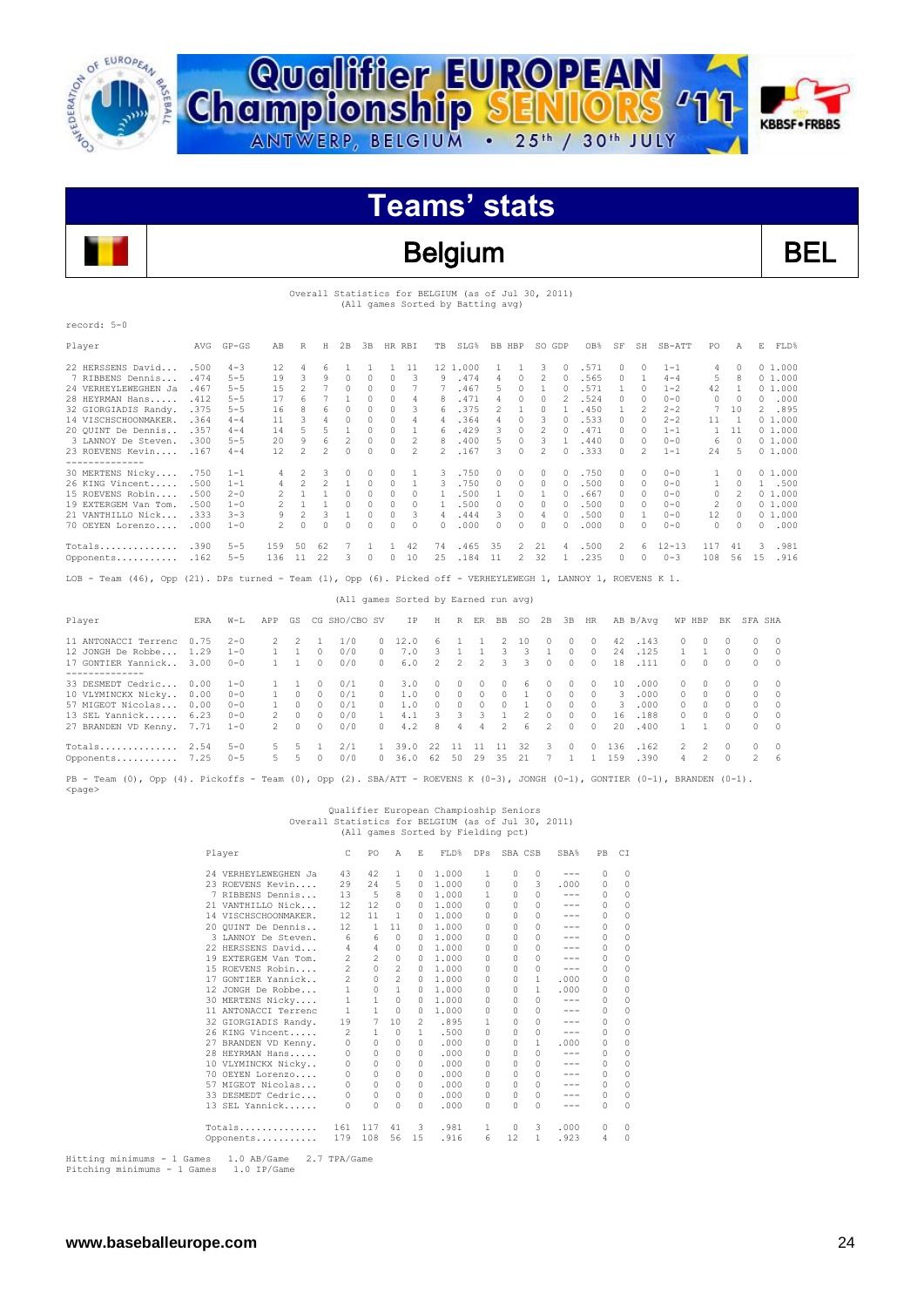# Qualifier EUROPEAN Championship SENIORS '11

ANTWERP, BELGIUM • 25th / 30th JULY

## Teams' stats

## Belgium — BEL

Overall Statistics for BELGIUM (as of Jul 30, 2011)
(All games Sorted by Batting avg)

record: 5-0

| Player | AVG | GP-GS | AB | R | H | 2B | 3B | HR | RBI | TB | SLG% | BB | HBP | SO | GDP | OB% | SF | SH | SB-ATT | PO | A | E | FLD% |
|---|---|---|---|---|---|---|---|---|---|---|---|---|---|---|---|---|---|---|---|---|---|---|---|
| 22 HERSSENS David... | .500 | 4-3 | 12 | 4 | 6 | 1 | 1 | 1 | 11 | 12 | 1.000 | 1 | 1 | 3 | 0 | .571 | 0 | 0 | 1-1 | 4 | 0 | 0 | 1.000 |
| 7 RIBBENS Dennis.... | .474 | 5-5 | 19 | 3 | 9 | 0 | 0 | 0 | 3 | 9 | .474 | 4 | 0 | 2 | 0 | .565 | 0 | 1 | 4-4 | 5 | 8 | 0 | 1.000 |
| 24 VERHEYLEWEGHEN Ja | .467 | 5-5 | 15 | 2 | 7 | 0 | 0 | 0 | 7 | 7 | .467 | 5 | 0 | 1 | 0 | .571 | 1 | 0 | 1-2 | 42 | 1 | 0 | 1.000 |
| 28 HEYRMAN Hans..... | .412 | 5-5 | 17 | 6 | 7 | 1 | 0 | 0 | 4 | 8 | .471 | 4 | 0 | 0 | 2 | .524 | 0 | 0 | 0-0 | 0 | 0 | 0 | .000 |
| 32 GIORGIADIS Randy. | .375 | 5-5 | 16 | 8 | 6 | 0 | 0 | 0 | 3 | 6 | .375 | 2 | 1 | 0 | 1 | .450 | 1 | 2 | 2-2 | 7 | 10 | 2 | .895 |
| 14 VISCHSCHOONMAKER. | .364 | 4-4 | 11 | 3 | 4 | 0 | 0 | 0 | 4 | 4 | .364 | 4 | 0 | 3 | 0 | .533 | 0 | 0 | 2-2 | 11 | 1 | 0 | 1.000 |
| 20 QUINT De Dennis.. | .357 | 4-4 | 14 | 5 | 5 | 1 | 0 | 0 | 1 | 6 | .429 | 3 | 0 | 2 | 0 | .471 | 0 | 0 | 1-1 | 1 | 11 | 0 | 1.000 |
| 3 LANNOY De Steven. | .300 | 5-5 | 20 | 9 | 6 | 2 | 0 | 0 | 2 | 8 | .400 | 5 | 0 | 3 | 1 | .440 | 0 | 0 | 0-0 | 6 | 0 | 0 | 1.000 |
| 23 ROEVENS Kevin.... | .167 | 4-4 | 12 | 2 | 2 | 0 | 0 | 0 | 2 | 2 | .167 | 3 | 0 | 2 | 0 | .333 | 0 | 2 | 1-1 | 24 | 5 | 0 | 1.000 |
| 30 MERTENS Nicky.... | .750 | 1-1 | 4 | 2 | 3 | 0 | 0 | 0 | 1 | 3 | .750 | 0 | 0 | 0 | 0 | .750 | 0 | 0 | 0-0 | 1 | 0 | 0 | 1.000 |
| 26 KING Vincent..... | .500 | 1-1 | 4 | 2 | 2 | 1 | 0 | 0 | 1 | 3 | .750 | 0 | 0 | 0 | 0 | .500 | 0 | 0 | 0-0 | 1 | 0 | 1 | .500 |
| 15 ROEVENS Robin.... | .500 | 2-0 | 2 | 1 | 1 | 0 | 0 | 0 | 0 | 1 | .500 | 1 | 0 | 1 | 0 | .667 | 0 | 0 | 0-0 | 0 | 2 | 0 | 1.000 |
| 19 EXTERGEM Van Tom. | .500 | 1-0 | 2 | 1 | 1 | 0 | 0 | 0 | 0 | 1 | .500 | 0 | 0 | 0 | 0 | .500 | 0 | 0 | 0-0 | 2 | 0 | 0 | 1.000 |
| 21 VANTHILLO Nick... | .333 | 3-3 | 9 | 2 | 3 | 1 | 0 | 0 | 3 | 4 | .444 | 3 | 0 | 4 | 0 | .500 | 0 | 1 | 0-0 | 12 | 0 | 0 | 1.000 |
| 70 OEYEN Lorenzo.... | .000 | 1-0 | 2 | 0 | 0 | 0 | 0 | 0 | 0 | 0 | .000 | 0 | 0 | 0 | 0 | .000 | 0 | 0 | 0-0 | 0 | 0 | 0 | .000 |
| Totals.............. | .390 | 5-5 | 159 | 50 | 62 | 7 | 1 | 1 | 42 | 74 | .465 | 35 | 2 | 21 | 4 | .500 | 2 | 6 | 12-13 | 117 | 41 | 3 | .981 |
| Opponents........... | .162 | 5-5 | 136 | 11 | 22 | 3 | 0 | 0 | 10 | 25 | .184 | 11 | 2 | 32 | 1 | .235 | 0 | 0 | 0-3 | 108 | 56 | 15 | .916 |

LOB - Team (46), Opp (21). DPs turned - Team (1), Opp (6). Picked off - VERHEYLEWEGH 1, LANNOY 1, ROEVENS K 1.

(All games Sorted by Earned run avg)

| Player | ERA | W-L | APP | GS | CG | SHO/CBO | SV | IP | H | R | ER | BB | SO | 2B | 3B | HR | AB | B/Avg | WP | HBP | BK | SFA | SHA |
|---|---|---|---|---|---|---|---|---|---|---|---|---|---|---|---|---|---|---|---|---|---|---|---|
| 11 ANTONACCI Terrenc | 0.75 | 2-0 | 2 | 2 | 1 | 1/0 | 0 | 12.0 | 6 | 1 | 1 | 2 | 10 | 0 | 0 | 0 | 42 | .143 | 0 | 0 | 0 | 0 | 0 |
| 12 JONGH De Robbe... | 1.29 | 1-0 | 1 | 1 | 0 | 0/0 | 0 | 7.0 | 3 | 1 | 1 | 3 | 3 | 1 | 0 | 0 | 24 | .125 | 1 | 1 | 0 | 0 | 0 |
| 17 GONTIER Yannick.. | 3.00 | 0-0 | 1 | 1 | 0 | 0/0 | 0 | 6.0 | 2 | 2 | 2 | 3 | 3 | 0 | 0 | 0 | 18 | .111 | 0 | 0 | 0 | 0 | 0 |
| 33 DESMEDT Cedric... | 0.00 | 1-0 | 1 | 1 | 0 | 0/1 | 0 | 3.0 | 0 | 0 | 0 | 0 | 6 | 0 | 0 | 0 | 10 | .000 | 0 | 0 | 0 | 0 | 0 |
| 10 VLYMINCKX Nicky.. | 0.00 | 0-0 | 1 | 0 | 0 | 0/1 | 0 | 1.0 | 0 | 0 | 0 | 0 | 1 | 0 | 0 | 0 | 3 | .000 | 0 | 0 | 0 | 0 | 0 |
| 57 MIGEOT Nicolas... | 0.00 | 0-0 | 1 | 0 | 0 | 0/1 | 0 | 1.0 | 0 | 0 | 0 | 0 | 1 | 0 | 0 | 0 | 3 | .000 | 0 | 0 | 0 | 0 | 0 |
| 13 SEL Yannick...... | 6.23 | 0-0 | 2 | 0 | 0 | 0/0 | 1 | 4.1 | 3 | 3 | 3 | 1 | 2 | 0 | 0 | 0 | 16 | .188 | 0 | 0 | 0 | 0 | 0 |
| 27 BRANDEN VD Kenny. | 7.71 | 1-0 | 2 | 0 | 0 | 0/0 | 0 | 4.2 | 8 | 4 | 4 | 2 | 6 | 2 | 0 | 0 | 20 | .400 | 1 | 1 | 0 | 0 | 0 |
| Totals.............. | 2.54 | 5-0 | 5 | 5 | 1 | 2/1 | 1 | 39.0 | 22 | 11 | 11 | 11 | 32 | 3 | 0 | 0 | 136 | .162 | 2 | 2 | 0 | 0 | 0 |
| Opponents........... | 7.25 | 0-5 | 5 | 5 | 0 | 0/0 | 0 | 36.0 | 62 | 50 | 29 | 35 | 21 | 7 | 1 | 1 | 159 | .390 | 4 | 2 | 0 | 2 | 6 |

PB - Team (0), Opp (4). Pickoffs - Team (0), Opp (2). SBA/ATT - ROEVENS K (0-3), JONGH (0-1), GONTIER (0-1), BRANDEN (0-1).
<page>

Qualifier European Championship Seniors
Overall Statistics for BELGIUM (as of Jul 30, 2011)
(All games Sorted by Fielding pct)

| Player | C | PO | A | E | FLD% | DPs | SBA | CSB | SBA% | PB | CI |
|---|---|---|---|---|---|---|---|---|---|---|---|
| 24 VERHEYLEWEGHEN Ja | 43 | 42 | 1 | 0 | 1.000 | 1 | 0 | 0 | --- | 0 | 0 |
| 23 ROEVENS Kevin.... | 29 | 24 | 5 | 0 | 1.000 | 0 | 0 | 3 | .000 | 0 | 0 |
| 7 RIBBENS Dennis.... | 13 | 5 | 8 | 0 | 1.000 | 1 | 0 | 0 | --- | 0 | 0 |
| 21 VANTHILLO Nick... | 12 | 12 | 0 | 0 | 1.000 | 0 | 0 | 0 | --- | 0 | 0 |
| 14 VISCHSCHOONMAKER. | 12 | 11 | 1 | 0 | 1.000 | 0 | 0 | 0 | --- | 0 | 0 |
| 20 QUINT De Dennis.. | 12 | 1 | 11 | 0 | 1.000 | 0 | 0 | 0 | --- | 0 | 0 |
| 3 LANNOY De Steven. | 6 | 6 | 0 | 0 | 1.000 | 0 | 0 | 0 | --- | 0 | 0 |
| 22 HERSSENS David... | 4 | 4 | 0 | 0 | 1.000 | 0 | 0 | 0 | --- | 0 | 0 |
| 19 EXTERGEM Van Tom. | 2 | 2 | 0 | 0 | 1.000 | 0 | 0 | 0 | --- | 0 | 0 |
| 15 ROEVENS Robin.... | 2 | 0 | 2 | 0 | 1.000 | 0 | 0 | 0 | --- | 0 | 0 |
| 17 GONTIER Yannick.. | 2 | 0 | 2 | 0 | 1.000 | 0 | 0 | 1 | .000 | 0 | 0 |
| 12 JONGH De Robbe... | 1 | 0 | 1 | 0 | 1.000 | 0 | 0 | 1 | .000 | 0 | 0 |
| 30 MERTENS Nicky.... | 1 | 1 | 0 | 0 | 1.000 | 0 | 0 | 0 | --- | 0 | 0 |
| 11 ANTONACCI Terrenc | 1 | 1 | 0 | 0 | 1.000 | 0 | 0 | 0 | --- | 0 | 0 |
| 32 GIORGIADIS Randy. | 19 | 7 | 10 | 2 | .895 | 1 | 0 | 0 | --- | 0 | 0 |
| 26 KING Vincent..... | 2 | 1 | 0 | 1 | .500 | 0 | 0 | 0 | --- | 0 | 0 |
| 27 BRANDEN VD Kenny. | 0 | 0 | 0 | 0 | .000 | 0 | 0 | 1 | .000 | 0 | 0 |
| 28 HEYRMAN Hans..... | 0 | 0 | 0 | 0 | .000 | 0 | 0 | 0 | --- | 0 | 0 |
| 10 VLYMINCKX Nicky.. | 0 | 0 | 0 | 0 | .000 | 0 | 0 | 0 | --- | 0 | 0 |
| 70 OEYEN Lorenzo.... | 0 | 0 | 0 | 0 | .000 | 0 | 0 | 0 | --- | 0 | 0 |
| 57 MIGEOT Nicolas... | 0 | 0 | 0 | 0 | .000 | 0 | 0 | 0 | --- | 0 | 0 |
| 33 DESMEDT Cedric... | 0 | 0 | 0 | 0 | .000 | 0 | 0 | 0 | --- | 0 | 0 |
| 13 SEL Yannick...... | 0 | 0 | 0 | 0 | .000 | 0 | 0 | 0 | --- | 0 | 0 |
| Totals.............. | 161 | 117 | 41 | 3 | .981 | 1 | 0 | 3 | .000 | 0 | 0 |
| Opponents........... | 179 | 108 | 56 | 15 | .916 | 6 | 12 | 1 | .923 | 4 | 0 |

Hitting minimums - 1 Games  1.0 AB/Game  2.7 TPA/Game
Pitching minimums - 1 Games  1.0 IP/Game

www.baseballeurope.com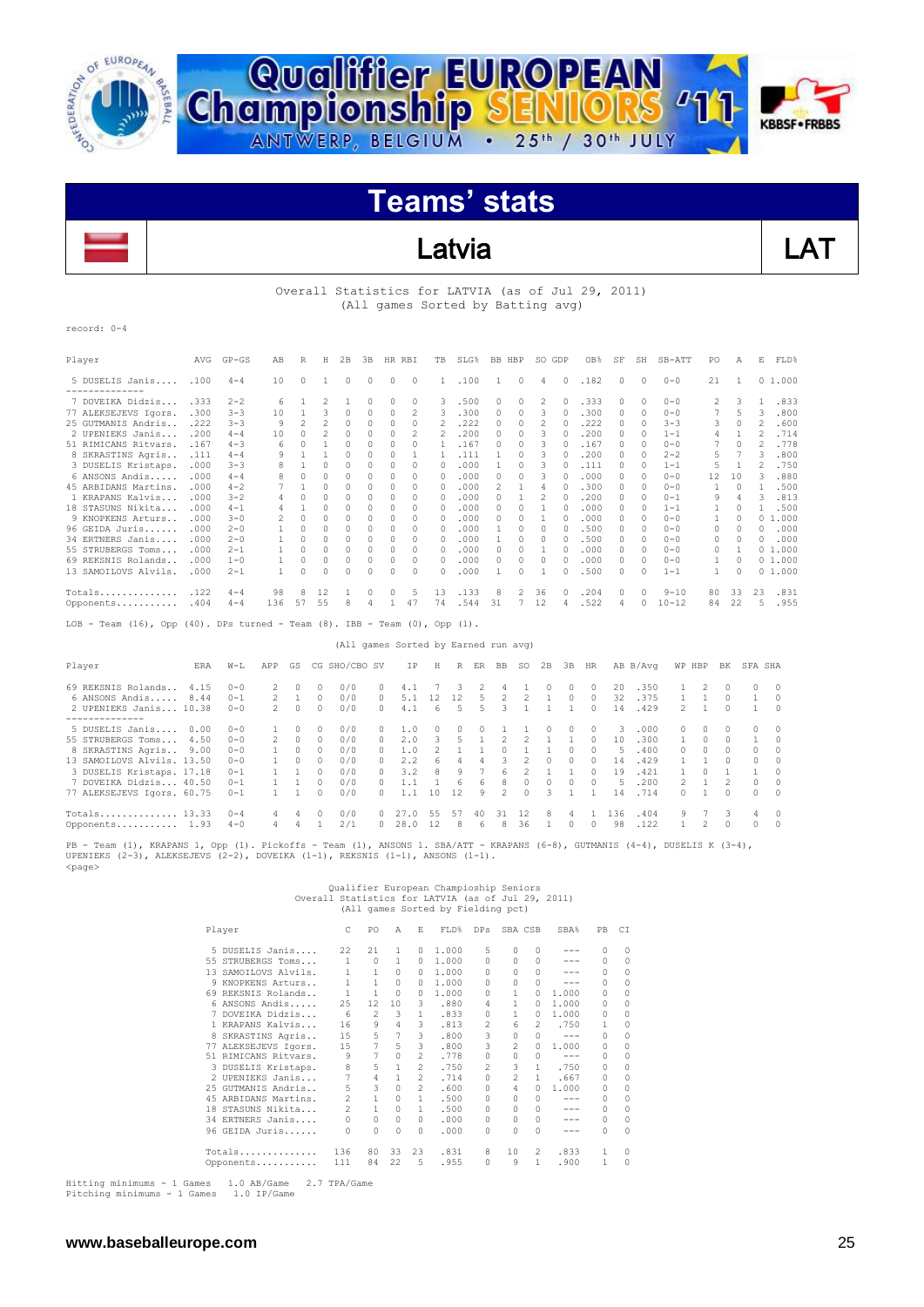# Qualifier EUROPEAN Championship SENIORS '11

ANTWERP, BELGIUM • 25th / 30th JULY

## Teams' stats

## Latvia LAT

Overall Statistics for LATVIA (as of Jul 29, 2011)
(All games Sorted by Batting avg)

record: 0-4

| Player | AVG | GP-GS | AB | R | H | 2B | 3B | HR | RBI | TB | SLG% | BB | HBP | SO | GDP | OB% | SF | SH | SB-ATT | PO | A | E | FLD% |
|---|---|---|---|---|---|---|---|---|---|---|---|---|---|---|---|---|---|---|---|---|---|---|---|
| 5 DUSELIS Janis.... | .100 | 4-4 | 10 | 0 | 1 | 0 | 0 | 0 | 0 | 1 | .100 | 1 | 0 | 4 | 0 | .182 | 0 | 0 | 0-0 | 21 | 1 | 0 | 1.000 |
| 7 DOVEIKA Didzis... | .333 | 2-2 | 6 | 1 | 2 | 1 | 0 | 0 | 0 | 3 | .500 | 0 | 0 | 2 | 0 | .333 | 0 | 0 | 0-0 | 2 | 3 | 1 | .833 |
| 77 ALEKSEJEVS Igors. | .300 | 3-3 | 10 | 1 | 3 | 0 | 0 | 0 | 2 | 3 | .300 | 0 | 0 | 3 | 0 | .300 | 0 | 0 | 0-0 | 7 | 5 | 3 | .800 |
| 25 GUTMANIS Andris.. | .222 | 3-3 | 9 | 2 | 2 | 0 | 0 | 0 | 0 | 2 | .222 | 0 | 0 | 2 | 0 | .222 | 0 | 0 | 3-3 | 3 | 0 | 2 | .600 |
| 2 UPENIEKS Janis... | .200 | 4-4 | 10 | 0 | 2 | 0 | 0 | 0 | 2 | 2 | .200 | 0 | 0 | 3 | 0 | .200 | 0 | 0 | 1-1 | 4 | 1 | 2 | .714 |
| 51 RIMICANS Ritvars. | .167 | 4-3 | 6 | 0 | 1 | 0 | 0 | 0 | 0 | 1 | .167 | 0 | 0 | 3 | 0 | .167 | 0 | 0 | 0-0 | 7 | 0 | 2 | .778 |
| 8 SKRASTINS Agris.. | .111 | 4-4 | 9 | 1 | 1 | 0 | 0 | 0 | 1 | 1 | .111 | 1 | 0 | 3 | 0 | .200 | 0 | 0 | 2-2 | 5 | 7 | 3 | .800 |
| 3 DUSELIS Kristaps. | .000 | 3-3 | 8 | 1 | 0 | 0 | 0 | 0 | 0 | 0 | .000 | 1 | 0 | 3 | 0 | .111 | 0 | 0 | 1-1 | 5 | 1 | 2 | .750 |
| 6 ANSONS Andis..... | .000 | 4-4 | 8 | 0 | 0 | 0 | 0 | 0 | 0 | 0 | .000 | 0 | 0 | 3 | 0 | .000 | 0 | 0 | 0-0 | 12 | 10 | 3 | .880 |
| 45 ARBIDANS Martins. | .000 | 4-2 | 7 | 1 | 0 | 0 | 0 | 0 | 0 | 0 | .000 | 2 | 1 | 4 | 0 | .300 | 0 | 0 | 0-0 | 1 | 0 | 1 | .500 |
| 1 KRAPANS Kalvis... | .000 | 3-2 | 4 | 0 | 0 | 0 | 0 | 0 | 0 | 0 | .000 | 0 | 1 | 2 | 0 | .200 | 0 | 0 | 0-1 | 9 | 4 | 3 | .813 |
| 18 STASUNS Nikita... | .000 | 4-1 | 4 | 1 | 0 | 0 | 0 | 0 | 0 | 0 | .000 | 0 | 0 | 1 | 0 | .000 | 0 | 0 | 1-1 | 1 | 0 | 1 | .500 |
| 9 KNOPKENS Arturs.. | .000 | 3-0 | 2 | 0 | 0 | 0 | 0 | 0 | 0 | 0 | .000 | 0 | 0 | 1 | 0 | .000 | 0 | 0 | 0-0 | 1 | 0 | 0 | 1.000 |
| 96 GEIDA Juris...... | .000 | 2-0 | 1 | 0 | 0 | 0 | 0 | 0 | 0 | 0 | .000 | 1 | 0 | 0 | 0 | .500 | 0 | 0 | 0-0 | 0 | 0 | 0 | .000 |
| 34 ERTNERS Janis.... | .000 | 2-0 | 1 | 0 | 0 | 0 | 0 | 0 | 0 | 0 | .000 | 1 | 0 | 0 | 0 | .500 | 0 | 0 | 0-0 | 0 | 0 | 0 | .000 |
| 55 STRUBERGS Toms... | .000 | 2-1 | 1 | 0 | 0 | 0 | 0 | 0 | 0 | 0 | .000 | 0 | 0 | 1 | 0 | .000 | 0 | 0 | 0-0 | 0 | 1 | 0 | 1.000 |
| 69 REKSNIS Rolands.. | .000 | 1-0 | 1 | 0 | 0 | 0 | 0 | 0 | 0 | 0 | .000 | 0 | 0 | 0 | 0 | .000 | 0 | 0 | 0-0 | 1 | 0 | 0 | 1.000 |
| 13 SAMOILOVS Alvils. | .000 | 2-1 | 1 | 0 | 0 | 0 | 0 | 0 | 0 | 0 | .000 | 1 | 0 | 1 | 0 | .500 | 0 | 0 | 1-1 | 1 | 0 | 0 | 1.000 |
| Totals.............. | .122 | 4-4 | 98 | 8 | 12 | 1 | 0 | 0 | 5 | 13 | .133 | 8 | 2 | 36 | 0 | .204 | 0 | 0 | 9-10 | 80 | 33 | 23 | .831 |
| Opponents........... | .404 | 4-4 | 136 | 57 | 55 | 8 | 4 | 1 | 47 | 74 | .544 | 31 | 7 | 12 | 4 | .522 | 4 | 0 | 10-12 | 84 | 22 | 5 | .955 |

LOB - Team (16), Opp (40). DPs turned - Team (8). IBB - Team (0), Opp (1).

(All games Sorted by Earned run avg)

| Player | ERA | W-L | APP | GS | CG | SHO/CBO | SV | IP | H | R | ER | BB | SO | 2B | 3B | HR | AB | B/Avg | WP | HBP | BK | SFA | SHA |
|---|---|---|---|---|---|---|---|---|---|---|---|---|---|---|---|---|---|---|---|---|---|---|---|
| 69 REKSNIS Rolands.. | 4.15 | 0-0 | 2 | 0 | 0 | 0/0 | 0 | 4.1 | 7 | 3 | 2 | 4 | 1 | 0 | 0 | 0 | 20 | .350 | 1 | 2 | 0 | 0 | 0 |
| 6 ANSONS Andis..... | 8.44 | 0-1 | 2 | 1 | 0 | 0/0 | 0 | 5.1 | 12 | 12 | 5 | 2 | 2 | 1 | 0 | 0 | 32 | .375 | 1 | 1 | 0 | 1 | 0 |
| 2 UPENIEKS Janis... | 10.38 | 0-0 | 2 | 0 | 0 | 0/0 | 0 | 4.1 | 6 | 5 | 5 | 3 | 1 | 1 | 1 | 0 | 14 | .429 | 2 | 1 | 0 | 1 | 0 |
| 5 DUSELIS Janis.... | 0.00 | 0-0 | 1 | 0 | 0 | 0/0 | 0 | 1.0 | 0 | 0 | 0 | 1 | 1 | 0 | 0 | 0 | 3 | .000 | 0 | 0 | 0 | 0 | 0 |
| 55 STRUBERGS Toms... | 4.50 | 0-0 | 2 | 0 | 0 | 0/0 | 0 | 2.0 | 3 | 5 | 1 | 2 | 2 | 1 | 1 | 0 | 10 | .300 | 1 | 0 | 0 | 1 | 0 |
| 8 SKRASTINS Agris.. | 9.00 | 0-0 | 1 | 0 | 0 | 0/0 | 0 | 1.0 | 2 | 1 | 1 | 0 | 1 | 1 | 0 | 0 | 5 | .400 | 0 | 0 | 0 | 0 | 0 |
| 13 SAMOILOVS Alvils. | 13.50 | 0-0 | 1 | 0 | 0 | 0/0 | 0 | 2.2 | 6 | 4 | 4 | 3 | 2 | 0 | 0 | 0 | 14 | .429 | 1 | 1 | 0 | 0 | 0 |
| 3 DUSELIS Kristaps. | 17.18 | 0-1 | 1 | 1 | 0 | 0/0 | 0 | 3.2 | 8 | 9 | 7 | 6 | 2 | 1 | 1 | 0 | 19 | .421 | 1 | 0 | 1 | 1 | 0 |
| 7 DOVEIKA Didzis... | 40.50 | 0-1 | 1 | 1 | 0 | 0/0 | 0 | 1.1 | 1 | 6 | 6 | 8 | 0 | 0 | 0 | 0 | 5 | .200 | 2 | 1 | 2 | 0 | 0 |
| 77 ALEKSEJEVS Igors. | 60.75 | 0-1 | 1 | 1 | 0 | 0/0 | 0 | 1.1 | 10 | 12 | 9 | 2 | 0 | 3 | 1 | 1 | 14 | .714 | 0 | 1 | 0 | 0 | 0 |
| Totals.............. | 13.33 | 0-4 | 4 | 4 | 0 | 0/0 | 0 | 27.0 | 55 | 57 | 40 | 31 | 12 | 8 | 4 | 1 | 136 | .404 | 9 | 7 | 3 | 4 | 0 |
| Opponents........... | 1.93 | 4-0 | 4 | 4 | 1 | 2/1 | 0 | 28.0 | 12 | 8 | 6 | 8 | 36 | 1 | 0 | 0 | 98 | .122 | 1 | 2 | 0 | 0 | 0 |

PB - Team (1), KRAPANS 1, Opp (1). Pickoffs - Team (1), ANSONS 1. SBA/ATT - KRAPANS (6-8), GUTMANIS (4-4), DUSELIS K (3-4), UPENIEKS (2-3), ALEKSEJEVS (2-2), DOVEIKA (1-1), REKSNIS (1-1), ANSONS (1-1).

Qualifier European Championship Seniors
Overall Statistics for LATVIA (as of Jul 29, 2011)
(All games Sorted by Fielding pct)

| Player | C | PO | A | E | FLD% | DPs | SBA | CSB | SBA% | PB | CI |
|---|---|---|---|---|---|---|---|---|---|---|---|
| 5 DUSELIS Janis.... | 22 | 21 | 1 | 0 | 1.000 | 5 | 0 | 0 | --- | 0 | 0 |
| 55 STRUBERGS Toms... | 1 | 0 | 1 | 0 | 1.000 | 0 | 0 | 0 | --- | 0 | 0 |
| 13 SAMOILOVS Alvils. | 1 | 1 | 0 | 0 | 1.000 | 0 | 0 | 0 | --- | 0 | 0 |
| 9 KNOPKENS Arturs.. | 1 | 1 | 0 | 0 | 1.000 | 0 | 0 | 0 | --- | 0 | 0 |
| 69 REKSNIS Rolands.. | 1 | 1 | 0 | 0 | 1.000 | 0 | 1 | 0 | 1.000 | 0 | 0 |
| 6 ANSONS Andis..... | 25 | 12 | 10 | 3 | .880 | 4 | 1 | 0 | 1.000 | 0 | 0 |
| 7 DOVEIKA Didzis... | 6 | 2 | 3 | 1 | .833 | 0 | 1 | 0 | 1.000 | 0 | 0 |
| 1 KRAPANS Kalvis... | 16 | 9 | 4 | 3 | .813 | 2 | 6 | 2 | .750 | 1 | 0 |
| 8 SKRASTINS Agris.. | 15 | 5 | 7 | 3 | .800 | 3 | 0 | 0 | --- | 0 | 0 |
| 77 ALEKSEJEVS Igors. | 15 | 7 | 5 | 3 | .800 | 3 | 2 | 0 | 1.000 | 0 | 0 |
| 51 RIMICANS Ritvars. | 9 | 7 | 0 | 2 | .778 | 0 | 0 | 0 | --- | 0 | 0 |
| 3 DUSELIS Kristaps. | 8 | 5 | 1 | 2 | .750 | 2 | 3 | 1 | .750 | 0 | 0 |
| 2 UPENIEKS Janis... | 7 | 4 | 1 | 2 | .714 | 0 | 2 | 1 | .667 | 0 | 0 |
| 25 GUTMANIS Andris.. | 5 | 3 | 0 | 2 | .600 | 0 | 4 | 0 | 1.000 | 0 | 0 |
| 45 ARBIDANS Martins. | 2 | 1 | 0 | 1 | .500 | 0 | 0 | 0 | --- | 0 | 0 |
| 18 STASUNS Nikita... | 2 | 1 | 0 | 1 | .500 | 0 | 0 | 0 | --- | 0 | 0 |
| 34 ERTNERS Janis.... | 0 | 0 | 0 | 0 | .000 | 0 | 0 | 0 | --- | 0 | 0 |
| 96 GEIDA Juris...... | 0 | 0 | 0 | 0 | .000 | 0 | 0 | 0 | --- | 0 | 0 |
| Totals.............. | 136 | 80 | 33 | 23 | .831 | 8 | 10 | 2 | .833 | 1 | 0 |
| Opponents........... | 111 | 84 | 22 | 5 | .955 | 0 | 9 | 1 | .900 | 1 | 0 |

Hitting minimums - 1 Games 1.0 AB/Game 2.7 TPA/Game
Pitching minimums - 1 Games 1.0 IP/Game

www.baseballeurope.com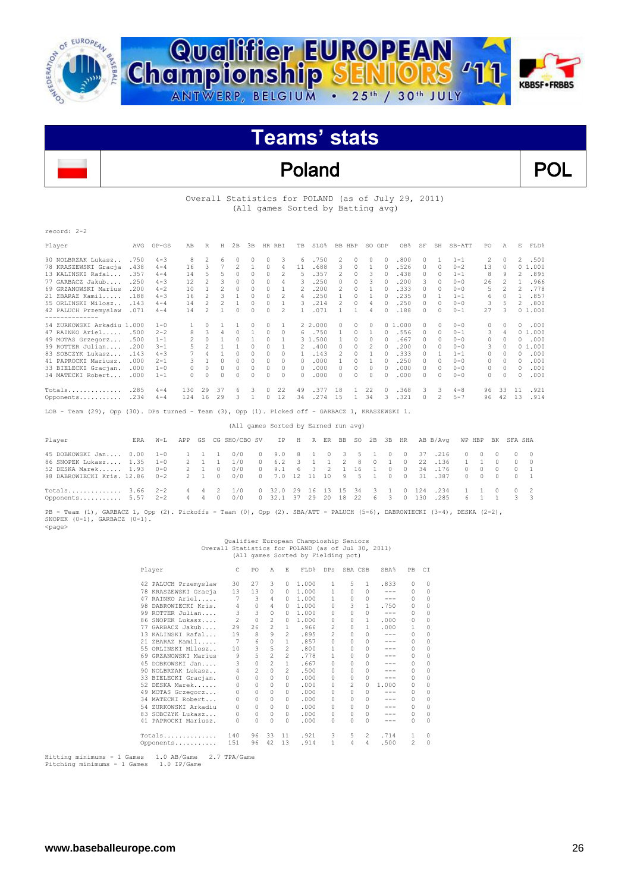# Qualifier EUROPEAN Championship SENIORS '11

ANTWERP, BELGIUM • 25th / 30th JULY

## Teams' stats

## Poland — POL

Overall Statistics for POLAND (as of July 29, 2011)
(All games Sorted by Batting avg)

record: 2-2

| Player | AVG | GP-GS | AB | R | H | 2B | 3B | HR | RBI | TB | SLG% | BB | HBP | SO | GDP | OB% | SF | SH | SB-ATT | PO | A | E | FLD% |
|---|---|---|---|---|---|---|---|---|---|---|---|---|---|---|---|---|---|---|---|---|---|---|---|
| 90 NOLBRZAK Lukasz.. | .750 | 4-3 | 8 | 2 | 6 | 0 | 0 | 0 | 3 | 6 | .750 | 2 | 0 | 0 | 0 | .800 | 0 | 1 | 1-1 | 2 | 0 | 2 | .500 |
| 78 KRASZEWSKI Gracja | .438 | 4-4 | 16 | 3 | 7 | 2 | 1 | 0 | 4 | 11 | .688 | 3 | 0 | 1 | 0 | .526 | 0 | 0 | 0-2 | 13 | 0 | 0 | 1.000 |
| 13 KALINSKI Rafal.... | .357 | 4-4 | 14 | 5 | 5 | 0 | 0 | 0 | 2 | 5 | .357 | 2 | 0 | 3 | 0 | .438 | 0 | 0 | 1-1 | 8 | 9 | 2 | .895 |
| 77 GARBACZ Jakub..... | .250 | 4-3 | 12 | 2 | 3 | 0 | 0 | 0 | 4 | 3 | .250 | 0 | 0 | 3 | 0 | .200 | 3 | 0 | 0-0 | 26 | 2 | 1 | .966 |
| 69 GRZANOWSKI Marius | .200 | 4-2 | 10 | 1 | 2 | 0 | 0 | 0 | 1 | 2 | .200 | 2 | 0 | 1 | 0 | .333 | 0 | 0 | 0-0 | 5 | 2 | 2 | .778 |
| 21 ZBARAZ Kamil..... | .188 | 4-3 | 16 | 2 | 3 | 1 | 0 | 0 | 2 | 4 | .250 | 1 | 0 | 1 | 0 | .235 | 0 | 1 | 1-1 | 6 | 0 | 1 | .857 |
| 55 ORLINSKI Milosz.. | .143 | 4-4 | 14 | 2 | 2 | 1 | 0 | 0 | 1 | 3 | .214 | 2 | 0 | 4 | 0 | .250 | 0 | 0 | 0-0 | 3 | 5 | 2 | .800 |
| 42 PALUCH Przemyslaw | .071 | 4-4 | 14 | 2 | 1 | 0 | 0 | 0 | 2 | 1 | .071 | 1 | 1 | 4 | 0 | .188 | 0 | 0 | 0-1 | 27 | 3 | 0 | 1.000 |
| -------------- | | | | | | | | | | | | | | | | | | | | | | | |
| 54 ZURKOWSKI Arkadiu | 1.000 | 1-0 | 1 | 0 | 1 | 1 | 0 | 0 | 1 | 2 | 2.000 | 0 | 0 | 0 | 0 | 1.000 | 0 | 0 | 0-0 | 0 | 0 | 0 | .000 |
| 47 RAINKO Ariel..... | .500 | 2-2 | 8 | 3 | 4 | 0 | 1 | 0 | 0 | 6 | .750 | 1 | 0 | 1 | 0 | .556 | 0 | 0 | 0-1 | 3 | 4 | 0 | 1.000 |
| 49 MOTAS Grzegorz... | .500 | 1-1 | 2 | 0 | 1 | 0 | 1 | 0 | 1 | 3 | 1.500 | 1 | 0 | 0 | 0 | .667 | 0 | 0 | 0-0 | 0 | 0 | 0 | .000 |
| 99 ROTTER Julian.... | .200 | 3-1 | 5 | 2 | 1 | 1 | 0 | 0 | 1 | 2 | .400 | 0 | 0 | 2 | 0 | .200 | 0 | 0 | 0-0 | 3 | 0 | 0 | 1.000 |
| 83 SOBCZYK Lukasz... | .143 | 4-3 | 7 | 4 | 1 | 0 | 0 | 0 | 0 | 1 | .143 | 2 | 0 | 1 | 0 | .333 | 0 | 1 | 1-1 | 0 | 0 | 0 | .000 |
| 41 PAPROCKI Mariusz. | .000 | 2-1 | 3 | 1 | 0 | 0 | 0 | 0 | 0 | 0 | .000 | 1 | 0 | 1 | 0 | .250 | 0 | 0 | 0-0 | 0 | 0 | 0 | .000 |
| 33 BIELECKI Gracjan. | .000 | 1-0 | 0 | 0 | 0 | 0 | 0 | 0 | 0 | 0 | .000 | 0 | 0 | 0 | 0 | .000 | 0 | 0 | 0-0 | 0 | 0 | 0 | .000 |
| 34 MATECKI Robert... | .000 | 1-1 | 0 | 0 | 0 | 0 | 0 | 0 | 0 | 0 | .000 | 0 | 0 | 0 | 0 | .000 | 0 | 0 | 0-0 | 0 | 0 | 0 | .000 |
| Totals.............. | .285 | 4-4 | 130 | 29 | 37 | 6 | 3 | 0 | 22 | 49 | .377 | 18 | 1 | 22 | 0 | .368 | 3 | 3 | 4-8 | 96 | 33 | 11 | .921 |
| Opponents........... | .234 | 4-4 | 124 | 16 | 29 | 3 | 1 | 0 | 12 | 34 | .274 | 15 | 1 | 34 | 3 | .321 | 0 | 2 | 5-7 | 96 | 42 | 13 | .914 |

LOB - Team (29), Opp (30). DPs turned - Team (3), Opp (1). Picked off - GARBACZ 1, KRASZEWSKI 1.

(All games Sorted by Earned run avg)

| Player | ERA | W-L | APP | GS | CG | SHO/CBO | SV | IP | H | R | ER | BB | SO | 2B | 3B | HR | AB | B/Avg | WP | HBP | BK | SFA | SHA |
|---|---|---|---|---|---|---|---|---|---|---|---|---|---|---|---|---|---|---|---|---|---|---|---|
| 45 DOBKOWSKI Jan.... | 0.00 | 1-0 | 1 | 1 | 1 | 0/0 | 0 | 9.0 | 8 | 1 | 0 | 3 | 5 | 1 | 0 | 0 | 37 | .216 | 0 | 0 | 0 | 0 | 0 |
| 86 SNOPEK Lukasz.... | 1.35 | 1-0 | 2 | 1 | 1 | 1/0 | 0 | 6.2 | 3 | 1 | 1 | 2 | 8 | 0 | 1 | 0 | 22 | .136 | 1 | 1 | 0 | 0 | 0 |
| 52 DESKA Marek...... | 1.93 | 0-0 | 2 | 1 | 0 | 0/0 | 0 | 9.1 | 6 | 3 | 2 | 1 | 16 | 1 | 0 | 0 | 34 | .176 | 0 | 0 | 0 | 0 | 1 |
| 98 DABROWIECKI Kris. | 12.86 | 0-2 | 2 | 1 | 0 | 0/0 | 0 | 7.0 | 12 | 11 | 10 | 9 | 5 | 1 | 0 | 0 | 31 | .387 | 0 | 0 | 0 | 0 | 1 |
| Totals.............. | 3.66 | 2-2 | 4 | 4 | 2 | 1/0 | 0 | 32.0 | 29 | 16 | 13 | 15 | 34 | 3 | 1 | 0 | 124 | .234 | 1 | 1 | 0 | 0 | 2 |
| Opponents........... | 5.57 | 2-2 | 4 | 4 | 0 | 0/0 | 0 | 32.1 | 37 | 29 | 20 | 18 | 22 | 6 | 3 | 0 | 130 | .285 | 6 | 1 | 1 | 3 | 3 |

PB - Team (1), GARBACZ 1, Opp (2). Pickoffs - Team (0), Opp (2). SBA/ATT - PALUCH (5-6), DABROWIECKI (3-4), DESKA (2-2), SNOPEK (0-1), GARBACZ (0-1).
<page>

Qualifier European Championship Seniors
Overall Statistics for POLAND (as of Jul 30, 2011)
(All games Sorted by Fielding pct)

| Player | C | PO | A | E | FLD% | DPs | SBA | CSB | SBA% | PB | CI |
|---|---|---|---|---|---|---|---|---|---|---|---|
| 42 PALUCH Przemyslaw | 30 | 27 | 3 | 0 | 1.000 | 1 | 5 | 1 | .833 | 0 | 0 |
| 78 KRASZEWSKI Gracja | 13 | 13 | 0 | 0 | 1.000 | 1 | 0 | 0 | --- | 0 | 0 |
| 47 RAINKO Ariel..... | 7 | 3 | 4 | 0 | 1.000 | 1 | 0 | 0 | --- | 0 | 0 |
| 98 DABROWIECKI Kris. | 4 | 0 | 4 | 0 | 1.000 | 0 | 3 | 1 | .750 | 0 | 0 |
| 99 ROTTER Julian.... | 3 | 3 | 0 | 0 | 1.000 | 0 | 0 | 0 | --- | 0 | 0 |
| 86 SNOPEK Lukasz.... | 2 | 0 | 2 | 0 | 1.000 | 0 | 0 | 1 | .000 | 0 | 0 |
| 77 GARBACZ Jakub.... | 29 | 26 | 2 | 1 | .966 | 2 | 0 | 1 | .000 | 1 | 0 |
| 13 KALINSKI Rafal... | 19 | 8 | 9 | 2 | .895 | 2 | 0 | 0 | --- | 0 | 0 |
| 21 ZBARAZ Kamil..... | 7 | 6 | 0 | 1 | .857 | 0 | 0 | 0 | --- | 0 | 0 |
| 55 ORLINSKI Milosz.. | 10 | 3 | 5 | 2 | .800 | 1 | 0 | 0 | --- | 0 | 0 |
| 69 GRZANOWSKI Marius | 9 | 5 | 2 | 2 | .778 | 1 | 0 | 0 | --- | 0 | 0 |
| 45 DOBKOWSKI Jan.... | 3 | 0 | 2 | 1 | .667 | 0 | 0 | 0 | --- | 0 | 0 |
| 90 NOLBRZAK Lukasz.. | 4 | 2 | 0 | 2 | .500 | 0 | 0 | 0 | --- | 0 | 0 |
| 33 BIELECKI Gracjan. | 0 | 0 | 0 | 0 | .000 | 0 | 0 | 0 | --- | 0 | 0 |
| 52 DESKA Marek...... | 0 | 0 | 0 | 0 | .000 | 0 | 2 | 0 | 1.000 | 0 | 0 |
| 49 MOTAS Grzegorz... | 0 | 0 | 0 | 0 | .000 | 0 | 0 | 0 | --- | 0 | 0 |
| 34 MATECKI Robert... | 0 | 0 | 0 | 0 | .000 | 0 | 0 | 0 | --- | 0 | 0 |
| 54 ZURKOWSKI Arkadiu | 0 | 0 | 0 | 0 | .000 | 0 | 0 | 0 | --- | 0 | 0 |
| 83 SOBCZYK Lukasz... | 0 | 0 | 0 | 0 | .000 | 0 | 0 | 0 | --- | 0 | 0 |
| 41 PAPROCKI Mariusz. | 0 | 0 | 0 | 0 | .000 | 0 | 0 | 0 | --- | 0 | 0 |
| Totals.............. | 140 | 96 | 33 | 11 | .921 | 3 | 5 | 2 | .714 | 1 | 0 |
| Opponents........... | 151 | 96 | 42 | 13 | .914 | 1 | 4 | 4 | .500 | 2 | 0 |

Hitting minimums - 1 Games 1.0 AB/Game 2.7 TPA/Game
Pitching minimums - 1 Games 1.0 IP/Game

www.baseballeurope.com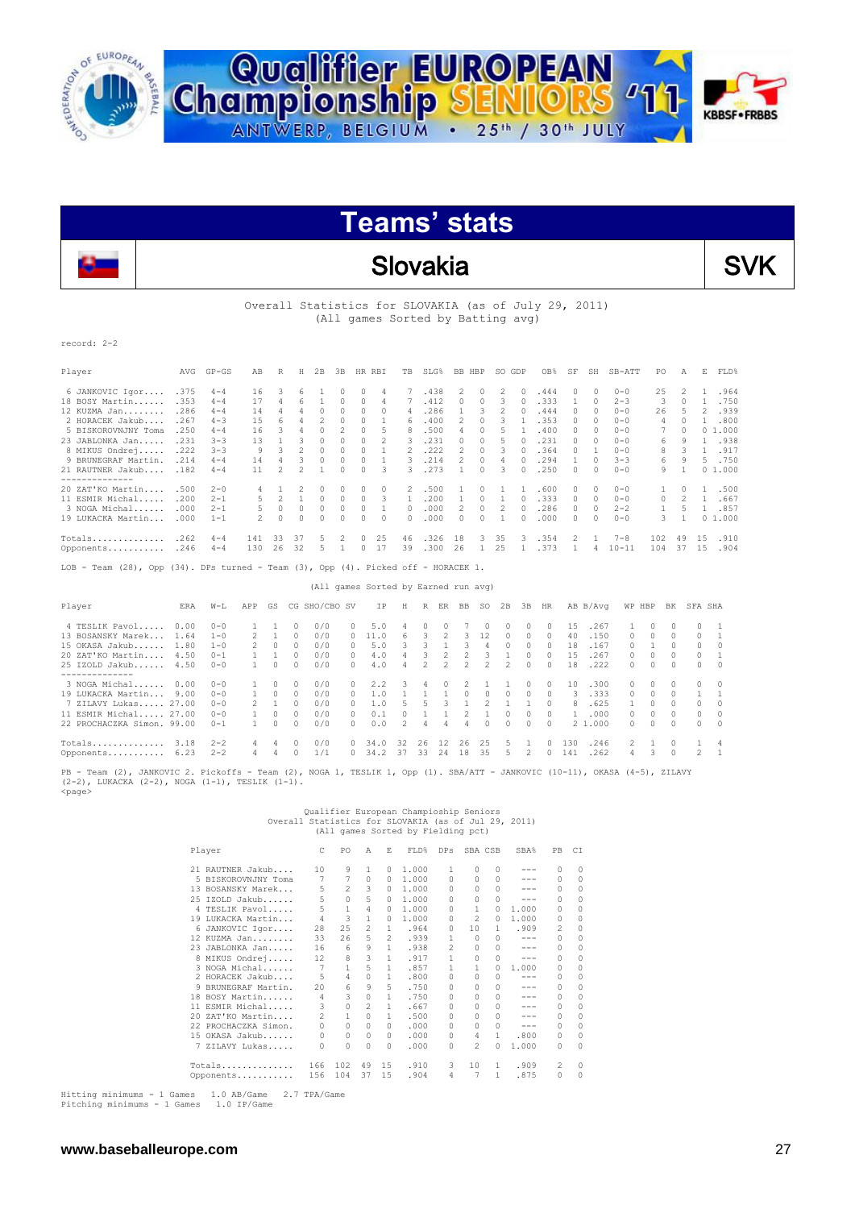# Qualifier EUROPEAN Championship SENIORS '11

ANTWERP, BELGIUM • 25th / 30th JULY

## Teams' stats

## Slovakia — SVK

Overall Statistics for SLOVAKIA (as of July 29, 2011)
(All games Sorted by Batting avg)

record: 2-2

| Player | AVG | GP-GS | AB | R | H | 2B | 3B | HR | RBI | TB | SLG% | BB | HBP | SO | GDP | OB% | SF | SH | SB-ATT | PO | A | E | FLD% |
|---|---|---|---|---|---|---|---|---|---|---|---|---|---|---|---|---|---|---|---|---|---|---|---|
| 6 JANKOVIC Igor.... | .375 | 4-4 | 16 | 3 | 6 | 1 | 0 | 0 | 4 | 7 | .438 | 2 | 0 | 2 | 0 | .444 | 0 | 0 | 0-0 | 25 | 2 | 1 | .964 |
| 18 BOSY Martin...... | .353 | 4-4 | 17 | 4 | 6 | 1 | 0 | 0 | 4 | 7 | .412 | 0 | 0 | 3 | 0 | .333 | 1 | 0 | 2-3 | 3 | 0 | 1 | .750 |
| 12 KUZMA Jan........ | .286 | 4-4 | 14 | 4 | 4 | 0 | 0 | 0 | 0 | 4 | .286 | 1 | 3 | 2 | 0 | .444 | 0 | 0 | 0-0 | 26 | 5 | 2 | .939 |
| 2 HORACEK Jakub.... | .267 | 4-3 | 15 | 6 | 4 | 2 | 0 | 0 | 1 | 6 | .400 | 2 | 0 | 3 | 1 | .353 | 0 | 0 | 0-0 | 4 | 0 | 1 | .800 |
| 5 BISKOROVNJNY Toma | .250 | 4-4 | 16 | 3 | 4 | 0 | 2 | 0 | 5 | 8 | .500 | 4 | 0 | 5 | 1 | .400 | 0 | 0 | 0-0 | 7 | 0 | 0 | 1.000 |
| 23 JABLONKA Jan..... | .231 | 3-3 | 13 | 1 | 3 | 0 | 0 | 0 | 2 | 3 | .231 | 0 | 0 | 5 | 0 | .231 | 0 | 0 | 0-0 | 6 | 9 | 1 | .938 |
| 8 MIKUS Ondrej..... | .222 | 3-3 | 9 | 3 | 2 | 0 | 0 | 0 | 1 | 2 | .222 | 2 | 0 | 3 | 0 | .364 | 0 | 1 | 0-0 | 8 | 3 | 1 | .917 |
| 9 BRUNEGRAF Martin. | .214 | 4-4 | 14 | 4 | 3 | 0 | 0 | 0 | 1 | 3 | .214 | 2 | 0 | 4 | 0 | .294 | 1 | 0 | 3-3 | 6 | 9 | 5 | .750 |
| 21 RAUTNER Jakub.... | .182 | 4-4 | 11 | 2 | 2 | 1 | 0 | 0 | 3 | 3 | .273 | 1 | 0 | 3 | 0 | .250 | 0 | 0 | 0-0 | 9 | 1 | 0 | 1.000 |
| 20 ZAT'KO Martin.... | .500 | 2-0 | 4 | 1 | 2 | 0 | 0 | 0 | 0 | 2 | .500 | 1 | 0 | 1 | 1 | .600 | 0 | 0 | 0-0 | 1 | 0 | 1 | .500 |
| 11 ESMIR Michal..... | .200 | 2-1 | 5 | 2 | 1 | 0 | 0 | 0 | 3 | 1 | .200 | 1 | 0 | 1 | 0 | .333 | 0 | 0 | 0-0 | 0 | 2 | 1 | .667 |
| 3 NOGA Michal...... | .000 | 2-1 | 5 | 0 | 0 | 0 | 0 | 0 | 1 | 0 | .000 | 2 | 0 | 2 | 0 | .286 | 0 | 0 | 2-2 | 1 | 5 | 1 | .857 |
| 19 LUKACKA Martin... | .000 | 1-1 | 2 | 0 | 0 | 0 | 0 | 0 | 0 | 0 | .000 | 0 | 0 | 1 | 0 | .000 | 0 | 0 | 0-0 | 3 | 1 | 0 | 1.000 |
| Totals.............. | .262 | 4-4 | 141 | 33 | 37 | 5 | 2 | 0 | 25 | 46 | .326 | 18 | 3 | 35 | 3 | .354 | 2 | 1 | 7-8 | 102 | 49 | 15 | .910 |
| Opponents........... | .246 | 4-4 | 130 | 26 | 32 | 5 | 1 | 0 | 17 | 39 | .300 | 26 | 1 | 25 | 1 | .373 | 1 | 4 | 10-11 | 104 | 37 | 15 | .904 |

LOB - Team (28), Opp (34). DPs turned - Team (3), Opp (4). Picked off - HORACEK 1.

(All games Sorted by Earned run avg)

| Player | ERA | W-L | APP | GS | CG | SHO/CBO | SV | IP | H | R | ER | BB | SO | 2B | 3B | HR | AB | B/Avg | WP | HBP | BK | SFA | SHA |
|---|---|---|---|---|---|---|---|---|---|---|---|---|---|---|---|---|---|---|---|---|---|---|---|
| 4 TESLIK Pavol..... | 0.00 | 0-0 | 1 | 1 | 0 | 0/0 | 0 | 5.0 | 4 | 0 | 0 | 7 | 0 | 0 | 0 | 0 | 15 | .267 | 1 | 0 | 0 | 0 | 1 |
| 13 BOSANSKY Marek.... | 1.64 | 1-0 | 2 | 1 | 0 | 0/0 | 0 | 11.0 | 6 | 3 | 2 | 3 | 12 | 0 | 0 | 0 | 40 | .150 | 0 | 0 | 0 | 0 | 1 |
| 15 OKASA Jakub...... | 1.80 | 1-0 | 2 | 0 | 0 | 0/0 | 0 | 5.0 | 3 | 3 | 1 | 3 | 4 | 0 | 0 | 0 | 18 | .167 | 0 | 1 | 0 | 0 | 0 |
| 20 ZAT'KO Martin.... | 4.50 | 0-1 | 1 | 1 | 0 | 0/0 | 0 | 4.0 | 4 | 3 | 2 | 2 | 3 | 1 | 0 | 0 | 15 | .267 | 0 | 0 | 0 | 0 | 1 |
| 25 IZOLD Jakub...... | 4.50 | 0-0 | 1 | 0 | 0 | 0/0 | 0 | 4.0 | 4 | 2 | 2 | 2 | 2 | 2 | 0 | 0 | 18 | .222 | 0 | 0 | 0 | 0 | 0 |
| 3 NOGA Michal...... | 0.00 | 0-0 | 1 | 0 | 0 | 0/0 | 0 | 2.2 | 3 | 4 | 0 | 2 | 1 | 1 | 0 | 0 | 10 | .300 | 0 | 0 | 0 | 0 | 0 |
| 19 LUKACKA Martin... | 9.00 | 0-0 | 1 | 0 | 0 | 0/0 | 0 | 1.0 | 1 | 1 | 1 | 0 | 0 | 0 | 0 | 0 | 3 | .333 | 0 | 0 | 0 | 1 | 1 |
| 7 ZILAVY Lukas..... | 27.00 | 0-0 | 2 | 1 | 0 | 0/0 | 0 | 1.0 | 5 | 5 | 3 | 1 | 2 | 1 | 1 | 0 | 8 | .625 | 1 | 0 | 0 | 0 | 0 |
| 11 ESMIR Michal..... | 27.00 | 0-0 | 1 | 0 | 0 | 0/0 | 0 | 0.1 | 0 | 1 | 1 | 2 | 1 | 0 | 0 | 0 | 1 | .000 | 0 | 0 | 0 | 0 | 0 |
| 22 PROCHACZKA Simon. | 99.00 | 0-1 | 1 | 0 | 0 | 0/0 | 0 | 0.0 | 2 | 4 | 4 | 4 | 0 | 0 | 0 | 0 | 2 | 1.000 | 0 | 0 | 0 | 0 | 0 |
| Totals.............. | 3.18 | 2-2 | 4 | 4 | 0 | 0/0 | 0 | 34.0 | 32 | 26 | 12 | 26 | 25 | 5 | 1 | 0 | 130 | .246 | 2 | 1 | 0 | 1 | 4 |
| Opponents........... | 6.23 | 2-2 | 4 | 4 | 0 | 1/1 | 0 | 34.2 | 37 | 33 | 24 | 18 | 35 | 5 | 2 | 0 | 141 | .262 | 4 | 3 | 0 | 2 | 1 |

PB - Team (2), JANKOVIC 2. Pickoffs - Team (2), NOGA 1, TESLIK 1, Opp (1). SBA/ATT - JANKOVIC (10-11), OKASA (4-5), ZILAVY (2-2), LUKACKA (2-2), NOGA (1-1), TESLIK (1-1).

Qualifier European Champioship Seniors
Overall Statistics for SLOVAKIA (as of Jul 29, 2011)
(All games Sorted by Fielding pct)

| Player | C | PO | A | E | FLD% | DPs | SBA | CSB | SBA% | PB | CI |
|---|---|---|---|---|---|---|---|---|---|---|---|
| 21 RAUTNER Jakub.... | 10 | 9 | 1 | 0 | 1.000 | 1 | 0 | 0 | --- | 0 | 0 |
| 5 BISKOROVNJNY Toma | 7 | 7 | 0 | 0 | 1.000 | 0 | 0 | 0 | --- | 0 | 0 |
| 13 BOSANSKY Marek... | 5 | 2 | 3 | 0 | 1.000 | 0 | 0 | 0 | --- | 0 | 0 |
| 25 IZOLD Jakub...... | 5 | 0 | 5 | 0 | 1.000 | 0 | 0 | 0 | --- | 0 | 0 |
| 4 TESLIK Pavol..... | 5 | 1 | 4 | 0 | 1.000 | 0 | 1 | 0 | 1.000 | 0 | 0 |
| 19 LUKACKA Martin... | 4 | 3 | 1 | 0 | 1.000 | 0 | 2 | 0 | 1.000 | 0 | 0 |
| 6 JANKOVIC Igor.... | 28 | 25 | 2 | 1 | .964 | 0 | 10 | 1 | .909 | 2 | 0 |
| 12 KUZMA Jan........ | 33 | 26 | 5 | 2 | .939 | 1 | 0 | 0 | --- | 0 | 0 |
| 23 JABLONKA Jan..... | 16 | 6 | 9 | 1 | .938 | 2 | 0 | 0 | --- | 0 | 0 |
| 8 MIKUS Ondrej..... | 12 | 8 | 3 | 1 | .917 | 1 | 0 | 0 | --- | 0 | 0 |
| 3 NOGA Michal...... | 7 | 1 | 5 | 1 | .857 | 1 | 1 | 0 | 1.000 | 0 | 0 |
| 2 HORACEK Jakub.... | 5 | 4 | 0 | 1 | .800 | 0 | 0 | 0 | --- | 0 | 0 |
| 9 BRUNEGRAF Martin. | 20 | 6 | 9 | 5 | .750 | 0 | 0 | 0 | --- | 0 | 0 |
| 18 BOSY Martin...... | 4 | 3 | 0 | 1 | .750 | 0 | 0 | 0 | --- | 0 | 0 |
| 11 ESMIR Michal..... | 3 | 0 | 2 | 1 | .667 | 0 | 0 | 0 | --- | 0 | 0 |
| 20 ZAT'KO Martin.... | 2 | 1 | 0 | 1 | .500 | 0 | 0 | 0 | --- | 0 | 0 |
| 22 PROCHACZKA Simon. | 0 | 0 | 0 | 0 | .000 | 0 | 0 | 0 | --- | 0 | 0 |
| 15 OKASA Jakub...... | 0 | 0 | 0 | 0 | .000 | 0 | 4 | 1 | .800 | 0 | 0 |
| 7 ZILAVY Lukas..... | 0 | 0 | 0 | 0 | .000 | 0 | 2 | 0 | 1.000 | 0 | 0 |
| Totals.............. | 166 | 102 | 49 | 15 | .910 | 3 | 10 | 1 | .909 | 2 | 0 |
| Opponents........... | 156 | 104 | 37 | 15 | .904 | 4 | 7 | 1 | .875 | 0 | 0 |

Hitting minimums - 1 Games 1.0 AB/Game 2.7 TPA/Game
Pitching minimums - 1 Games 1.0 IP/Game

www.baseballeurope.com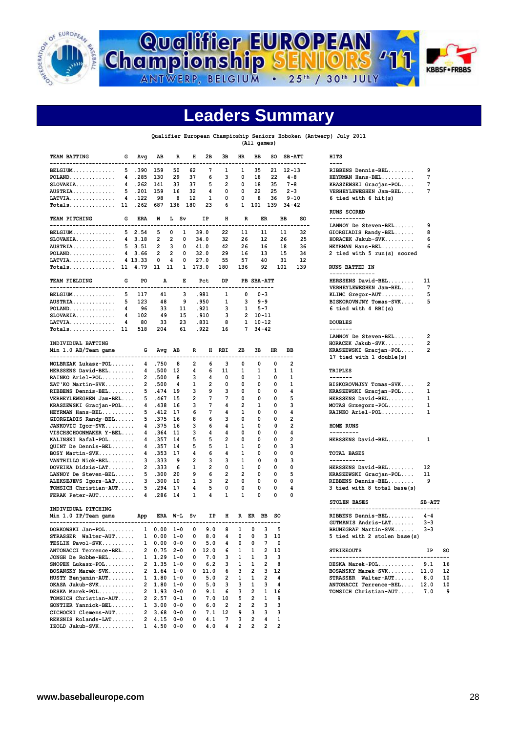# Qualifier EUROPEAN Championship SENIORS '11

ANTWERP, BELGIUM • 25th / 30th JULY

## Leaders Summary

Qualifier European Champioship Seniors Hoboken (Antwerp) July 2011
(All games)

| TEAM BATTING | G | Avg | AB | R | H | 2B | 3B | HR | BB | SO | SB-ATT |
|---|---|---|---|---|---|---|---|---|---|---|---|
| BELGIUM | 5 | .390 | 159 | 50 | 62 | 7 | 1 | 1 | 35 | 21 | 12-13 |
| POLAND | 4 | .285 | 130 | 29 | 37 | 6 | 3 | 0 | 18 | 22 | 4-8 |
| SLOVAKIA | 4 | .262 | 141 | 33 | 37 | 5 | 2 | 0 | 18 | 35 | 7-8 |
| AUSTRIA | 5 | .201 | 159 | 16 | 32 | 4 | 0 | 0 | 22 | 25 | 2-3 |
| LATVIA | 4 | .122 | 98 | 8 | 12 | 1 | 0 | 0 | 8 | 36 | 9-10 |
| Totals | 11 | .262 | 687 | 136 | 180 | 23 | 6 | 1 | 101 | 139 | 34-42 |

| TEAM PITCHING | G | ERA | W | L | Sv | IP | H | R | ER | BB | SO |
|---|---|---|---|---|---|---|---|---|---|---|---|
| BELGIUM | 5 | 2.54 | 5 | 0 | 1 | 39.0 | 22 | 11 | 11 | 11 | 32 |
| SLOVAKIA | 4 | 3.18 | 2 | 2 | 0 | 34.0 | 32 | 26 | 12 | 26 | 25 |
| AUSTRIA | 5 | 3.51 | 2 | 3 | 0 | 41.0 | 42 | 26 | 16 | 18 | 36 |
| POLAND | 4 | 3.66 | 2 | 2 | 0 | 32.0 | 29 | 16 | 13 | 15 | 34 |
| LATVIA | 4 | 13.33 | 0 | 4 | 0 | 27.0 | 55 | 57 | 40 | 31 | 12 |
| Totals | 11 | 4.79 | 11 | 11 | 1 | 173.0 | 180 | 136 | 92 | 101 | 139 |

| TEAM FIELDING | G | PO | A | E | Pct | DP | PB | SBA-ATT |
|---|---|---|---|---|---|---|---|---|
| BELGIUM | 5 | 117 | 41 | 3 | .981 | 1 | 0 | 0-3 |
| AUSTRIA | 5 | 123 | 48 | 9 | .950 | 1 | 3 | 9-9 |
| POLAND | 4 | 96 | 33 | 11 | .921 | 3 | 1 | 5-7 |
| SLOVAKIA | 4 | 102 | 49 | 15 | .910 | 3 | 2 | 10-11 |
| LATVIA | 4 | 80 | 33 | 23 | .831 | 8 | 1 | 10-12 |
| Totals | 11 | 518 | 204 | 61 | .922 | 16 | 7 | 34-42 |

INDIVIDUAL BATTING
Min 1.0 AB/Team game

| Player | G | Avg | AB | R | H | RBI | 2B | 3B | HR | BB |
|---|---|---|---|---|---|---|---|---|---|---|
| NOLBRZAK Lukasz-POL | 4 | .750 | 8 | 2 | 6 | 3 | 0 | 0 | 0 | 2 |
| HERSSENS David-BEL | 4 | .500 | 12 | 4 | 6 | 11 | 1 | 1 | 1 | 1 |
| RAINKO Ariel-POL | 2 | .500 | 8 | 3 | 4 | 0 | 0 | 1 | 0 | 1 |
| ZAT'KO Martin-SVK | 2 | .500 | 4 | 1 | 2 | 0 | 0 | 0 | 0 | 1 |
| RIBBENS Dennis-BEL | 5 | .474 | 19 | 3 | 9 | 3 | 0 | 0 | 0 | 4 |
| VERHEYLEWEGHEN Jam-BEL | 5 | .467 | 15 | 2 | 7 | 7 | 0 | 0 | 0 | 5 |
| KRASZEWSKI Gracjan-POL | 4 | .438 | 16 | 3 | 7 | 4 | 2 | 1 | 0 | 3 |
| HEYRMAN Hans-BEL | 5 | .412 | 17 | 6 | 7 | 4 | 1 | 0 | 0 | 4 |
| GIORGIADIS Randy-BEL | 5 | .375 | 16 | 8 | 6 | 3 | 0 | 0 | 0 | 2 |
| JANKOVIC Igor-SVK | 4 | .375 | 16 | 3 | 6 | 4 | 1 | 0 | 0 | 2 |
| VISCHSCHOONMAKER Y-BEL | 4 | .364 | 11 | 3 | 4 | 4 | 0 | 0 | 0 | 4 |
| KALINSKI Rafal-POL | 4 | .357 | 14 | 5 | 5 | 2 | 0 | 0 | 0 | 2 |
| QUINT De Dennis-BEL | 4 | .357 | 14 | 5 | 5 | 1 | 1 | 0 | 0 | 3 |
| BOSY Martin-SVK | 4 | .353 | 17 | 4 | 6 | 4 | 1 | 0 | 0 | 0 |
| VANTHILLO Nick-BEL | 3 | .333 | 9 | 2 | 3 | 3 | 1 | 0 | 0 | 3 |
| DOVEIKA Didzis-LAT | 2 | .333 | 6 | 1 | 2 | 0 | 1 | 0 | 0 | 0 |
| LANNOY De Steven-BEL | 5 | .300 | 20 | 9 | 6 | 2 | 2 | 0 | 0 | 5 |
| ALEKSEJEVS Igors-LAT | 3 | .300 | 10 | 1 | 3 | 2 | 0 | 0 | 0 | 0 |
| TOMSICH Christian-AUT | 5 | .294 | 17 | 4 | 5 | 0 | 0 | 0 | 0 | 4 |
| FERAK Peter-AUT | 4 | .286 | 14 | 1 | 4 | 1 | 1 | 0 | 0 | 0 |

INDIVIDUAL PITCHING
Min 1.0 IP/Team game

| Player | App | ERA | W-L | Sv | IP | H | R | ER | BB | SO |
|---|---|---|---|---|---|---|---|---|---|---|
| DOBKOWSKI Jan-POL | 1 | 0.00 | 1-0 | 0 | 9.0 | 8 | 1 | 0 | 3 | 5 |
| STRASSER Walter-AUT | 1 | 0.00 | 1-0 | 0 | 8.0 | 4 | 0 | 0 | 3 | 10 |
| TESLIK Pavol-SVK | 1 | 0.00 | 0-0 | 0 | 5.0 | 4 | 0 | 0 | 7 | 0 |
| ANTONACCI Terrence-BEL | 2 | 0.75 | 2-0 | 0 | 12.0 | 6 | 1 | 1 | 2 | 10 |
| JONGH De Robbe-BEL | 1 | 1.29 | 1-0 | 0 | 7.0 | 3 | 1 | 1 | 3 | 3 |
| SNOPEK Lukasz-POL | 2 | 1.35 | 1-0 | 0 | 6.2 | 3 | 1 | 1 | 2 | 8 |
| BOSANSKY Marek-SVK | 2 | 1.64 | 1-0 | 0 | 11.0 | 6 | 3 | 2 | 3 | 12 |
| HUSTY Benjamin-AUT | 1 | 1.80 | 1-0 | 0 | 5.0 | 2 | 1 | 1 | 2 | 4 |
| OKASA Jakub-SVK | 2 | 1.80 | 1-0 | 0 | 5.0 | 3 | 3 | 1 | 3 | 4 |
| DESKA Marek-POL | 2 | 1.93 | 0-0 | 0 | 9.1 | 6 | 3 | 2 | 1 | 16 |
| TOMSICH Christian-AUT | 2 | 2.57 | 0-1 | 0 | 7.0 | 10 | 5 | 2 | 1 | 9 |
| GONTIER Yannick-BEL | 1 | 3.00 | 0-0 | 0 | 6.0 | 2 | 2 | 2 | 3 | 3 |
| CICHOCKI Clemens-AUT | 2 | 3.68 | 0-0 | 0 | 7.1 | 12 | 9 | 3 | 3 | 3 |
| REKSNIS Rolands-LAT | 2 | 4.15 | 0-0 | 0 | 4.1 | 7 | 3 | 2 | 4 | 1 |
| IZOLD Jakub-SVK | 1 | 4.50 | 0-0 | 0 | 4.0 | 4 | 2 | 2 | 2 | 2 |

**HITS**

| Player | |
|---|---|
| RIBBENS Dennis-BEL | 9 |
| HEYRMAN Hans-BEL | 7 |
| KRASZEWSKI Gracjan-POL | 7 |
| VERHEYLEWEGHEN Jam-BEL | 7 |
| 6 tied with 6 hit(s) | |

**RUNS SCORED**

| Player | |
|---|---|
| LANNOY De Steven-BEL | 9 |
| GIORGIADIS Randy-BEL | 8 |
| HORACEK Jakub-SVK | 6 |
| HEYRMAN Hans-BEL | 6 |
| 2 tied with 5 run(s) scored | |

**RUNS BATTED IN**

| Player | |
|---|---|
| HERSSENS David-BEL | 11 |
| VERHEYLEWEGHEN Jam-BEL | 7 |
| KLINC Gregor-AUT | 5 |
| BISKOROVNJNY Tomas-SVK | 5 |
| 6 tied with 4 RBI(s) | |

**DOUBLES**

| Player | |
|---|---|
| LANNOY De Steven-BEL | 2 |
| HORACEK Jakub-SVK | 2 |
| KRASZEWSKI Gracjan-POL | 2 |
| 17 tied with 1 double(s) | |

**TRIPLES**

| Player | |
|---|---|
| BISKOROVNJNY Tomas-SVK | 2 |
| KRASZEWSKI Gracjan-POL | 1 |
| HERSSENS David-BEL | 1 |
| MOTAS Grzegorz-POL | 1 |
| RAINKO Ariel-POL | 1 |

**HOME RUNS**

| Player | |
|---|---|
| HERSSENS David-BEL | 1 |

**TOTAL BASES**

| Player | |
|---|---|
| HERSSENS David-BEL | 12 |
| KRASZEWSKI Gracjan-POL | 11 |
| RIBBENS Dennis-BEL | 9 |
| 3 tied with 8 total base(s) | |

**STOLEN BASES**

| Player | SB-ATT |
|---|---|
| RIBBENS Dennis-BEL | 4-4 |
| GUTMANIS Andris-LAT | 3-3 |
| BRUNEGRAF Martin-SVK | 3-3 |
| 5 tied with 2 stolen base(s) | |

**STRIKEOUTS**

| Player | IP | SO |
|---|---|---|
| DESKA Marek-POL | 9.1 | 16 |
| BOSANSKY Marek-SVK | 11.0 | 12 |
| STRASSER Walter-AUT | 8.0 | 10 |
| ANTONACCI Terrence-BEL | 12.0 | 10 |
| TOMSICH Christian-AUT | 7.0 | 9 |

www.baseballeurope.com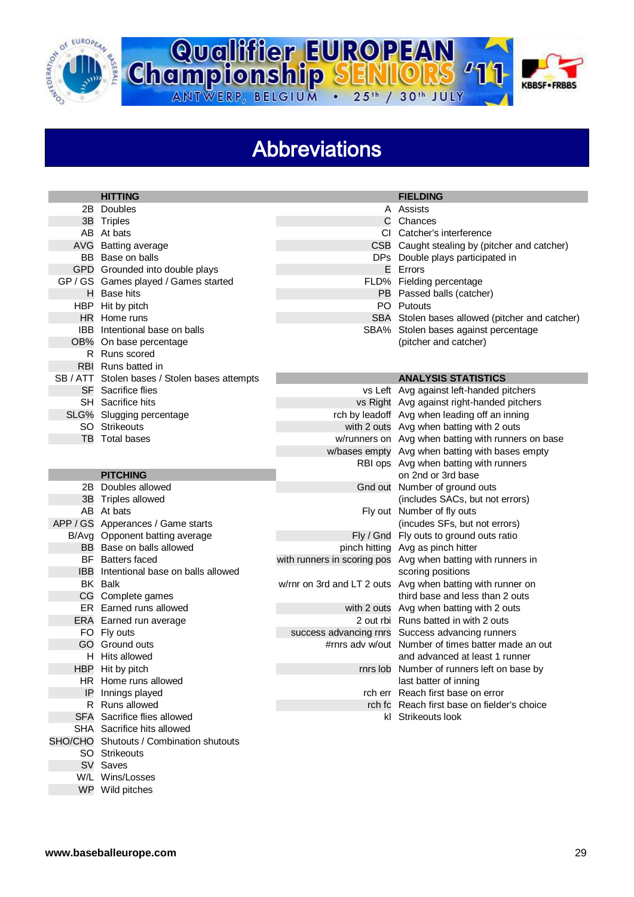Qualifier EUROPEAN Championship SENIORS '11

ANTWERP, BELGIUM • 25th / 30th JULY

# Abbreviations

| | HITTING |
|---|---|
| 2B | Doubles |
| 3B | Triples |
| AB | At bats |
| AVG | Batting average |
| BB | Base on balls |
| GPD | Grounded into double plays |
| GP / GS | Games played / Games started |
| H | Base hits |
| HBP | Hit by pitch |
| HR | Home runs |
| IBB | Intentional base on balls |
| OB% | On base percentage |
| R | Runs scored |
| RBI | Runs batted in |
| SB / ATT | Stolen bases / Stolen bases attempts |
| SF | Sacrifice flies |
| SH | Sacrifice hits |
| SLG% | Slugging percentage |
| SO | Strikeouts |
| TB | Total bases |

| | PITCHING |
|---|---|
| 2B | Doubles allowed |
| 3B | Triples allowed |
| AB | At bats |
| APP / GS | Apperances / Game starts |
| B/Avg | Opponent batting average |
| BB | Base on balls allowed |
| BF | Batters faced |
| IBB | Intentional base on balls allowed |
| BK | Balk |
| CG | Complete games |
| ER | Earned runs allowed |
| ERA | Earned run average |
| FO | Fly outs |
| GO | Ground outs |
| H | Hits allowed |
| HBP | Hit by pitch |
| HR | Home runs allowed |
| IP | Innings played |
| R | Runs allowed |
| SFA | Sacrifice flies allowed |
| SHA | Sacrifice hits allowed |
| SHO/CHO | Shutouts / Combination shutouts |
| SO | Strikeouts |
| SV | Saves |
| W/L | Wins/Losses |
| WP | Wild pitches |

| | FIELDING |
|---|---|
| A | Assists |
| C | Chances |
| CI | Catcher's interference |
| CSB | Caught stealing by (pitcher and catcher) |
| DPs | Double plays participated in |
| E | Errors |
| FLD% | Fielding percentage |
| PB | Passed balls (catcher) |
| PO | Putouts |
| SBA | Stolen bases allowed (pitcher and catcher) |
| SBA% | Stolen bases against percentage (pitcher and catcher) |

| | ANALYSIS STATISTICS |
|---|---|
| vs Left | Avg against left-handed pitchers |
| vs Right | Avg against right-handed pitchers |
| rch by leadoff | Avg when leading off an inning |
| with 2 outs | Avg when batting with 2 outs |
| w/runners on | Avg when batting with runners on base |
| w/bases empty | Avg when batting with bases empty |
| RBI ops | Avg when batting with runners on 2nd or 3rd base |
| Gnd out | Number of ground outs (includes SACs, but not errors) |
| Fly out | Number of fly outs (incudes SFs, but not errors) |
| Fly / Gnd | Fly outs to ground outs ratio |
| pinch hitting | Avg as pinch hitter |
| with runners in scoring pos | Avg when batting with runners in scoring positions |
| w/rnr on 3rd and LT 2 outs | Avg when batting with runner on third base and less than 2 outs |
| with 2 outs | Avg when batting with 2 outs |
| 2 out rbi | Runs batted in with 2 outs |
| success advancing rnrs | Success advancing runners |
| #rnrs adv w/out | Number of times batter made an out and advanced at least 1 runner |
| rnrs lob | Number of runners left on base by last batter of inning |
| rch err | Reach first base on error |
| rch fc | Reach first base on fielder's choice |
| kl | Strikeouts look |

www.baseballeurope.com